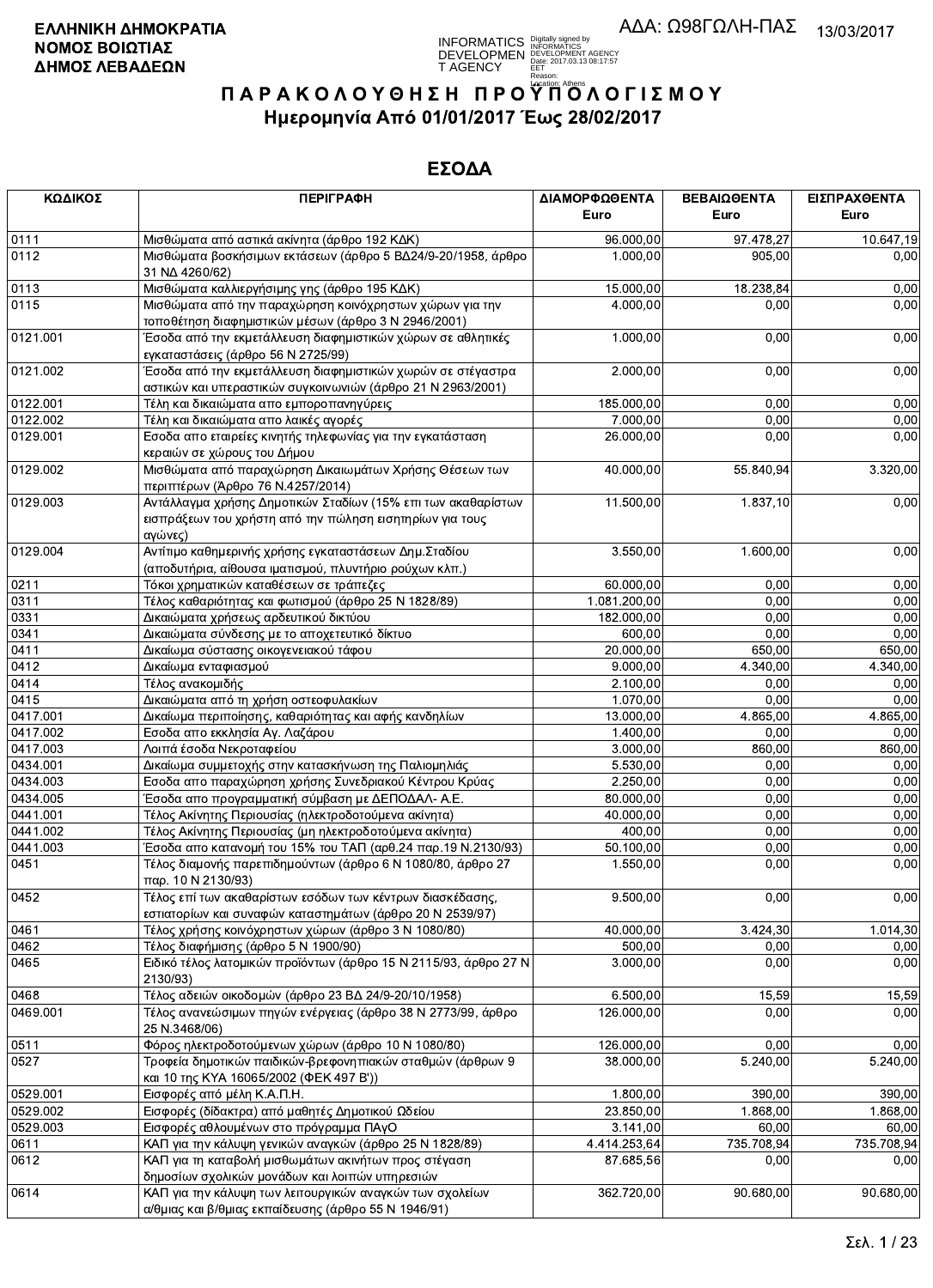**ΕΛΛΗΝΙΚΗ ΔΗΜΟΚΡΑΤΙΑ**
**ΝΟΜΟΣ ΒΟΙΩΤΙΑΣ**
**ΔΗΜΟΣ ΛΕΒΑΔΕΩΝ**

ΑΔΑ: Ω98ΓΩΛΗ-ΠΑΣ 13/03/2017

# ΠΑΡΑΚΟΛΟΥΘΗΣΗ ΠΡΟΫΠΟΛΟΓΙΣΜΟΥ
## Ημερομηνία Από 01/01/2017 Έως 28/02/2017

## ΕΣΟΔΑ

| ΚΩΔΙΚΟΣ | ΠΕΡΙΓΡΑΦΗ | ΔΙΑΜΟΡΦΩΘΕΝΤΑ Euro | ΒΕΒΑΙΩΘΕΝΤΑ Euro | ΕΙΣΠΡΑΧΘΕΝΤΑ Euro |
|---|---|---|---|---|
| 0111 | Μισθώματα από αστικά ακίνητα (άρθρο 192 ΚΔΚ) | 96.000,00 | 97.478,27 | 10.647,19 |
| 0112 | Μισθώματα βοσκήσιμων εκτάσεων (άρθρο 5 ΒΔ24/9-20/1958, άρθρο 31 ΝΔ 4260/62) | 1.000,00 | 905,00 | 0,00 |
| 0113 | Μισθώματα καλλιεργήσιμης γης (άρθρο 195 ΚΔΚ) | 15.000,00 | 18.238,84 | 0,00 |
| 0115 | Μισθώματα από την παραχώρηση κοινόχρηστων χώρων για την τοποθέτηση διαφημιστικών μέσων (άρθρο 3 Ν 2946/2001) | 4.000,00 | 0,00 | 0,00 |
| 0121.001 | Έσοδα από την εκμετάλλευση διαφημιστικών χώρων σε αθλητικές εγκαταστάσεις (άρθρο 56 Ν 2725/99) | 1.000,00 | 0,00 | 0,00 |
| 0121.002 | Έσοδα από την εκμετάλλευση διαφημιστικών χωρών σε στέγαστρα αστικών και υπεραστικών συγκοινωνιών (άρθρο 21 Ν 2963/2001) | 2.000,00 | 0,00 | 0,00 |
| 0122.001 | Τέλη και δικαιώματα απο εμποροπανηγύρεις | 185.000,00 | 0,00 | 0,00 |
| 0122.002 | Τέλη και δικαιώματα απο λαικές αγορές | 7.000,00 | 0,00 | 0,00 |
| 0129.001 | Εσοδα απο εταιρείες κινητής τηλεφωνίας για την εγκατάσταση κεραιών σε χώρους του Δήμου | 26.000,00 | 0,00 | 0,00 |
| 0129.002 | Μισθώματα από παραχώρηση Δικαιωμάτων Χρήσης Θέσεων των περιπτέρων (Άρθρο 76 Ν.4257/2014) | 40.000,00 | 55.840,94 | 3.320,00 |
| 0129.003 | Αντάλλαγμα χρήσης Δημοτικών Σταδίων (15% επι των ακαθαρίστων εισπράξεων του χρήστη από την πώληση εισιτηρίων για τους αγώνες) | 11.500,00 | 1.837,10 | 0,00 |
| 0129.004 | Αντίτιμο καθημερινής χρήσης εγκαταστάσεων Δημ.Σταδίου (αποδυτήρια, αίθουσα ιματισμού, πλυντήριο ρούχων κλπ.) | 3.550,00 | 1.600,00 | 0,00 |
| 0211 | Τόκοι χρηματικών καταθέσεων σε τράπεζες | 60.000,00 | 0,00 | 0,00 |
| 0311 | Τέλος καθαριότητας και φωτισμού (άρθρο 25 Ν 1828/89) | 1.081.200,00 | 0,00 | 0,00 |
| 0331 | Δικαιώματα χρήσεως αρδευτικού δικτύου | 182.000,00 | 0,00 | 0,00 |
| 0341 | Δικαιώματα σύνδεσης με το αποχετευτικό δίκτυο | 600,00 | 0,00 | 0,00 |
| 0411 | Δικαίωμα σύστασης οικογενειακού τάφου | 20.000,00 | 650,00 | 650,00 |
| 0412 | Δικαίωμα ενταφιασμού | 9.000,00 | 4.340,00 | 4.340,00 |
| 0414 | Τέλος ανακομιδής | 2.100,00 | 0,00 | 0,00 |
| 0415 | Δικαιώματα από τη χρήση οστεοφυλακίων | 1.070,00 | 0,00 | 0,00 |
| 0417.001 | Δικαίωμα περιποίησης, καθαριότητας και αφής κανδηλίων | 13.000,00 | 4.865,00 | 4.865,00 |
| 0417.002 | Εσοδα απο εκκλησία Αγ. Λαζάρου | 1.400,00 | 0,00 | 0,00 |
| 0417.003 | Λοιπά έσοδα Νεκροταφείου | 3.000,00 | 860,00 | 860,00 |
| 0434.001 | Δικαίωμα συμμετοχής στην κατασκήνωση της Παλιομηλιάς | 5.530,00 | 0,00 | 0,00 |
| 0434.003 | Εσοδα απο παραχώρηση χρήσης Συνεδριακού Κέντρου Κρύας | 2.250,00 | 0,00 | 0,00 |
| 0434.005 | Έσοδα απο προγραμματική σύμβαση με ΔΕΠΟΔΑΛ- Α.Ε. | 80.000,00 | 0,00 | 0,00 |
| 0441.001 | Τέλος Ακίνητης Περιουσίας (ηλεκτροδοτούμενα ακίνητα) | 40.000,00 | 0,00 | 0,00 |
| 0441.002 | Τέλος Ακίνητης Περιουσίας (μη ηλεκτροδοτούμενα ακίνητα) | 400,00 | 0,00 | 0,00 |
| 0441.003 | Έσοδα απο κατανομή του 15% του ΤΑΠ (αρθ.24 παρ.19 Ν.2130/93) | 50.100,00 | 0,00 | 0,00 |
| 0451 | Τέλος διαμονής παρεπιδημούντων (άρθρο 6 Ν 1080/80, άρθρο 27 παρ. 10 Ν 2130/93) | 1.550,00 | 0,00 | 0,00 |
| 0452 | Τέλος επί των ακαθαρίστων εσόδων των κέντρων διασκέδασης, εστιατορίων και συναφών καταστημάτων (άρθρο 20 Ν 2539/97) | 9.500,00 | 0,00 | 0,00 |
| 0461 | Τέλος χρήσης κοινόχρηστων χώρων (άρθρο 3 Ν 1080/80) | 40.000,00 | 3.424,30 | 1.014,30 |
| 0462 | Τέλος διαφήμισης (άρθρο 5 Ν 1900/90) | 500,00 | 0,00 | 0,00 |
| 0465 | Ειδικό τέλος λατομικών προϊόντων (άρθρο 15 Ν 2115/93, άρθρο 27 Ν 2130/93) | 3.000,00 | 0,00 | 0,00 |
| 0468 | Τέλος αδειών οικοδομών (άρθρο 23 ΒΔ 24/9-20/10/1958) | 6.500,00 | 15,59 | 15,59 |
| 0469.001 | Τέλος ανανεώσιμων πηγών ενέργειας (άρθρο 38 Ν 2773/99, άρθρο 25 Ν.3468/06) | 126.000,00 | 0,00 | 0,00 |
| 0511 | Φόρος ηλεκτροδοτούμενων χώρων (άρθρο 10 Ν 1080/80) | 126.000,00 | 0,00 | 0,00 |
| 0527 | Τροφεία δημοτικών παιδικών-βρεφονηπιακών σταθμών (άρθρων 9 και 10 της ΚΥΑ 16065/2002 (ΦΕΚ 497 Β')) | 38.000,00 | 5.240,00 | 5.240,00 |
| 0529.001 | Εισφορές από μέλη Κ.Α.Π.Η. | 1.800,00 | 390,00 | 390,00 |
| 0529.002 | Εισφορές (δίδακτρα) από μαθητές Δημοτικού Ωδείου | 23.850,00 | 1.868,00 | 1.868,00 |
| 0529.003 | Εισφορές αθλουμένων στο πρόγραμμα ΠΑγΟ | 3.141,00 | 60,00 | 60,00 |
| 0611 | ΚΑΠ για την κάλυψη γενικών αναγκών (άρθρο 25 Ν 1828/89) | 4.414.253,64 | 735.708,94 | 735.708,94 |
| 0612 | ΚΑΠ για τη καταβολή μισθωμάτων ακινήτων προς στέγαση δημοσίων σχολικών μονάδων και λοιπών υπηρεσιών | 87.685,56 | 0,00 | 0,00 |
| 0614 | ΚΑΠ για την κάλυψη των λειτουργικών αναγκών των σχολείων α/θμιας και β/θμιας εκπαίδευσης (άρθρο 55 Ν 1946/91) | 362.720,00 | 90.680,00 | 90.680,00 |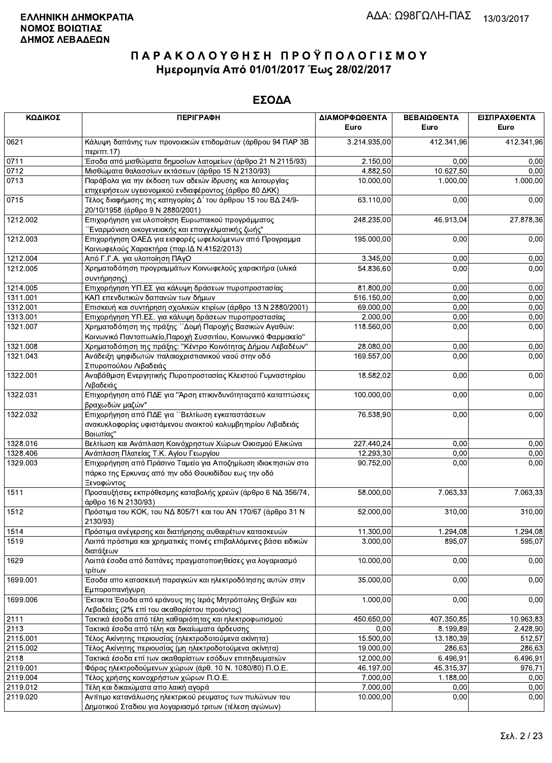ΕΛΛΗΝΙΚΗ ΔΗΜΟΚΡΑΤΙΑ
ΝΟΜΟΣ ΒΟΙΩΤΙΑΣ
ΔΗΜΟΣ ΛΕΒΑΔΕΩΝ

ΑΔΑ: Ω98ΓΩΛΗ-ΠΑΣ 13/03/2017

# ΠΑΡΑΚΟΛΟΥΘΗΣΗ ΠΡΟΫΠΟΛΟΓΙΣΜΟΥ
## Ημερομηνία Από 01/01/2017 Έως 28/02/2017

## ΕΣΟΔΑ

| ΚΩΔΙΚΟΣ | ΠΕΡΙΓΡΑΦΗ | ΔΙΑΜΟΡΦΩΘΕΝΤΑ Euro | ΒΕΒΑΙΩΘΕΝΤΑ Euro | ΕΙΣΠΡΑΧΘΕΝΤΑ Euro |
|---|---|---|---|---|
| 0621 | Κάλυψη δαπάνης των προνοιακών επιδομάτων (άρθρου 94 ΠΑΡ 3Β περιπτ.17) | 3.214.935,00 | 412.341,96 | 412.341,96 |
| 0711 | Έσοδα από μισθώματα δημοσίων λατομείων (άρθρο 21 Ν 2115/93) | 2.150,00 | 0,00 | 0,00 |
| 0712 | Μισθώματα θαλασσίων εκτάσεων (άρθρο 15 Ν 2130/93) | 4.882,50 | 10.627,50 | 0,00 |
| 0713 | Παράβολα για την έκδοση των αδειών ίδρυσης και λειτουργίας επιχειρήσεων υγειονομικού ενδιαφέροντος (άρθρο 80 ΔΚΚ) | 10.000,00 | 1.000,00 | 1.000,00 |
| 0715 | Τέλος διαφήμισης της κατηγορίας Δ΄ του άρθρου 15 του ΒΔ 24/9-20/10/1958 (άρθρο 9 Ν 2880/2001) | 63.110,00 | 0,00 | 0,00 |
| 1212.002 | Επιχορήγηση για υλοποίηση Ευρωπαικού προγράμματος ΄΄Εναρμόνιση οικογενειακής και επαγγελματικής ζωής" | 248.235,00 | 46.913,04 | 27.878,36 |
| 1212.003 | Επιχορήγηση ΟΑΕΔ για εισφορές ωφελούμενων από Προγραμμα Κοινωφελούς Χαρακτήρα (παρ.ΙΔ Ν.4152/2013) | 195.000,00 | 0,00 | 0,00 |
| 1212.004 | Από Γ.Γ.Α. για υλοποίηση ΠΑγΟ | 3.345,00 | 0,00 | 0,00 |
| 1212.005 | Χρηματοδότηση προγραμμάτων Κοινωφελούς χαρακτήρα (υλικά συντήρησης) | 54.836,60 | 0,00 | 0,00 |
| 1214.005 | Επιχορήγηση ΥΠ.ΕΣ για κάλυψη δράσεων πυροπροστασίας | 81.800,00 | 0,00 | 0,00 |
| 1311.001 | ΚΑΠ επενδυτικών δαπανών των δήμων | 516.150,00 | 0,00 | 0,00 |
| 1312.001 | Επισκευή και συντήρηση σχολικών κτιρίων (άρθρο 13 Ν 2880/2001) | 69.000,00 | 0,00 | 0,00 |
| 1313.001 | Επιχορήγηση ΥΠ.ΕΣ. για κάλυψη δράσεων πυροπροστασίας | 2.000,00 | 0,00 | 0,00 |
| 1321.007 | Χρηματοδότηση της πράξης ΄΄Δομή Παροχής Βασικών Αγαθών: Κοινωνικό Παντοπωλείο,Παροχή Συσσιτίου, Κοινωνικό Φαρμακείο" | 118.560,00 | 0,00 | 0,00 |
| 1321.008 | Χρηματοδότηση της πράξης: "Κέντρο Κοινότητας Δήμου Λεβαδέων" | 28.080,00 | 0,00 | 0,00 |
| 1321.043 | Ανάδειξη ψηφιδωτών παλαιοχριστιανικού ναού στην οδό Σπυροπούλου Λιβαδειάς | 169.557,00 | 0,00 | 0,00 |
| 1322.001 | Αναβάθμιση Ενεργητικής Πυροπροστασίας Κλειστού Γυμναστηρίου Λιβαδειάς | 18.582,02 | 0,00 | 0,00 |
| 1322.031 | Επιχορήγηση από ΠΔΕ για "Άρση επικινδυνότηταςαπό καταπτώσεις βραχωδών μαζών" | 100.000,00 | 0,00 | 0,00 |
| 1322.032 | Επιχορήγηση από ΠΔΕ για ΄΄Βελτίωση εγκαταστάσεων ανακυκλοφορίας υφιστάμενου ανοικτού κολυμβητηρίου Λιβαδειάς Βοιωτίας" | 76.538,90 | 0,00 | 0,00 |
| 1328.016 | Βελτίωση και Ανάπλαση Κοινόχρηστων Χώρων Οικισμού Ελικώνα | 227.440,24 | 0,00 | 0,00 |
| 1328.406 | Ανάπλαση Πλατείας Τ.Κ. Αγίου Γεωργίου | 12.293,30 | 0,00 | 0,00 |
| 1329.003 | Επιχορήγηση από Πράσινο Ταμείο για Αποζημίωση ιδιοκτησιών στο πάρκο της Ερκυνας από την οδό Θουκιδίδου εως την οδό Ξενοφώντος | 90.752,00 | 0,00 | 0,00 |
| 1511 | Προσαυξήσεις εκπρόθεσμης καταβολής χρεών (άρθρο 6 ΝΔ 356/74, άρθρο 16 Ν 2130/93) | 58.000,00 | 7.063,33 | 7.063,33 |
| 1512 | Πρόστιμα του ΚΟΚ, του ΝΔ 805/71 και του ΑΝ 170/67 (άρθρο 31 Ν 2130/93) | 52.000,00 | 310,00 | 310,00 |
| 1514 | Πρόστιμα ανέγερσης και διατήρησης αυθαιρέτων κατασκευών | 11.300,00 | 1.294,08 | 1.294,08 |
| 1519 | Λοιπά πρόστιμα και χρηματικές ποινές επιβαλλόμενες βάσει ειδικών διατάξεων | 3.000,00 | 895,07 | 595,07 |
| 1629 | Λοιπά έσοδα από δαπάνες πραγματοποιηθείσες για λογαριασμό τρίτων | 10.000,00 | 0,00 | 0,00 |
| 1699.001 | Έσοδα απο κατασκευή παραγκών και ηλεκτροδότησης αυτών στην Εμποροπανήγυρη | 35.000,00 | 0,00 | 0,00 |
| 1699.006 | Έκτακτα Έσοδα από εράνους της Ιεράς Μητρόπολης Θηβών και Λεβαδείας (2% επί του ακαθαρίστου προιόντος) | 1.000,00 | 0,00 | 0,00 |
| 2111 | Τακτικά έσοδα από τέλη καθαριότητας και ηλεκτροφωτισμού | 450.650,00 | 407.350,85 | 10.963,83 |
| 2113 | Τακτικά έσοδα από τέλη και δικαιώματα άρδευσης | 0,00 | 8.199,89 | 2.428,90 |
| 2115.001 | Τέλος Ακίνητης περιουσίας (ηλεκτροδοτούμενα ακίνητα) | 15.500,00 | 13.180,39 | 512,57 |
| 2115.002 | Τέλος Ακίνητης περιουσίας (μη ηλεκτροδοτούμενα ακίνητα) | 19.000,00 | 286,63 | 286,63 |
| 2118 | Τακτικά έσοδα επί των ακαθαρίστων εσόδων επιτηδευματιών | 12.000,00 | 6.496,91 | 6.496,91 |
| 2119.001 | Φόρος ηλεκτροδοτούμενων χώρων (άρθ. 10 Ν. 1080/80) Π.Ο.Ε. | 46.197,00 | 45.315,37 | 976,71 |
| 2119.004 | Τέλος χρήσης κοινοχρήστων χώρων Π.Ο.Ε. | 7.000,00 | 1.188,00 | 0,00 |
| 2119.012 | Τέλη και δικαιώματα απο λαική αγορά | 7.000,00 | 0,00 | 0,00 |
| 2119.020 | Αντίτιμο κατανάλωσης ηλεκτρικού ρευματος των πυλώνων του Δημοτικού Σταδιου για λογαριασμό τριτων (τέλεση αγώνων) | 10.000,00 | 0,00 | 0,00 |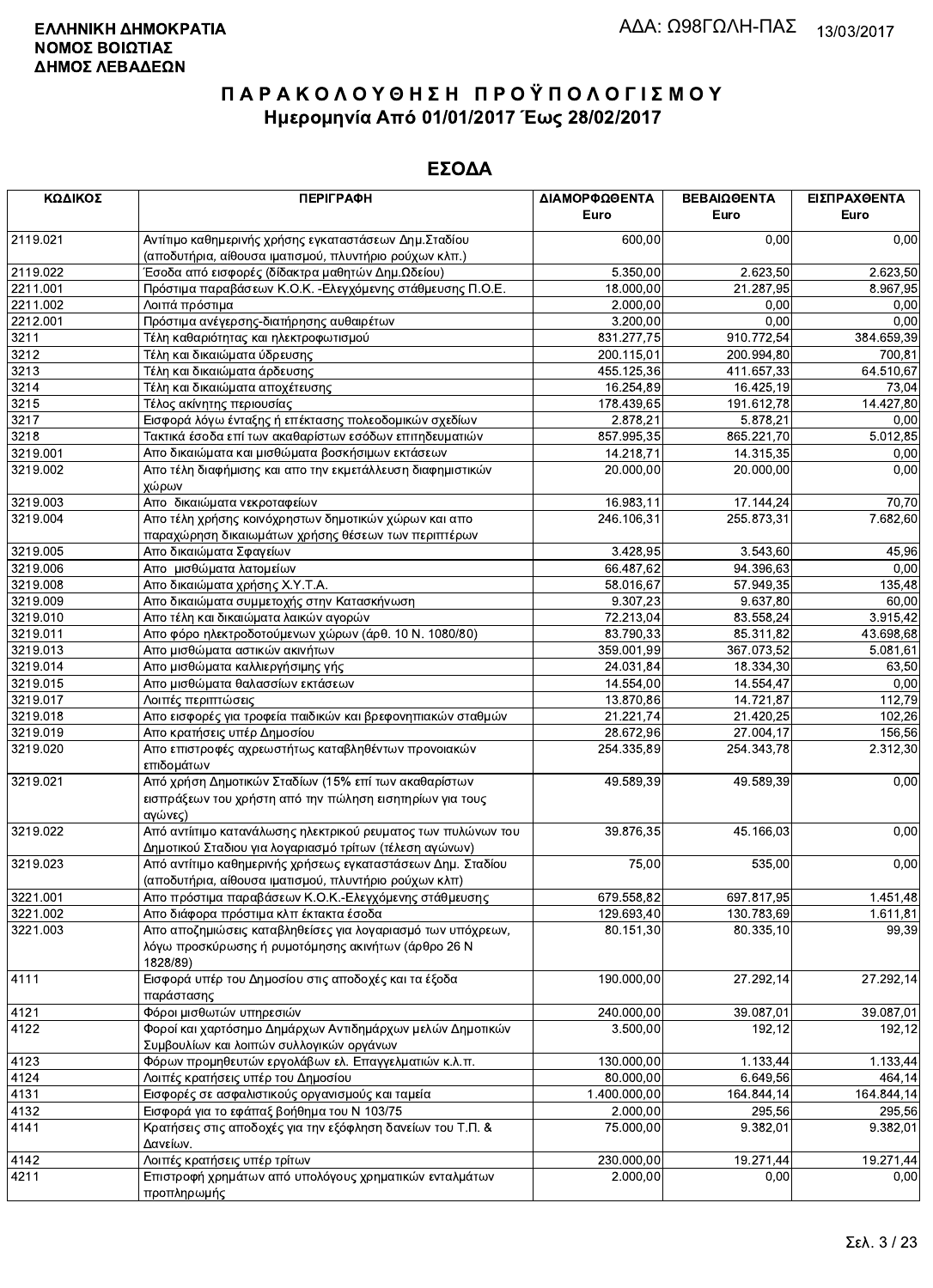**ΕΛΛΗΝΙΚΗ ΔΗΜΟΚΡΑΤΙΑ**
**ΝΟΜΟΣ ΒΟΙΩΤΙΑΣ**
**ΔΗΜΟΣ ΛΕΒΑΔΕΩΝ**

ΑΔΑ: Ω98ΓΩΛΗ-ΠΑΣ 13/03/2017

# ΠΑΡΑΚΟΛΟΥΘΗΣΗ ΠΡΟΫΠΟΛΟΓΙΣΜΟΥ
## Ημερομηνία Από 01/01/2017 Έως 28/02/2017

## ΕΣΟΔΑ

| ΚΩΔΙΚΟΣ | ΠΕΡΙΓΡΑΦΗ | ΔΙΑΜΟΡΦΩΘΕΝΤΑ Euro | ΒΕΒΑΙΩΘΕΝΤΑ Euro | ΕΙΣΠΡΑΧΘΕΝΤΑ Euro |
|---|---|---|---|---|
| 2119.021 | Αντίτιμο καθημερινής χρήσης εγκαταστάσεων Δημ.Σταδίου (αποδυτήρια, αίθουσα ιματισμού, πλυντήριο ρούχων κλπ.) | 600,00 | 0,00 | 0,00 |
| 2119.022 | Έσοδα από εισφορές (δίδακτρα μαθητών Δημ.Ωδείου) | 5.350,00 | 2.623,50 | 2.623,50 |
| 2211.001 | Πρόστιμα παραβάσεων Κ.Ο.Κ. -Ελεγχόμενης στάθμευσης Π.Ο.Ε. | 18.000,00 | 21.287,95 | 8.967,95 |
| 2211.002 | Λοιπά πρόστιμα | 2.000,00 | 0,00 | 0,00 |
| 2212.001 | Πρόστιμα ανέγερσης-διατήρησης αυθαιρέτων | 3.200,00 | 0,00 | 0,00 |
| 3211 | Τέλη καθαριότητας και ηλεκτροφωτισμού | 831.277,75 | 910.772,54 | 384.659,39 |
| 3212 | Τέλη και δικαιώματα ύδρευσης | 200.115,01 | 200.994,80 | 700,81 |
| 3213 | Τέλη και δικαιώματα άρδευσης | 455.125,36 | 411.657,33 | 64.510,67 |
| 3214 | Τέλη και δικαιώματα αποχέτευσης | 16.254,89 | 16.425,19 | 73,04 |
| 3215 | Τέλος ακίνητης περιουσίας | 178.439,65 | 191.612,78 | 14.427,80 |
| 3217 | Εισφορά λόγω ένταξης ή επέκτασης πολεοδομικών σχεδίων | 2.878,21 | 5.878,21 | 0,00 |
| 3218 | Τακτικά έσοδα επί των ακαθαρίστων εσόδων επιτηδευματιών | 857.995,35 | 865.221,70 | 5.012,85 |
| 3219.001 | Απο δικαιώματα και μισθώματα βοσκήσιμων εκτάσεων | 14.218,71 | 14.315,35 | 0,00 |
| 3219.002 | Απο τέλη διαφήμισης και απο την εκμετάλλευση διαφημιστικών χώρων | 20.000,00 | 20.000,00 | 0,00 |
| 3219.003 | Απο δικαιώματα νεκροταφείων | 16.983,11 | 17.144,24 | 70,70 |
| 3219.004 | Απο τέλη χρήσης κοινόχρηστων δημοτικών χώρων και απο παραχώρηση δικαιωμάτων χρήσης θέσεων των περιπτέρων | 246.106,31 | 255.873,31 | 7.682,60 |
| 3219.005 | Απο δικαιώματα Σφαγείων | 3.428,95 | 3.543,60 | 45,96 |
| 3219.006 | Απο μισθώματα λατομείων | 66.487,62 | 94.396,63 | 0,00 |
| 3219.008 | Απο δικαιώματα χρήσης Χ.Υ.Τ.Α. | 58.016,67 | 57.949,35 | 135,48 |
| 3219.009 | Απο δικαιώματα συμμετοχής στην Κατασκήνωση | 9.307,23 | 9.637,80 | 60,00 |
| 3219.010 | Απο τέλη και δικαιώματα λαικών αγορών | 72.213,04 | 83.558,24 | 3.915,42 |
| 3219.011 | Απο φόρο ηλεκτροδοτούμενων χώρων (άρθ. 10 Ν. 1080/80) | 83.790,33 | 85.311,82 | 43.698,68 |
| 3219.013 | Απο μισθώματα αστικών ακινήτων | 359.001,99 | 367.073,52 | 5.081,61 |
| 3219.014 | Απο μισθώματα καλλιεργήσιμης γής | 24.031,84 | 18.334,30 | 63,50 |
| 3219.015 | Απο μισθώματα θαλασσίων εκτάσεων | 14.554,00 | 14.554,47 | 0,00 |
| 3219.017 | Λοιπές περιπτώσεις | 13.870,86 | 14.721,87 | 112,79 |
| 3219.018 | Απο εισφορές για τροφεία παιδικών και βρεφονηπιακών σταθμών | 21.221,74 | 21.420,25 | 102,26 |
| 3219.019 | Απο κρατήσεις υπέρ Δημοσίου | 28.672,96 | 27.004,17 | 156,56 |
| 3219.020 | Απο επιστροφές αχρεωστήτως καταβληθέντων προνοιακών επιδομάτων | 254.335,89 | 254.343,78 | 2.312,30 |
| 3219.021 | Από χρήση Δημοτικών Σταδίων (15% επί των ακαθαρίστων εισπράξεων του χρήστη από την πώληση εισιτηρίων για τους αγώνες) | 49.589,39 | 49.589,39 | 0,00 |
| 3219.022 | Από αντίιτιμο κατανάλωσης ηλεκτρικού ρευματος των πυλώνων του Δημοτικού Σταδιου για λογαριασμό τρίτων (τέλεση αγώνων) | 39.876,35 | 45.166,03 | 0,00 |
| 3219.023 | Από αντίτιμο καθημερινής χρήσεως εγκαταστάσεων Δημ. Σταδίου (αποδυτήρια, αίθουσα ιματισμού, πλυντήριο ρούχων κλπ) | 75,00 | 535,00 | 0,00 |
| 3221.001 | Απο πρόστιμα παραβάσεων Κ.Ο.Κ.-Ελεγχόμενης στάθμευσης | 679.558,82 | 697.817,95 | 1.451,48 |
| 3221.002 | Απο διάφορα πρόστιμα κλπ έκτακτα έσοδα | 129.693,40 | 130.783,69 | 1.611,81 |
| 3221.003 | Απο αποζημιώσεις καταβληθείσες για λογαριασμό των υπόχρεων, λόγω προσκύρωσης ή ρυμοτόμησης ακινήτων (άρθρο 26 Ν 1828/89) | 80.151,30 | 80.335,10 | 99,39 |
| 4111 | Εισφορά υπέρ του Δημοσίου στις αποδοχές και τα έξοδα παράστασης | 190.000,00 | 27.292,14 | 27.292,14 |
| 4121 | Φόροι μισθωτών υπηρεσιών | 240.000,00 | 39.087,01 | 39.087,01 |
| 4122 | Φοροί και χαρτόσημο Δημάρχων Αντιδημάρχων μελών Δημοτικών Συμβουλίων και λοιπών συλλογικών οργάνων | 3.500,00 | 192,12 | 192,12 |
| 4123 | Φόρων προμηθευτών εργολάβων ελ. Επαγγελματιών κ.λ.π. | 130.000,00 | 1.133,44 | 1.133,44 |
| 4124 | Λοιπές κρατήσεις υπέρ του Δημοσίου | 80.000,00 | 6.649,56 | 464,14 |
| 4131 | Εισφορές σε ασφαλιστικούς οργανισμούς και ταμεία | 1.400.000,00 | 164.844,14 | 164.844,14 |
| 4132 | Εισφορά για το εφάπαξ βοήθημα του Ν 103/75 | 2.000,00 | 295,56 | 295,56 |
| 4141 | Κρατήσεις στις αποδοχές για την εξόφληση δανείων του Τ.Π. & Δανείων. | 75.000,00 | 9.382,01 | 9.382,01 |
| 4142 | Λοιπές κρατήσεις υπέρ τρίτων | 230.000,00 | 19.271,44 | 19.271,44 |
| 4211 | Επιστροφή χρημάτων από υπολόγους χρηματικών ενταλμάτων προπληρωμής | 2.000,00 | 0,00 | 0,00 |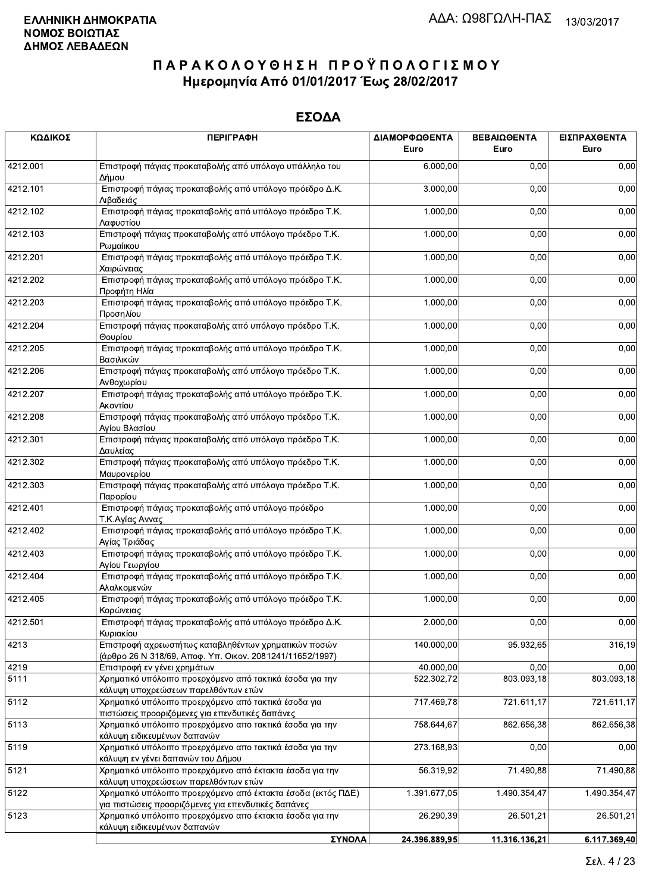**ΕΛΛΗΝΙΚΗ ΔΗΜΟΚΡΑΤΙΑ**
**ΝΟΜΟΣ ΒΟΙΩΤΙΑΣ**
**ΔΗΜΟΣ ΛΕΒΑΔΕΩΝ**

ΑΔΑ: Ω98ΓΩΛΗ-ΠΑΣ 13/03/2017

# ΠΑΡΑΚΟΛΟΥΘΗΣΗ ΠΡΟΫΠΟΛΟΓΙΣΜΟΥ
## Ημερομηνία Από 01/01/2017 Έως 28/02/2017

## ΕΣΟΔΑ

| ΚΩΔΙΚΟΣ | ΠΕΡΙΓΡΑΦΗ | ΔΙΑΜΟΡΦΩΘΕΝΤΑ Euro | ΒΕΒΑΙΩΘΕΝΤΑ Euro | ΕΙΣΠΡΑΧΘΕΝΤΑ Euro |
|---|---|---|---|---|
| 4212.001 | Επιστροφή πάγιας προκαταβολής από υπόλογο υπάλληλο του Δήμου | 6.000,00 | 0,00 | 0,00 |
| 4212.101 | Επιστροφή πάγιας προκαταβολής από υπόλογο πρόεδρο Δ.Κ. Λιβαδειάς | 3.000,00 | 0,00 | 0,00 |
| 4212.102 | Επιστροφή πάγιας προκαταβολής από υπόλογο πρόεδρο Τ.Κ. Λαφυστίου | 1.000,00 | 0,00 | 0,00 |
| 4212.103 | Επιστροφή πάγιας προκαταβολής από υπόλογο πρόεδρο Τ.Κ. Ρωμαίικου | 1.000,00 | 0,00 | 0,00 |
| 4212.201 | Επιστροφή πάγιας προκαταβολής από υπόλογο πρόεδρο Τ.Κ. Χαιρώνειας | 1.000,00 | 0,00 | 0,00 |
| 4212.202 | Επιστροφή πάγιας προκαταβολής από υπόλογο πρόεδρο Τ.Κ. Προφήτη Ηλία | 1.000,00 | 0,00 | 0,00 |
| 4212.203 | Επιστροφή πάγιας προκαταβολής από υπόλογο πρόεδρο Τ.Κ. Προσηλίου | 1.000,00 | 0,00 | 0,00 |
| 4212.204 | Επιστροφή πάγιας προκαταβολής από υπόλογο πρόεδρο Τ.Κ. Θουρίου | 1.000,00 | 0,00 | 0,00 |
| 4212.205 | Επιστροφή πάγιας προκαταβολής από υπόλογο πρόεδρο Τ.Κ. Βασιλικών | 1.000,00 | 0,00 | 0,00 |
| 4212.206 | Επιστροφή πάγιας προκαταβολής από υπόλογο πρόεδρο Τ.Κ. Ανθοχωρίου | 1.000,00 | 0,00 | 0,00 |
| 4212.207 | Επιστροφή πάγιας προκαταβολής από υπόλογο πρόεδρο Τ.Κ. Ακοντίου | 1.000,00 | 0,00 | 0,00 |
| 4212.208 | Επιστροφή πάγιας προκαταβολής από υπόλογο πρόεδρο Τ.Κ. Αγίου Βλασίου | 1.000,00 | 0,00 | 0,00 |
| 4212.301 | Επιστροφή πάγιας προκαταβολής από υπόλογο πρόεδρο Τ.Κ. Δαυλείας | 1.000,00 | 0,00 | 0,00 |
| 4212.302 | Επιστροφή πάγιας προκαταβολής από υπόλογο πρόεδρο Τ.Κ. Μαυρονερίου | 1.000,00 | 0,00 | 0,00 |
| 4212.303 | Επιστροφή πάγιας προκαταβολής από υπόλογο πρόεδρο Τ.Κ. Παρορίου | 1.000,00 | 0,00 | 0,00 |
| 4212.401 | Επιστροφή πάγιας προκαταβολής από υπόλογο πρόεδρο Τ.Κ.Αγίας Αννας | 1.000,00 | 0,00 | 0,00 |
| 4212.402 | Επιστροφή πάγιας προκαταβολής από υπόλογο πρόεδρο Τ.Κ. Αγίας Τριάδας | 1.000,00 | 0,00 | 0,00 |
| 4212.403 | Επιστροφή πάγιας προκαταβολής από υπόλογο πρόεδρο Τ.Κ. Αγίου Γεωργίου | 1.000,00 | 0,00 | 0,00 |
| 4212.404 | Επιστροφή πάγιας προκαταβολής από υπόλογο πρόεδρο Τ.Κ. Αλαλκομενών | 1.000,00 | 0,00 | 0,00 |
| 4212.405 | Επιστροφή πάγιας προκαταβολής από υπόλογο πρόεδρο Τ.Κ. Κορώνειας | 1.000,00 | 0,00 | 0,00 |
| 4212.501 | Επιστροφή πάγιας προκαταβολής από υπόλογο πρόεδρο Δ.Κ. Κυριακίου | 2.000,00 | 0,00 | 0,00 |
| 4213 | Επιστροφή αχρεωστήτως καταβληθέντων χρηματικών ποσών (άρθρο 26 Ν 318/69, Αποφ. Υπ. Οικον. 2081241/11652/1997) | 140.000,00 | 95.932,65 | 316,19 |
| 4219 | Επιστροφή εν γένει χρημάτων | 40.000,00 | 0,00 | 0,00 |
| 5111 | Χρηματικό υπόλοιπο προερχόμενο από τακτικά έσοδα για την κάλυψη υποχρεώσεων παρελθόντων ετών | 522.302,72 | 803.093,18 | 803.093,18 |
| 5112 | Χρηματικό υπόλοιπο προερχόμενο από τακτικά έσοδα για πιστώσεις προοριζόμενες για επενδυτικές δαπάνες | 717.469,78 | 721.611,17 | 721.611,17 |
| 5113 | Χρηματικό υπόλοιπο προερχόμενο απο τακτικά έσοδα για την κάλυψη ειδικευμένων δαπανών | 758.644,67 | 862.656,38 | 862.656,38 |
| 5119 | Χρηματικό υπόλοιπο προερχόμενο απο τακτικά έσοδα για την κάλυψη εν γένει δαπανών του Δήμου | 273.168,93 | 0,00 | 0,00 |
| 5121 | Χρηματικό υπόλοιπο προερχόμενο από έκτακτα έσοδα για την κάλυψη υποχρεώσεων παρελθόντων ετών | 56.319,92 | 71.490,88 | 71.490,88 |
| 5122 | Χρηματικό υπόλοιπο προερχόμενο από έκτακτα έσοδα (εκτός ΠΔΕ) για πιστώσεις προοριζόμενες για επενδυτικές δαπάνες | 1.391.677,05 | 1.490.354,47 | 1.490.354,47 |
| 5123 | Χρηματικό υπόλοιπο προερχόμενο απο έκτακτα έσοδα για την κάλυψη ειδικευμένων δαπανών | 26.290,39 | 26.501,21 | 26.501,21 |
| | **ΣΥΝΟΛΑ** | **24.396.889,95** | **11.316.136,21** | **6.117.369,40** |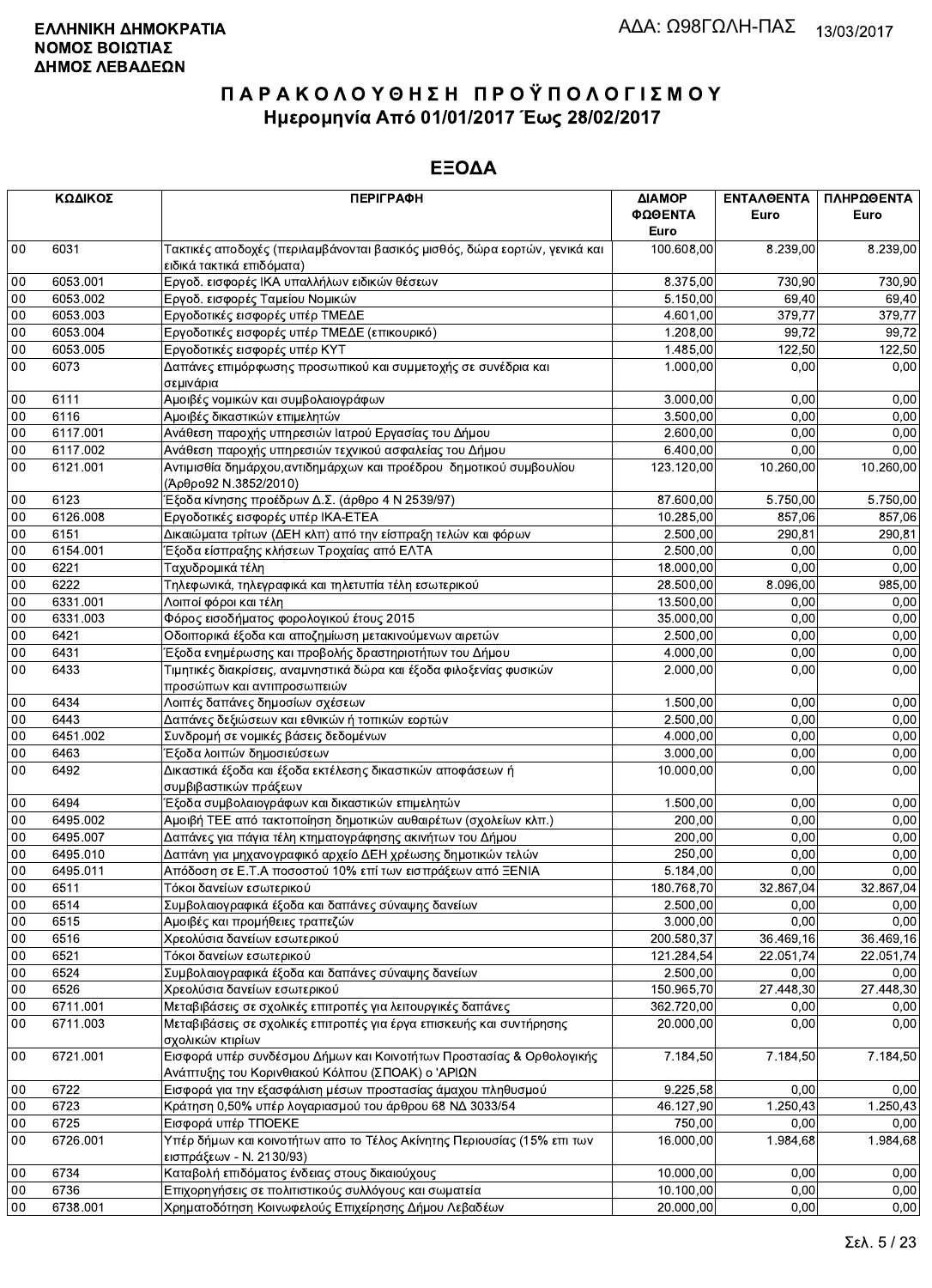**ΕΛΛΗΝΙΚΗ ΔΗΜΟΚΡΑΤΙΑ**
**ΝΟΜΟΣ ΒΟΙΩΤΙΑΣ**
**ΔΗΜΟΣ ΛΕΒΑΔΕΩΝ**

ΑΔΑ: Ω98ΓΩΛΗ-ΠΑΣ 13/03/2017

# ΠΑΡΑΚΟΛΟΥΘΗΣΗ ΠΡΟΫΠΟΛΟΓΙΣΜΟΥ
## Ημερομηνία Από 01/01/2017 Έως 28/02/2017

## ΕΞΟΔΑ

| ΚΩΔΙΚΟΣ | | ΠΕΡΙΓΡΑΦΗ | ΔΙΑΜΟΡΦΩΘΕΝΤΑ Euro | ΕΝΤΑΛΘΕΝΤΑ Euro | ΠΛΗΡΩΘΕΝΤΑ Euro |
|---|---|---|---|---|---|
| 00 | 6031 | Τακτικές αποδοχές (περιλαμβάνονται βασικός μισθός, δώρα εορτών, γενικά και ειδικά τακτικά επιδόματα) | 100.608,00 | 8.239,00 | 8.239,00 |
| 00 | 6053.001 | Εργοδ. εισφορές ΙΚΑ υπαλλήλων ειδικών θέσεων | 8.375,00 | 730,90 | 730,90 |
| 00 | 6053.002 | Εργοδ. εισφορές Ταμείου Νομικών | 5.150,00 | 69,40 | 69,40 |
| 00 | 6053.003 | Εργοδοτικές εισφορές υπέρ ΤΜΕΔΕ | 4.601,00 | 379,77 | 379,77 |
| 00 | 6053.004 | Εργοδοτικές εισφορές υπέρ ΤΜΕΔΕ (επικουρικό) | 1.208,00 | 99,72 | 99,72 |
| 00 | 6053.005 | Εργοδοτικές εισφορές υπέρ ΚΥΤ | 1.485,00 | 122,50 | 122,50 |
| 00 | 6073 | Δαπάνες επιμόρφωσης προσωπικού και συμμετοχής σε συνέδρια και σεμινάρια | 1.000,00 | 0,00 | 0,00 |
| 00 | 6111 | Αμοιβές νομικών και συμβολαιογράφων | 3.000,00 | 0,00 | 0,00 |
| 00 | 6116 | Αμοιβές δικαστικών επιμελητών | 3.500,00 | 0,00 | 0,00 |
| 00 | 6117.001 | Ανάθεση παροχής υπηρεσιών Ιατρού Εργασίας του Δήμου | 2.600,00 | 0,00 | 0,00 |
| 00 | 6117.002 | Ανάθεση παροχής υπηρεσιών τεχνικού ασφαλείας του Δήμου | 6.400,00 | 0,00 | 0,00 |
| 00 | 6121.001 | Αντιμισθία δημάρχου,αντιδημάρχων και προέδρου δημοτικού συμβουλίου (Άρθρο92 Ν.3852/2010) | 123.120,00 | 10.260,00 | 10.260,00 |
| 00 | 6123 | Έξοδα κίνησης προέδρων Δ.Σ. (άρθρο 4 Ν 2539/97) | 87.600,00 | 5.750,00 | 5.750,00 |
| 00 | 6126.008 | Εργοδοτικές εισφορές υπέρ ΙΚΑ-ΕΤΕΑ | 10.285,00 | 857,06 | 857,06 |
| 00 | 6151 | Δικαιώματα τρίτων (ΔΕΗ κλπ) από την είσπραξη τελών και φόρων | 2.500,00 | 290,81 | 290,81 |
| 00 | 6154.001 | Έξοδα είσπραξης κλήσεων Τροχαίας από ΕΛΤΑ | 2.500,00 | 0,00 | 0,00 |
| 00 | 6221 | Ταχυδρομικά τέλη | 18.000,00 | 0,00 | 0,00 |
| 00 | 6222 | Τηλεφωνικά, τηλεγραφικά και τηλετυπία τέλη εσωτερικού | 28.500,00 | 8.096,00 | 985,00 |
| 00 | 6331.001 | Λοιποί φόροι και τέλη | 13.500,00 | 0,00 | 0,00 |
| 00 | 6331.003 | Φόρος εισοδήματος φορολογικού έτους 2015 | 35.000,00 | 0,00 | 0,00 |
| 00 | 6421 | Οδοιπορικά έξοδα και αποζημίωση μετακινούμενων αιρετών | 2.500,00 | 0,00 | 0,00 |
| 00 | 6431 | Έξοδα ενημέρωσης και προβολής δραστηριοτήτων του Δήμου | 4.000,00 | 0,00 | 0,00 |
| 00 | 6433 | Τιμητικές διακρίσεις, αναμνηστικά δώρα και έξοδα φιλοξενίας φυσικών προσώπων και αντιπροσωπειών | 2.000,00 | 0,00 | 0,00 |
| 00 | 6434 | Λοιπές δαπάνες δημοσίων σχέσεων | 1.500,00 | 0,00 | 0,00 |
| 00 | 6443 | Δαπάνες δεξιώσεων και εθνικών ή τοπικών εορτών | 2.500,00 | 0,00 | 0,00 |
| 00 | 6451.002 | Συνδρομή σε νομικές βάσεις δεδομένων | 4.000,00 | 0,00 | 0,00 |
| 00 | 6463 | Έξοδα λοιπών δημοσιεύσεων | 3.000,00 | 0,00 | 0,00 |
| 00 | 6492 | Δικαστικά έξοδα και έξοδα εκτέλεσης δικαστικών αποφάσεων ή συμβιβαστικών πράξεων | 10.000,00 | 0,00 | 0,00 |
| 00 | 6494 | Έξοδα συμβολαιογράφων και δικαστικών επιμελητών | 1.500,00 | 0,00 | 0,00 |
| 00 | 6495.002 | Αμοιβή ΤΕΕ από τακτοποίηση δημοτικών αυθαιρέτων (σχολείων κλπ.) | 200,00 | 0,00 | 0,00 |
| 00 | 6495.007 | Δαπάνες για πάγια τέλη κτηματογράφησης ακινήτων του Δήμου | 200,00 | 0,00 | 0,00 |
| 00 | 6495.010 | Δαπάνη για μηχανογραφικό αρχείο ΔΕΗ χρέωσης δημοτικών τελών | 250,00 | 0,00 | 0,00 |
| 00 | 6495.011 | Απόδοση σε Ε.Τ.Α ποσοστού 10% επί των εισπράξεων από ΞΕΝΙΑ | 5.184,00 | 0,00 | 0,00 |
| 00 | 6511 | Τόκοι δανείων εσωτερικού | 180.768,70 | 32.867,04 | 32.867,04 |
| 00 | 6514 | Συμβολαιογραφικά έξοδα και δαπάνες σύναψης δανείων | 2.500,00 | 0,00 | 0,00 |
| 00 | 6515 | Αμοιβές και προμήθειες τραπεζών | 3.000,00 | 0,00 | 0,00 |
| 00 | 6516 | Χρεολύσια δανείων εσωτερικού | 200.580,37 | 36.469,16 | 36.469,16 |
| 00 | 6521 | Τόκοι δανείων εσωτερικού | 121.284,54 | 22.051,74 | 22.051,74 |
| 00 | 6524 | Συμβολαιογραφικά έξοδα και δαπάνες σύναψης δανείων | 2.500,00 | 0,00 | 0,00 |
| 00 | 6526 | Χρεολύσια δανείων εσωτερικού | 150.965,70 | 27.448,30 | 27.448,30 |
| 00 | 6711.001 | Μεταβιβάσεις σε σχολικές επιτροπές για λειτουργικές δαπάνες | 362.720,00 | 0,00 | 0,00 |
| 00 | 6711.003 | Μεταβιβάσεις σε σχολικές επιτροπές για έργα επισκευής και συντήρησης σχολικών κτιρίων | 20.000,00 | 0,00 | 0,00 |
| 00 | 6721.001 | Εισφορά υπέρ συνδέσμου Δήμων και Κοινοτήτων Προστασίας & Ορθολογικής Ανάπτυξης του Κορινθιακού Κόλπου (ΣΠΟΑΚ) ο 'ΑΡΙΩΝ | 7.184,50 | 7.184,50 | 7.184,50 |
| 00 | 6722 | Εισφορά για την εξασφάλιση μέσων προστασίας άμαχου πληθυσμού | 9.225,58 | 0,00 | 0,00 |
| 00 | 6723 | Κράτηση 0,50% υπέρ λογαριασμού του άρθρου 68 ΝΔ 3033/54 | 46.127,90 | 1.250,43 | 1.250,43 |
| 00 | 6725 | Εισφορά υπέρ ΤΠΟΕΚΕ | 750,00 | 0,00 | 0,00 |
| 00 | 6726.001 | Υπέρ δήμων και κοινοτήτων απο το Τέλος Ακίνητης Περιουσίας (15% επι των εισπράξεων - Ν. 2130/93) | 16.000,00 | 1.984,68 | 1.984,68 |
| 00 | 6734 | Καταβολή επιδόματος ένδειας στους δικαιούχους | 10.000,00 | 0,00 | 0,00 |
| 00 | 6736 | Επιχορηγήσεις σε πολιτιστικούς συλλόγους και σωματεία | 10.100,00 | 0,00 | 0,00 |
| 00 | 6738.001 | Χρηματοδότηση Κοινωφελούς Επιχείρησης Δήμου Λεβαδέων | 20.000,00 | 0,00 | 0,00 |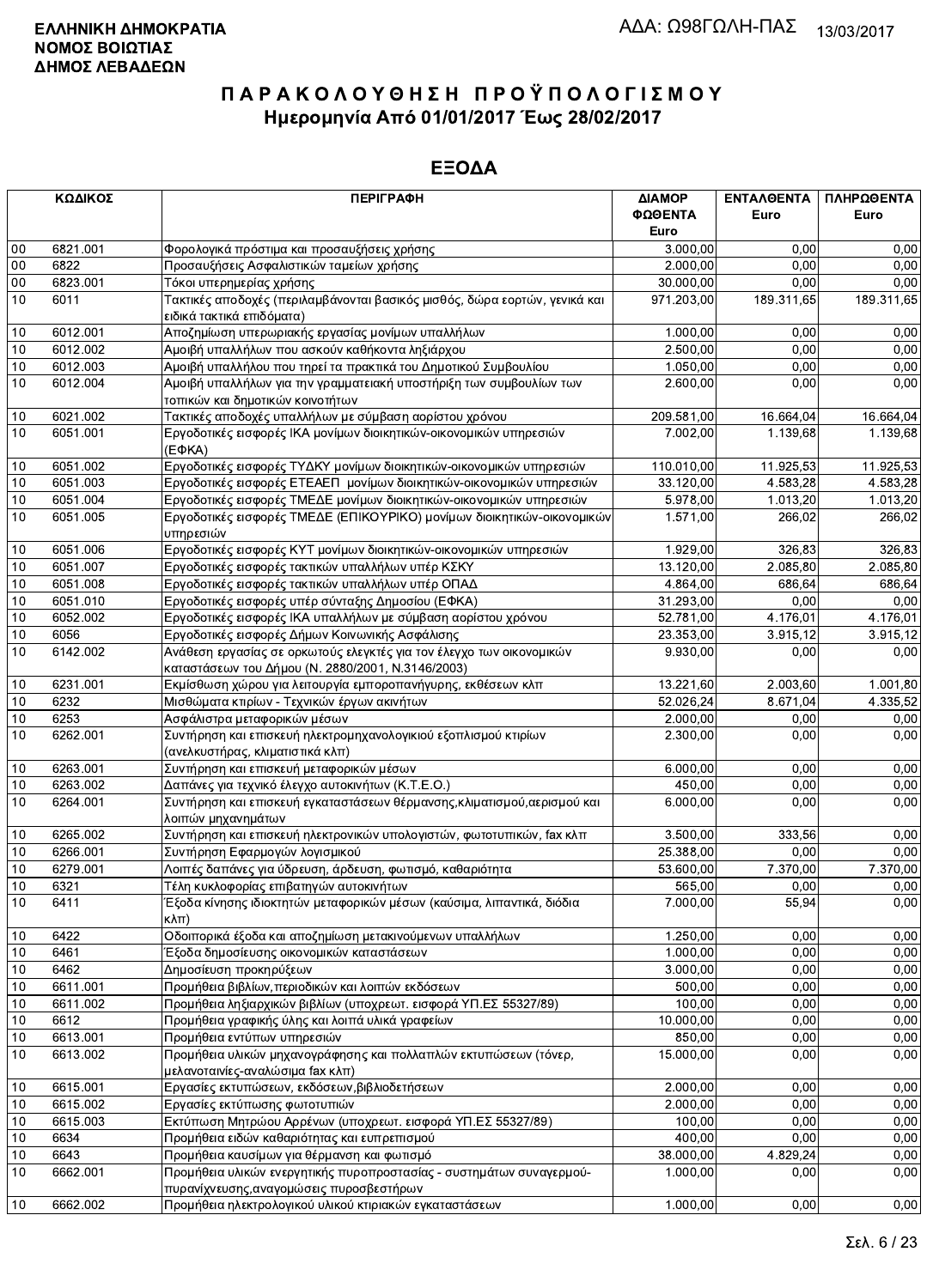**ΕΛΛΗΝΙΚΗ ΔΗΜΟΚΡΑΤΙΑ**
**ΝΟΜΟΣ ΒΟΙΩΤΙΑΣ**
**ΔΗΜΟΣ ΛΕΒΑΔΕΩΝ**

ΑΔΑ: Ω98ΓΩΛΗ-ΠΑΣ 13/03/2017

# ΠΑΡΑΚΟΛΟΥΘΗΣΗ ΠΡΟΫΠΟΛΟΓΙΣΜΟΥ

## Ημερομηνία Από 01/01/2017 Έως 28/02/2017

## ΕΞΟΔΑ

| ΚΩΔΙΚΟΣ | | ΠΕΡΙΓΡΑΦΗ | ΔΙΑΜΟΡΦΩΘΕΝΤΑ Euro | ΕΝΤΑΛΘΕΝΤΑ Euro | ΠΛΗΡΩΘΕΝΤΑ Euro |
|---|---|---|---|---|---|
| 00 | 6821.001 | Φορολογικά πρόστιμα και προσαυξήσεις χρήσης | 3.000,00 | 0,00 | 0,00 |
| 00 | 6822 | Προσαυξήσεις Ασφαλιστικών ταμείων χρήσης | 2.000,00 | 0,00 | 0,00 |
| 00 | 6823.001 | Τόκοι υπερημερίας χρήσης | 30.000,00 | 0,00 | 0,00 |
| 10 | 6011 | Τακτικές αποδοχές (περιλαμβάνονται βασικός μισθός, δώρα εορτών, γενικά και ειδικά τακτικά επιδόματα) | 971.203,00 | 189.311,65 | 189.311,65 |
| 10 | 6012.001 | Αποζημίωση υπερωριακής εργασίας μονίμων υπαλλήλων | 1.000,00 | 0,00 | 0,00 |
| 10 | 6012.002 | Αμοιβή υπαλλήλων που ασκούν καθήκοντα ληξιάρχου | 2.500,00 | 0,00 | 0,00 |
| 10 | 6012.003 | Αμοιβή υπαλλήλου που τηρεί τα πρακτικά του Δημοτικού Συμβουλίου | 1.050,00 | 0,00 | 0,00 |
| 10 | 6012.004 | Αμοιβή υπαλλήλων για την γραμματειακή υποστήριξη των συμβουλίων των τοπικών και δημοτικών κοινοτήτων | 2.600,00 | 0,00 | 0,00 |
| 10 | 6021.002 | Τακτικές αποδοχές υπαλλήλων με σύμβαση αορίστου χρόνου | 209.581,00 | 16.664,04 | 16.664,04 |
| 10 | 6051.001 | Εργοδοτικές εισφορές ΙΚΑ μονίμων διοικητικών-οικονομικών υπηρεσιών (ΕΦΚΑ) | 7.002,00 | 1.139,68 | 1.139,68 |
| 10 | 6051.002 | Εργοδοτικές εισφορές ΤΥΔΚΥ μονίμων διοικητικών-οικονομικών υπηρεσιών | 110.010,00 | 11.925,53 | 11.925,53 |
| 10 | 6051.003 | Εργοδοτικές εισφορές ΕΤΕΑΕΠ μονίμων διοικητικών-οικονομικών υπηρεσιών | 33.120,00 | 4.583,28 | 4.583,28 |
| 10 | 6051.004 | Εργοδοτικές εισφορές ΤΜΕΔΕ μονίμων διοικητικών-οικονομικών υπηρεσιών | 5.978,00 | 1.013,20 | 1.013,20 |
| 10 | 6051.005 | Εργοδοτικές εισφορές ΤΜΕΔΕ (ΕΠΙΚΟΥΡΙΚΟ) μονίμων διοικητικών-οικονομικών υπηρεσιών | 1.571,00 | 266,02 | 266,02 |
| 10 | 6051.006 | Εργοδοτικές εισφορές ΚΥΤ μονίμων διοικητικών-οικονομικών υπηρεσιών | 1.929,00 | 326,83 | 326,83 |
| 10 | 6051.007 | Εργοδοτικές εισφορές τακτικών υπαλλήλων υπέρ ΚΣΚΥ | 13.120,00 | 2.085,80 | 2.085,80 |
| 10 | 6051.008 | Εργοδοτικές εισφορές τακτικών υπαλλήλων υπέρ ΟΠΑΔ | 4.864,00 | 686,64 | 686,64 |
| 10 | 6051.010 | Εργοδοτικές εισφορές υπέρ σύνταξης Δημοσίου (ΕΦΚΑ) | 31.293,00 | 0,00 | 0,00 |
| 10 | 6052.002 | Εργοδοτικές εισφορές ΙΚΑ υπαλλήλων με σύμβαση αορίστου χρόνου | 52.781,00 | 4.176,01 | 4.176,01 |
| 10 | 6056 | Εργοδοτικές εισφορές Δήμων Κοινωνικής Ασφάλισης | 23.353,00 | 3.915,12 | 3.915,12 |
| 10 | 6142.002 | Ανάθεση εργασίας σε ορκωτούς ελεγκτές για τον έλεγχο των οικονομικών καταστάσεων του Δήμου (Ν. 2880/2001, Ν.3146/2003) | 9.930,00 | 0,00 | 0,00 |
| 10 | 6231.001 | Εκμίσθωση χώρου για λειτουργία εμποροπανήγυρης, εκθέσεων κλπ | 13.221,60 | 2.003,60 | 1.001,80 |
| 10 | 6232 | Μισθώματα κτιρίων - Τεχνικών έργων ακινήτων | 52.026,24 | 8.671,04 | 4.335,52 |
| 10 | 6253 | Ασφάλιστρα μεταφορικών μέσων | 2.000,00 | 0,00 | 0,00 |
| 10 | 6262.001 | Συντήρηση και επισκευή ηλεκτρομηχανολογικιού εξοπλισμού κτιρίων (ανελκυστήρας, κλιματιστικά κλπ) | 2.300,00 | 0,00 | 0,00 |
| 10 | 6263.001 | Συντήρηση και επισκευή μεταφορικών μέσων | 6.000,00 | 0,00 | 0,00 |
| 10 | 6263.002 | Δαπάνες για τεχνικό έλεγχο αυτοκινήτων (Κ.Τ.Ε.Ο.) | 450,00 | 0,00 | 0,00 |
| 10 | 6264.001 | Συντήρηση και επισκευή εγκαταστάσεων θέρμανσης,κλιματισμού,αερισμού και λοιπών μηχανημάτων | 6.000,00 | 0,00 | 0,00 |
| 10 | 6265.002 | Συντήρηση και επισκευή ηλεκτρονικών υπολογιστών, φωτοτυπικών, fax κλπ | 3.500,00 | 333,56 | 0,00 |
| 10 | 6266.001 | Συντήρηση Εφαρμογών λογισμικού | 25.388,00 | 0,00 | 0,00 |
| 10 | 6279.001 | Λοιπές δαπάνες για ύδρευση, άρδευση, φωτισμό, καθαριότητα | 53.600,00 | 7.370,00 | 7.370,00 |
| 10 | 6321 | Τέλη κυκλοφορίας επιβατηγών αυτοκινήτων | 565,00 | 0,00 | 0,00 |
| 10 | 6411 | Έξοδα κίνησης ιδιοκτητών μεταφορικών μέσων (καύσιμα, λιπαντικά, διόδια κλπ) | 7.000,00 | 55,94 | 0,00 |
| 10 | 6422 | Οδοιπορικά έξοδα και αποζημίωση μετακινούμενων υπαλλήλων | 1.250,00 | 0,00 | 0,00 |
| 10 | 6461 | Έξοδα δημοσίευσης οικονομικών καταστάσεων | 1.000,00 | 0,00 | 0,00 |
| 10 | 6462 | Δημοσίευση προκηρύξεων | 3.000,00 | 0,00 | 0,00 |
| 10 | 6611.001 | Προμήθεια βιβλίων,περιοδικών και λοιπών εκδόσεων | 500,00 | 0,00 | 0,00 |
| 10 | 6611.002 | Προμήθεια ληξιαρχικών βιβλίων (υποχρεωτ. εισφορά ΥΠ.ΕΣ 55327/89) | 100,00 | 0,00 | 0,00 |
| 10 | 6612 | Προμήθεια γραφικής ύλης και λοιπά υλικά γραφείων | 10.000,00 | 0,00 | 0,00 |
| 10 | 6613.001 | Προμήθεια εντύπων υπηρεσιών | 850,00 | 0,00 | 0,00 |
| 10 | 6613.002 | Προμήθεια υλικών μηχανογράφησης και πολλαπλών εκτυπώσεων (τόνερ, μελανοταινίες-αναλώσιμα fax κλπ) | 15.000,00 | 0,00 | 0,00 |
| 10 | 6615.001 | Εργασίες εκτυπώσεων, εκδόσεων,βιβλιοδετήσεων | 2.000,00 | 0,00 | 0,00 |
| 10 | 6615.002 | Εργασίες εκτύπωσης φωτοτυπιών | 2.000,00 | 0,00 | 0,00 |
| 10 | 6615.003 | Εκτύπωση Μητρώου Αρρένων (υποχρεωτ. εισφορά ΥΠ.ΕΣ 55327/89) | 100,00 | 0,00 | 0,00 |
| 10 | 6634 | Προμήθεια ειδών καθαριότητας και ευπρεπισμού | 400,00 | 0,00 | 0,00 |
| 10 | 6643 | Προμήθεια καυσίμων για θέρμανση και φωτισμό | 38.000,00 | 4.829,24 | 0,00 |
| 10 | 6662.001 | Προμήθεια υλικών ενεργητικής πυροπροστασίας - συστημάτων συναγερμού-πυρανίχνευσης,αναγομώσεις πυροσβεστήρων | 1.000,00 | 0,00 | 0,00 |
| 10 | 6662.002 | Προμήθεια ηλεκτρολογικού υλικού κτιριακών εγκαταστάσεων | 1.000,00 | 0,00 | 0,00 |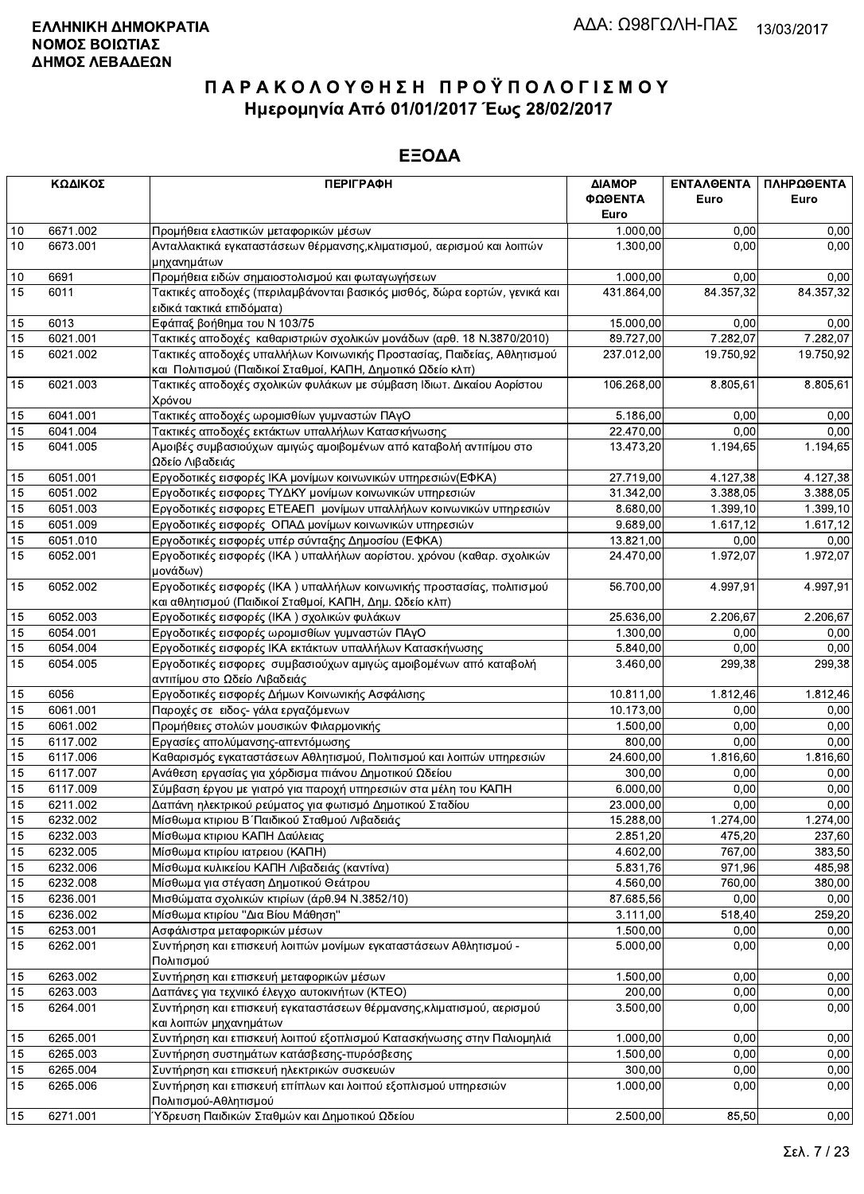**ΕΛΛΗΝΙΚΗ ΔΗΜΟΚΡΑΤΙΑ**
**ΝΟΜΟΣ ΒΟΙΩΤΙΑΣ**
**ΔΗΜΟΣ ΛΕΒΑΔΕΩΝ**

ΑΔΑ: Ω98ΓΩΛΗ-ΠΑΣ 13/03/2017

# ΠΑΡΑΚΟΛΟΥΘΗΣΗ ΠΡΟΫΠΟΛΟΓΙΣΜΟΥ
## Ημερομηνία Από 01/01/2017 Έως 28/02/2017

## ΕΞΟΔΑ

| ΚΩΔΙΚΟΣ | | ΠΕΡΙΓΡΑΦΗ | ΔΙΑΜΟΡΦΩΘΕΝΤΑ Euro | ΕΝΤΑΛΘΕΝΤΑ Euro | ΠΛΗΡΩΘΕΝΤΑ Euro |
|---|---|---|---|---|---|
| 10 | 6671.002 | Προμήθεια ελαστικών μεταφορικών μέσων | 1.000,00 | 0,00 | 0,00 |
| 10 | 6673.001 | Ανταλλακτικά εγκαταστάσεων θέρμανσης,κλιματισμού, αερισμού και λοιπών μηχανημάτων | 1.300,00 | 0,00 | 0,00 |
| 10 | 6691 | Προμήθεια ειδών σημαιοστολισμού και φωταγωγήσεων | 1.000,00 | 0,00 | 0,00 |
| 15 | 6011 | Τακτικές αποδοχές (περιλαμβάνονται βασικός μισθός, δώρα εορτών, γενικά και ειδικά τακτικά επιδόματα) | 431.864,00 | 84.357,32 | 84.357,32 |
| 15 | 6013 | Εφάπαξ βοήθημα του Ν 103/75 | 15.000,00 | 0,00 | 0,00 |
| 15 | 6021.001 | Τακτικές αποδοχές καθαριστριών σχολικών μονάδων (αρθ. 18 Ν.3870/2010) | 89.727,00 | 7.282,07 | 7.282,07 |
| 15 | 6021.002 | Τακτικές αποδοχές υπαλλήλων Κοινωνικής Προστασίας, Παιδείας, Αθλητισμού και Πολιτισμού (Παιδικοί Σταθμοί, ΚΑΠΗ, Δημοτικό Ωδείο κλπ) | 237.012,00 | 19.750,92 | 19.750,92 |
| 15 | 6021.003 | Τακτικές αποδοχές σχολικών φυλάκων με σύμβαση Ιδιωτ. Δικαίου Αορίστου Χρόνου | 106.268,00 | 8.805,61 | 8.805,61 |
| 15 | 6041.001 | Τακτικές αποδοχές ωρομισθίων γυμναστών ΠΑγΟ | 5.186,00 | 0,00 | 0,00 |
| 15 | 6041.004 | Τακτικές αποδοχές εκτάκτων υπαλλήλων Κατασκήνωσης | 22.470,00 | 0,00 | 0,00 |
| 15 | 6041.005 | Αμοιβές συμβασιούχων αμιγώς αμοιβομένων από καταβολή αντιτίμου στο Ωδείο Λιβαδειάς | 13.473,20 | 1.194,65 | 1.194,65 |
| 15 | 6051.001 | Εργοδοτικές εισφορές ΙΚΑ μονίμων κοινωνικών υπηρεσιών(ΕΦΚΑ) | 27.719,00 | 4.127,38 | 4.127,38 |
| 15 | 6051.002 | Εργοδοτικές εισφορες ΤΥΔΚΥ μονίμων κοινωνικών υπηρεσιών | 31.342,00 | 3.388,05 | 3.388,05 |
| 15 | 6051.003 | Εργοδοτικές εισφορές ΕΤΕΑΕΠ μονίμων υπαλλήλων κοινωνικών υπηρεσιών | 8.680,00 | 1.399,10 | 1.399,10 |
| 15 | 6051.009 | Εργοδοτικές εισφορές ΟΠΑΔ μονίμων κοινωνικών υπηρεσιών | 9.689,00 | 1.617,12 | 1.617,12 |
| 15 | 6051.010 | Εργοδοτικές εισφορές υπέρ σύνταξης Δημοσίου (ΕΦΚΑ) | 13.821,00 | 0,00 | 0,00 |
| 15 | 6052.001 | Εργοδοτικές εισφορές (ΙΚΑ ) υπαλλήλων αορίστου. χρόνου (καθαρ. σχολικών μονάδων) | 24.470,00 | 1.972,07 | 1.972,07 |
| 15 | 6052.002 | Εργοδοτικές εισφορές (ΙΚΑ ) υπαλλήλων κοινωνικής προστασίας, πολιτισμού και αθλητισμού (Παιδικοί Σταθμοί, ΚΑΠΗ, Δημ. Ωδείο κλπ) | 56.700,00 | 4.997,91 | 4.997,91 |
| 15 | 6052.003 | Εργοδοτικές εισφορές (ΙΚΑ ) σχολικών φυλάκων | 25.636,00 | 2.206,67 | 2.206,67 |
| 15 | 6054.001 | Εργοδοτικές εισφορές ωρομισθίων γυμναστών ΠΑγΟ | 1.300,00 | 0,00 | 0,00 |
| 15 | 6054.004 | Εργοδοτικές εισφορές ΙΚΑ εκτάκτων υπαλλήλων Κατασκήνωσης | 5.840,00 | 0,00 | 0,00 |
| 15 | 6054.005 | Εργοδοτικές εισφορες συμβασιούχων αμιγώς αμοιβομένων από καταβολή αντιτίμου στο Ωδείο Λιβαδειάς | 3.460,00 | 299,38 | 299,38 |
| 15 | 6056 | Εργοδοτικές εισφορές Δήμων Κοινωνικής Ασφάλισης | 10.811,00 | 1.812,46 | 1.812,46 |
| 15 | 6061.001 | Παροχές σε ειδος- γάλα εργαζόμενων | 10.173,00 | 0,00 | 0,00 |
| 15 | 6061.002 | Προμήθειες στολών μουσικών Φιλαρμονικής | 1.500,00 | 0,00 | 0,00 |
| 15 | 6117.002 | Εργασίες απολύμανσης-απεντόμωσης | 800,00 | 0,00 | 0,00 |
| 15 | 6117.006 | Καθαρισμός εγκαταστάσεων Αθλητισμού, Πολιτισμού και λοιπών υπηρεσιών | 24.600,00 | 1.816,60 | 1.816,60 |
| 15 | 6117.007 | Ανάθεση εργασίας για χόρδισμα πιάνου Δημοτικού Ωδείου | 300,00 | 0,00 | 0,00 |
| 15 | 6117.009 | Σύμβαση έργου με γιατρό για παροχή υπηρεσιών στα μέλη του ΚΑΠΗ | 6.000,00 | 0,00 | 0,00 |
| 15 | 6211.002 | Δαπάνη ηλεκτρικού ρεύματος για φωτισμό Δημοτικού Σταδίου | 23.000,00 | 0,00 | 0,00 |
| 15 | 6232.002 | Μίσθωμα κτιριου Β΄Παιδικού Σταθμού Λιβαδειάς | 15.288,00 | 1.274,00 | 1.274,00 |
| 15 | 6232.003 | Μίσθωμα κτιριου ΚΑΠΗ Δαύλειας | 2.851,20 | 475,20 | 237,60 |
| 15 | 6232.005 | Μίσθωμα κτιρίου ιατρειου (ΚΑΠΗ) | 4.602,00 | 767,00 | 383,50 |
| 15 | 6232.006 | Μίσθωμα κυλικείου ΚΑΠΗ Λιβαδειάς (καντίνα) | 5.831,76 | 971,96 | 485,98 |
| 15 | 6232.008 | Μίσθωμα για στέγαση Δημοτικού Θεάτρου | 4.560,00 | 760,00 | 380,00 |
| 15 | 6236.001 | Μισθώματα σχολικών κτιρίων (άρθ.94 Ν.3852/10) | 87.685,56 | 0,00 | 0,00 |
| 15 | 6236.002 | Μίσθωμα κτιρίου "Δια Βίου Μάθηση" | 3.111,00 | 518,40 | 259,20 |
| 15 | 6253.001 | Ασφάλιστρα μεταφορικών μέσων | 1.500,00 | 0,00 | 0,00 |
| 15 | 6262.001 | Συντήρηση και επισκευή λοιπών μονίμων εγκαταστάσεων Αθλητισμού - Πολιτισμού | 5.000,00 | 0,00 | 0,00 |
| 15 | 6263.002 | Συντήρηση και επισκευή μεταφορικών μέσων | 1.500,00 | 0,00 | 0,00 |
| 15 | 6263.003 | Δαπάνες για τεχνικό έλεγχο αυτοκινήτων (ΚΤΕΟ) | 200,00 | 0,00 | 0,00 |
| 15 | 6264.001 | Συντήρηση και επισκευή εγκαταστάσεων θέρμανσης,κλιματισμού, αερισμού και λοιπών μηχανημάτων | 3.500,00 | 0,00 | 0,00 |
| 15 | 6265.001 | Συντήρηση και επισκευή λοιπού εξοπλισμού Κατασκήνωσης στην Παλιομηλιά | 1.000,00 | 0,00 | 0,00 |
| 15 | 6265.003 | Συντήρηση συστημάτων κατάσβεσης-πυρόσβεσης | 1.500,00 | 0,00 | 0,00 |
| 15 | 6265.004 | Συντήρηση και επισκευή ηλεκτρικών συσκευών | 300,00 | 0,00 | 0,00 |
| 15 | 6265.006 | Συντήρηση και επισκευή επίπλων και λοιπού εξοπλισμού υπηρεσιών Πολιτισμού-Αθλητισμού | 1.000,00 | 0,00 | 0,00 |
| 15 | 6271.001 | Ύδρευση Παιδικών Σταθμών και Δημοτικού Ωδείου | 2.500,00 | 85,50 | 0,00 |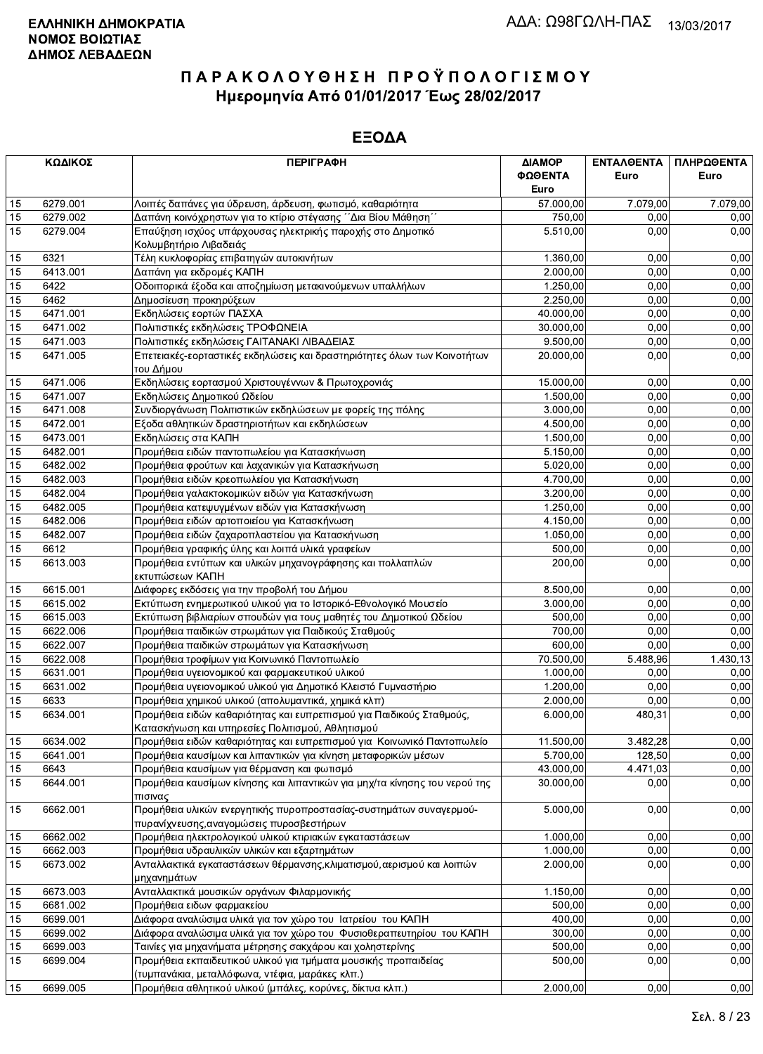**ΕΛΛΗΝΙΚΗ ΔΗΜΟΚΡΑΤΙΑ**
**ΝΟΜΟΣ ΒΟΙΩΤΙΑΣ**
**ΔΗΜΟΣ ΛΕΒΑΔΕΩΝ**

ΑΔΑ: Ω98ΓΩΛΗ-ΠΑΣ 13/03/2017

# ΠΑΡΑΚΟΛΟΥΘΗΣΗ ΠΡΟΫΠΟΛΟΓΙΣΜΟΥ
## Ημερομηνία Από 01/01/2017 Έως 28/02/2017

## ΕΞΟΔΑ

| ΚΩΔΙΚΟΣ | | ΠΕΡΙΓΡΑΦΗ | ΔΙΑΜΟΡΦΩΘΕΝΤΑ Euro | ΕΝΤΑΛΘΕΝΤΑ Euro | ΠΛΗΡΩΘΕΝΤΑ Euro |
|---|---|---|---|---|---|
| 15 | 6279.001 | Λοιπές δαπάνες για ύδρευση, άρδευση, φωτισμό, καθαριότητα | 57.000,00 | 7.079,00 | 7.079,00 |
| 15 | 6279.002 | Δαπάνη κοινόχρηστων για το κτίριο στέγασης ΄΄Δια Βίου Μάθηση΄΄ | 750,00 | 0,00 | 0,00 |
| 15 | 6279.004 | Επαύξηση ισχύος υπάρχουσας ηλεκτρικής παροχής στο Δημοτικό Κολυμβητήριο Λιβαδειάς | 5.510,00 | 0,00 | 0,00 |
| 15 | 6321 | Τέλη κυκλοφορίας επιβατηγών αυτοκινήτων | 1.360,00 | 0,00 | 0,00 |
| 15 | 6413.001 | Δαπάνη για εκδρομές ΚΑΠΗ | 2.000,00 | 0,00 | 0,00 |
| 15 | 6422 | Οδοιπορικά έξοδα και αποζημίωση μετακινούμενων υπαλλήλων | 1.250,00 | 0,00 | 0,00 |
| 15 | 6462 | Δημοσίευση προκηρύξεων | 2.250,00 | 0,00 | 0,00 |
| 15 | 6471.001 | Εκδηλώσεις εορτών ΠΑΣΧΑ | 40.000,00 | 0,00 | 0,00 |
| 15 | 6471.002 | Πολιτιστικές εκδηλώσεις ΤΡΟΦΩΝΕΙΑ | 30.000,00 | 0,00 | 0,00 |
| 15 | 6471.003 | Πολιτιστικές εκδηλώσεις ΓΑΙΤΑΝΑΚΙ ΛΙΒΑΔΕΙΑΣ | 9.500,00 | 0,00 | 0,00 |
| 15 | 6471.005 | Επετειακές-εορταστικές εκδηλώσεις και δραστηριότητες όλων των Κοινοτήτων του Δήμου | 20.000,00 | 0,00 | 0,00 |
| 15 | 6471.006 | Εκδηλώσεις εορτασμού Χριστουγέννων & Πρωτοχρονιάς | 15.000,00 | 0,00 | 0,00 |
| 15 | 6471.007 | Εκδηλώσεις Δημοτικού Ωδείου | 1.500,00 | 0,00 | 0,00 |
| 15 | 6471.008 | Συνδιοργάνωση Πολιτιστικών εκδηλώσεων με φορείς της πόλης | 3.000,00 | 0,00 | 0,00 |
| 15 | 6472.001 | Εξοδα αθλητικών δραστηριοτήτων και εκδηλώσεων | 4.500,00 | 0,00 | 0,00 |
| 15 | 6473.001 | Εκδηλώσεις στα ΚΑΠΗ | 1.500,00 | 0,00 | 0,00 |
| 15 | 6482.001 | Προμήθεια ειδών παντοπωλείου για Κατασκήνωση | 5.150,00 | 0,00 | 0,00 |
| 15 | 6482.002 | Προμήθεια φρούτων και λαχανικών για Κατασκήνωση | 5.020,00 | 0,00 | 0,00 |
| 15 | 6482.003 | Προμήθεια ειδών κρεοπωλείου για Κατασκήνωση | 4.700,00 | 0,00 | 0,00 |
| 15 | 6482.004 | Προμήθεια γαλακτοκομικών ειδών για Κατασκήνωση | 3.200,00 | 0,00 | 0,00 |
| 15 | 6482.005 | Προμήθεια κατεψυγμένων ειδών για Κατασκήνωση | 1.250,00 | 0,00 | 0,00 |
| 15 | 6482.006 | Προμήθεια ειδών αρτοποιείου για Κατασκήνωση | 4.150,00 | 0,00 | 0,00 |
| 15 | 6482.007 | Προμήθεια ειδών ζαχαροπλαστείου για Κατασκήνωση | 1.050,00 | 0,00 | 0,00 |
| 15 | 6612 | Προμήθεια γραφικής ύλης και λοιπά υλικά γραφείων | 500,00 | 0,00 | 0,00 |
| 15 | 6613.003 | Προμήθεια εντύπων και υλικών μηχανογράφησης και πολλαπλών εκτυπώσεων ΚΑΠΗ | 200,00 | 0,00 | 0,00 |
| 15 | 6615.001 | Διάφορες εκδόσεις για την προβολή του Δήμου | 8.500,00 | 0,00 | 0,00 |
| 15 | 6615.002 | Εκτύπωση ενημερωτικού υλικού για το Ιστορικό-Εθνολογικό Μουσείο | 3.000,00 | 0,00 | 0,00 |
| 15 | 6615.003 | Εκτύπωση βιβλιαρίων σπουδών για τους μαθητές του Δημοτικού Ωδείου | 500,00 | 0,00 | 0,00 |
| 15 | 6622.006 | Προμήθεια παιδικών στρωμάτων για Παιδικούς Σταθμούς | 700,00 | 0,00 | 0,00 |
| 15 | 6622.007 | Προμήθεια παιδικών στρωμάτων για Κατασκήνωση | 600,00 | 0,00 | 0,00 |
| 15 | 6622.008 | Προμήθεια τροφίμων για Κοινωνικό Παντοπωλείο | 70.500,00 | 5.488,96 | 1.430,13 |
| 15 | 6631.001 | Προμήθεια υγειονομικού και φαρμακευτικού υλικού | 1.000,00 | 0,00 | 0,00 |
| 15 | 6631.002 | Προμήθεια υγειονομικού υλικού για Δημοτικό Κλειστό Γυμναστήριο | 1.200,00 | 0,00 | 0,00 |
| 15 | 6633 | Προμήθεια χημικού υλικού (απολυμαντικά, χημικά κλπ) | 2.000,00 | 0,00 | 0,00 |
| 15 | 6634.001 | Προμήθεια ειδών καθαριότητας και ευπρεπισμού για Παιδικούς Σταθμούς, Κατασκήνωση και υπηρεσίες Πολιτισμού, Αθλητισμού | 6.000,00 | 480,31 | 0,00 |
| 15 | 6634.002 | Προμήθεια ειδών καθαριότητας και ευπρεπισμού για Κοινωνικό Παντοπωλείο | 11.500,00 | 3.482,28 | 0,00 |
| 15 | 6641.001 | Προμήθεια καυσίμων και λιπαντικών για κίνηση μεταφορικών μέσων | 5.700,00 | 128,50 | 0,00 |
| 15 | 6643 | Προμήθεια καυσίμων για θέρμανση και φωτισμό | 43.000,00 | 4.471,03 | 0,00 |
| 15 | 6644.001 | Προμήθεια καυσίμων κίνησης και λιπαντικών για μηχ/τα κίνησης του νερού της πισινας | 30.000,00 | 0,00 | 0,00 |
| 15 | 6662.001 | Προμήθεια υλικών ενεργητικής πυροπροστασίας-συστημάτων συναγερμού-πυρανίχνευσης,αναγομώσεις πυροσβεστήρων | 5.000,00 | 0,00 | 0,00 |
| 15 | 6662.002 | Προμήθεια ηλεκτρολογικού υλικού κτιριακών εγκαταστάσεων | 1.000,00 | 0,00 | 0,00 |
| 15 | 6662.003 | Προμήθεια υδραυλικών υλικών και εξαρτημάτων | 1.000,00 | 0,00 | 0,00 |
| 15 | 6673.002 | Ανταλλακτικά εγκαταστάσεων θέρμανσης,κλιματισμού,αερισμού και λοιπών μηχανημάτων | 2.000,00 | 0,00 | 0,00 |
| 15 | 6673.003 | Ανταλλακτικά μουσικών οργάνων Φιλαρμονικής | 1.150,00 | 0,00 | 0,00 |
| 15 | 6681.002 | Προμήθεια ειδων φαρμακείου | 500,00 | 0,00 | 0,00 |
| 15 | 6699.001 | Διάφορα αναλώσιμα υλικά για τον χώρο του Ιατρείου του ΚΑΠΗ | 400,00 | 0,00 | 0,00 |
| 15 | 6699.002 | Διάφορα αναλώσιμα υλικά για τον χώρο του Φυσιοθεραπευτηρίου του ΚΑΠΗ | 300,00 | 0,00 | 0,00 |
| 15 | 6699.003 | Ταινίες για μηχανήματα μέτρησης σακχάρου και χοληστερίνης | 500,00 | 0,00 | 0,00 |
| 15 | 6699.004 | Προμήθεια εκπαιδευτικού υλικού για τμήματα μουσικής προπαιδείας (τυμπανάκια, μεταλλόφωνα, ντέφια, μαράκες κλπ.) | 500,00 | 0,00 | 0,00 |
| 15 | 6699.005 | Προμήθεια αθλητικού υλικού (μπάλες, κορύνες, δίκτυα κλπ.) | 2.000,00 | 0,00 | 0,00 |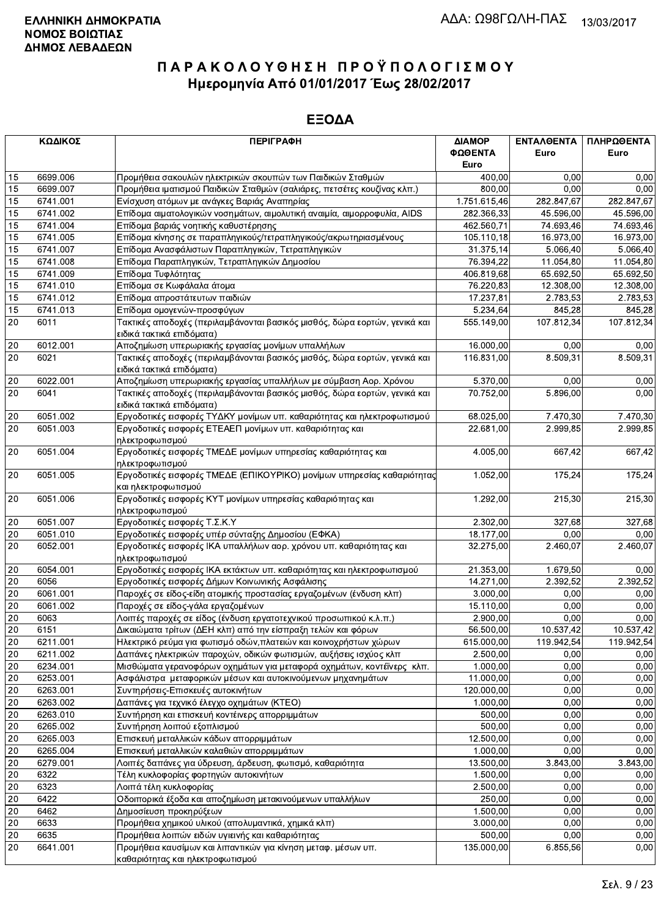**ΕΛΛΗΝΙΚΗ ΔΗΜΟΚΡΑΤΙΑ**
**ΝΟΜΟΣ ΒΟΙΩΤΙΑΣ**
**ΔΗΜΟΣ ΛΕΒΑΔΕΩΝ**

ΑΔΑ: Ω98ΓΩΛΗ-ΠΑΣ 13/03/2017

# ΠΑΡΑΚΟΛΟΥΘΗΣΗ ΠΡΟΫΠΟΛΟΓΙΣΜΟΥ

## Ημερομηνία Από 01/01/2017 Έως 28/02/2017

## ΕΞΟΔΑ

| ΚΩΔΙΚΟΣ | | ΠΕΡΙΓΡΑΦΗ | ΔΙΑΜΟΡΦΩΘΕΝΤΑ Euro | ΕΝΤΑΛΘΕΝΤΑ Euro | ΠΛΗΡΩΘΕΝΤΑ Euro |
|---|---|---|---|---|---|
| 15 | 6699.006 | Προμήθεια σακουλών ηλεκτρικών σκουπών των Παιδικών Σταθμών | 400,00 | 0,00 | 0,00 |
| 15 | 6699.007 | Προμήθεια ιματισμού Παιδικών Σταθμών (σαλιάρες, πετσέτες κουζίνας κλπ.) | 800,00 | 0,00 | 0,00 |
| 15 | 6741.001 | Ενίσχυση ατόμων με ανάγκες Βαριάς Αναπηρίας | 1.751.615,46 | 282.847,67 | 282.847,67 |
| 15 | 6741.002 | Επίδομα αιματολογικών νοσημάτων, αιμολυτική αναιμία, αιμορροφυλία, AIDS | 282.366,33 | 45.596,00 | 45.596,00 |
| 15 | 6741.004 | Επίδομα βαριάς νοητικής καθυστέρησης | 462.560,71 | 74.693,46 | 74.693,46 |
| 15 | 6741.005 | Επίδομα κίνησης σε παραπληγικούς/τετραπληγικούς/ακρωτηριασμένους | 105.110,18 | 16.973,00 | 16.973,00 |
| 15 | 6741.007 | Επίδομα Ανασφάλιστων Παραπληγικών, Τετραπληγικών | 31.375,14 | 5.066,40 | 5.066,40 |
| 15 | 6741.008 | Επίδομα Παραπληγικών, Τετραπληγικών Δημοσίου | 76.394,22 | 11.054,80 | 11.054,80 |
| 15 | 6741.009 | Επίδομα Τυφλότητας | 406.819,68 | 65.692,50 | 65.692,50 |
| 15 | 6741.010 | Επίδομα σε Κωφάλαλα άτομα | 76.220,83 | 12.308,00 | 12.308,00 |
| 15 | 6741.012 | Επίδομα απροστάτευτων παιδιών | 17.237,81 | 2.783,53 | 2.783,53 |
| 15 | 6741.013 | Επίδομα ομογενών-προσφύγων | 5.234,64 | 845,28 | 845,28 |
| 20 | 6011 | Τακτικές αποδοχές (περιλαμβάνονται βασικός μισθός, δώρα εορτών, γενικά και ειδικά τακτικά επιδόματα) | 555.149,00 | 107.812,34 | 107.812,34 |
| 20 | 6012.001 | Αποζημίωση υπερωριακής εργασίας μονίμων υπαλλήλων | 16.000,00 | 0,00 | 0,00 |
| 20 | 6021 | Τακτικές αποδοχές (περιλαμβάνονται βασικός μισθός, δώρα εορτών, γενικά και ειδικά τακτικά επιδόματα) | 116.831,00 | 8.509,31 | 8.509,31 |
| 20 | 6022.001 | Αποζημίωση υπερωριακής εργασίας υπαλλήλων με σύμβαση Αορ. Χρόνου | 5.370,00 | 0,00 | 0,00 |
| 20 | 6041 | Τακτικές αποδοχές (περιλαμβάνονται βασικός μισθός, δώρα εορτών, γενικά και ειδικά τακτικά επιδόματα) | 70.752,00 | 5.896,00 | 0,00 |
| 20 | 6051.002 | Εργοδοτικές εισφορές ΤΥΔΚΥ μονίμων υπ. καθαριότητας και ηλεκτροφωτισμού | 68.025,00 | 7.470,30 | 7.470,30 |
| 20 | 6051.003 | Εργοδοτικές εισφορές ΕΤΕΑΕΠ μονίμων υπ. καθαριότητας και ηλεκτροφωτισμού | 22.681,00 | 2.999,85 | 2.999,85 |
| 20 | 6051.004 | Εργοδοτικές εισφορές ΤΜΕΔΕ μονίμων υπηρεσίας καθαριότητας και ηλεκτροφωτισμού | 4.005,00 | 667,42 | 667,42 |
| 20 | 6051.005 | Εργοδοτικές εισφορές ΤΜΕΔΕ (ΕΠΙΚΟΥΡΙΚΟ) μονίμων υπηρεσίας καθαριότητας και ηλεκτροφωτισμού | 1.052,00 | 175,24 | 175,24 |
| 20 | 6051.006 | Εργοδοτικές εισφορές ΚΥΤ μονίμων υπηρεσίας καθαριότητας και ηλεκτροφωτισμού | 1.292,00 | 215,30 | 215,30 |
| 20 | 6051.007 | Εργοδοτικές εισφορές Τ.Σ.Κ.Υ | 2.302,00 | 327,68 | 327,68 |
| 20 | 6051.010 | Εργοδοτικές εισφορές υπέρ σύνταξης Δημοσίου (ΕΦΚΑ) | 18.177,00 | 0,00 | 0,00 |
| 20 | 6052.001 | Εργοδοτικές εισφορές ΙΚΑ υπαλλήλων αορ. χρόνου υπ. καθαριότητας και ηλεκτροφωτισμού | 32.275,00 | 2.460,07 | 2.460,07 |
| 20 | 6054.001 | Εργοδοτικές εισφορές ΙΚΑ εκτάκτων υπ. καθαριότητας και ηλεκτροφωτισμού | 21.353,00 | 1.679,50 | 0,00 |
| 20 | 6056 | Εργοδοτικές εισφορές Δήμων Κοινωνικής Ασφάλισης | 14.271,00 | 2.392,52 | 2.392,52 |
| 20 | 6061.001 | Παροχές σε είδος-είδη ατομικής προστασίας εργαζομένων (ένδυση κλπ) | 3.000,00 | 0,00 | 0,00 |
| 20 | 6061.002 | Παροχές σε είδος-γάλα εργαζομένων | 15.110,00 | 0,00 | 0,00 |
| 20 | 6063 | Λοιπές παροχές σε είδος (ένδυση εργατοτεχνικού προσωπικού κ.λ.π.) | 2.900,00 | 0,00 | 0,00 |
| 20 | 6151 | Δικαιώματα τρίτων (ΔΕΗ κλπ) από την είσπραξη τελών και φόρων | 56.500,00 | 10.537,42 | 10.537,42 |
| 20 | 6211.001 | Ηλεκτρικό ρεύμα για φωτισμό οδών,πλατειών και κοινοχρήστων χώρων | 615.000,00 | 119.942,54 | 119.942,54 |
| 20 | 6211.002 | Δαπάνες ηλεκτρικών παροχών, οδικών φωτισμών, αυξήσεις ισχύος κλπ | 2.500,00 | 0,00 | 0,00 |
| 20 | 6234.001 | Μισθώματα γερανοφόρων οχημάτων για μεταφορά οχημάτων, κοντέινερς κλπ. | 1.000,00 | 0,00 | 0,00 |
| 20 | 6253.001 | Ασφάλιστρα μεταφορικών μέσων και αυτοκινούμενων μηχανημάτων | 11.000,00 | 0,00 | 0,00 |
| 20 | 6263.001 | Συντηρήσεις-Επισκευές αυτοκινήτων | 120.000,00 | 0,00 | 0,00 |
| 20 | 6263.002 | Δαπάνες για τεχνικό έλεγχο οχημάτων (ΚΤΕΟ) | 1.000,00 | 0,00 | 0,00 |
| 20 | 6263.010 | Συντήρηση και επισκευή κοντέινερ απορριμμάτων | 500,00 | 0,00 | 0,00 |
| 20 | 6265.002 | Συντήρηση λοιπού εξοπλισμού | 500,00 | 0,00 | 0,00 |
| 20 | 6265.003 | Επισκευή μεταλλικών κάδων απορριμμάτων | 12.500,00 | 0,00 | 0,00 |
| 20 | 6265.004 | Επισκευή μεταλλικών καλαθιών απορριμμάτων | 1.000,00 | 0,00 | 0,00 |
| 20 | 6279.001 | Λοιπές δαπάνες για ύδρευση, άρδευση, φωτισμό, καθαριότητα | 13.500,00 | 3.843,00 | 3.843,00 |
| 20 | 6322 | Τέλη κυκλοφορίας φορτηγών αυτοκινήτων | 1.500,00 | 0,00 | 0,00 |
| 20 | 6323 | Λοιπά τέλη κυκλοφορίας | 2.500,00 | 0,00 | 0,00 |
| 20 | 6422 | Οδοιπορικά έξοδα και αποζημίωση μετακινούμενων υπαλλήλων | 250,00 | 0,00 | 0,00 |
| 20 | 6462 | Δημοσίευση προκηρύξεων | 1.500,00 | 0,00 | 0,00 |
| 20 | 6633 | Προμήθεια χημικού υλικού (απολυμαντικά, χημικά κλπ) | 3.000,00 | 0,00 | 0,00 |
| 20 | 6635 | Προμήθεια λοιπών ειδών υγιεινής και καθαριότητας | 500,00 | 0,00 | 0,00 |
| 20 | 6641.001 | Προμήθεια καυσίμων και λιπαντικών για κίνηση μεταφ. μέσων υπ. καθαριότητας και ηλεκτροφωτισμού | 135.000,00 | 6.855,56 | 0,00 |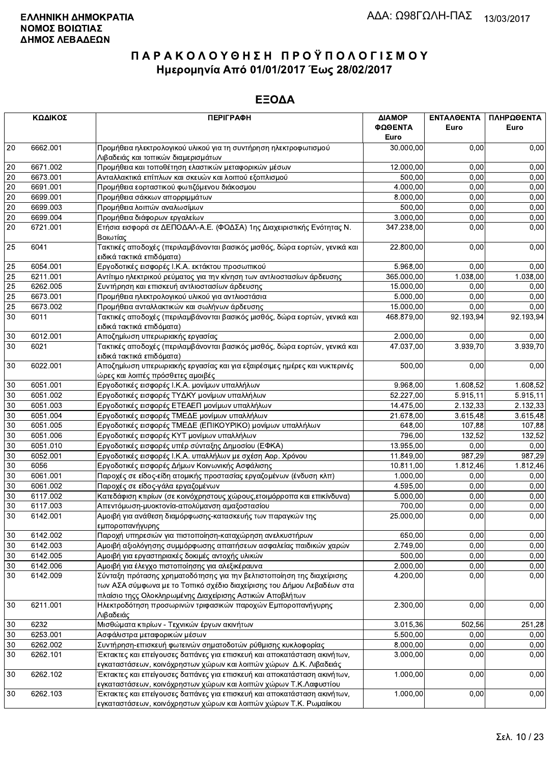ΕΛΛΗΝΙΚΗ ΔΗΜΟΚΡΑΤΙΑ
ΝΟΜΟΣ ΒΟΙΩΤΙΑΣ
ΔΗΜΟΣ ΛΕΒΑΔΕΩΝ

ΑΔΑ: Ω98ΓΩΛΗ-ΠΑΣ 13/03/2017

# ΠΑΡΑΚΟΛΟΥΘΗΣΗ ΠΡΟΫΠΟΛΟΓΙΣΜΟΥ
## Ημερομηνία Από 01/01/2017 Έως 28/02/2017

## ΕΞΟΔΑ

| ΚΩΔΙΚΟΣ | | ΠΕΡΙΓΡΑΦΗ | ΔΙΑΜΟΡΦΩΘΕΝΤΑ Euro | ΕΝΤΑΛΘΕΝΤΑ Euro | ΠΛΗΡΩΘΕΝΤΑ Euro |
|---|---|---|---|---|---|
| 20 | 6662.001 | Προμήθεια ηλεκτρολογικού υλικού για τη συντήρηση ηλεκτροφωτισμού Λιβαδειάς και τοπικών διαμερισμάτων | 30.000,00 | 0,00 | 0,00 |
| 20 | 6671.002 | Προμήθεια και τοποθέτηση ελαστικών μεταφορικών μέσων | 12.000,00 | 0,00 | 0,00 |
| 20 | 6673.001 | Ανταλλακτικά επίπλων και σκευών και λοιπού εξοπλισμού | 500,00 | 0,00 | 0,00 |
| 20 | 6691.001 | Προμήθεια εορταστικού φωτιζόμενου διάκοσμου | 4.000,00 | 0,00 | 0,00 |
| 20 | 6699.001 | Προμήθεια σάκκων απορριμμάτων | 8.000,00 | 0,00 | 0,00 |
| 20 | 6699.003 | Προμήθεια λοιπών αναλωσίμων | 500,00 | 0,00 | 0,00 |
| 20 | 6699.004 | Προμήθεια διάφορων εργαλείων | 3.000,00 | 0,00 | 0,00 |
| 20 | 6721.001 | Ετήσια εισφορά σε ΔΕΠΟΔΑΛ-Α.Ε. (ΦΟΔΣΑ) 1ης Διαχειριστικής Ενότητας Ν. Βοιωτίας | 347.238,00 | 0,00 | 0,00 |
| 25 | 6041 | Τακτικές αποδοχές (περιλαμβάνονται βασικός μισθός, δώρα εορτών, γενικά και ειδικά τακτικά επιδόματα) | 22.800,00 | 0,00 | 0,00 |
| 25 | 6054.001 | Εργοδοτικές εισφορές Ι.Κ.Α. εκτάκτου προσωπικού | 5.968,00 | 0,00 | 0,00 |
| 25 | 6211.001 | Αντίτιμο ηλεκτρικού ρεύματος για την κίνηση των αντλιοστασίων άρδευσης | 365.000,00 | 1.038,00 | 1.038,00 |
| 25 | 6262.005 | Συντήρηση και επισκευή αντλιοστασίων άρδευσης | 15.000,00 | 0,00 | 0,00 |
| 25 | 6673.001 | Προμήθεια ηλεκτρολογικού υλικού για αντλιοστάσια | 5.000,00 | 0,00 | 0,00 |
| 25 | 6673.002 | Προμήθεια ανταλλακτικών και σωλήνων άρδευσης | 15.000,00 | 0,00 | 0,00 |
| 30 | 6011 | Τακτικές αποδοχές (περιλαμβάνονται βασικός μισθός, δώρα εορτών, γενικά και ειδικά τακτικά επιδόματα) | 468.879,00 | 92.193,94 | 92.193,94 |
| 30 | 6012.001 | Αποζημίωση υπερωριακής εργασίας | 2.000,00 | 0,00 | 0,00 |
| 30 | 6021 | Τακτικές αποδοχές (περιλαμβάνονται βασικός μισθός, δώρα εορτών, γενικά και ειδικά τακτικά επιδόματα) | 47.037,00 | 3.939,70 | 3.939,70 |
| 30 | 6022.001 | Αποζημίωση υπερωριακής εργασίας και για εξαιρέσιμες ημέρες και νυκτερινές ώρες και λοιπές πρόσθετες αμοιβές | 500,00 | 0,00 | 0,00 |
| 30 | 6051.001 | Εργοδοτικές εισφορές Ι.Κ.Α. μονίμων υπαλλήλων | 9.968,00 | 1.608,52 | 1.608,52 |
| 30 | 6051.002 | Εργοδοτικές εισφορές ΤΥΔΚΥ μονίμων υπαλλήλων | 52.227,00 | 5.915,11 | 5.915,11 |
| 30 | 6051.003 | Εργοδοτικές εισφορές ΕΤΕΑΕΠ μονίμων υπαλλήλων | 14.475,00 | 2.132,33 | 2.132,33 |
| 30 | 6051.004 | Εργοδοτικές εισφορές ΤΜΕΔΕ μονίμων υπαλλήλων | 21.678,00 | 3.615,48 | 3.615,48 |
| 30 | 6051.005 | Εργοδοτικές εισφορές ΤΜΕΔΕ (ΕΠΙΚΟΥΡΙΚΟ) μονίμων υπαλλήλων | 648,00 | 107,88 | 107,88 |
| 30 | 6051.006 | Εργοδοτικές εισφορές ΚΥΤ μονίμων υπαλλήλων | 796,00 | 132,52 | 132,52 |
| 30 | 6051.010 | Εργοδοτικές εισφορές υπέρ σύνταξης Δημοσίου (ΕΦΚΑ) | 13.955,00 | 0,00 | 0,00 |
| 30 | 6052.001 | Εργοδοτικές εισφορές Ι.Κ.Α. υπαλλήλων με σχέση Αορ. Χρόνου | 11.849,00 | 987,29 | 987,29 |
| 30 | 6056 | Εργοδοτικές εισφορές Δήμων Κοινωνικής Ασφάλισης | 10.811,00 | 1.812,46 | 1.812,46 |
| 30 | 6061.001 | Παροχές σε είδος-είδη ατομικής προστασίας εργαζομένων (ένδυση κλπ) | 1.000,00 | 0,00 | 0,00 |
| 30 | 6061.002 | Παροχές σε είδος-γάλα εργαζομένων | 4.595,00 | 0,00 | 0,00 |
| 30 | 6117.002 | Κατεδάφιση κτιρίων (σε κοινόχρηστους χώρους,ετοιμόρροπα και επικίνδυνα) | 5.000,00 | 0,00 | 0,00 |
| 30 | 6117.003 | Απεντόμωση-μυοκτονία-απολύμανση αμαξοστασίου | 700,00 | 0,00 | 0,00 |
| 30 | 6142.001 | Αμοιβή για ανάθεση διαμόρφωσης-κατασκευής των παραγκών της εμποροπανήγυρης | 25.000,00 | 0,00 | 0,00 |
| 30 | 6142.002 | Παροχή υπηρεσιών για πιστοποίηση-καταχώρηση ανελκυστήρων | 650,00 | 0,00 | 0,00 |
| 30 | 6142.003 | Αμοιβή αξιολόγησης συμμόρφωσης απαιτήσεων ασφαλείας παιδικών χαρών | 2.749,00 | 0,00 | 0,00 |
| 30 | 6142.005 | Αμοιβή για εργαστηριακές δοκιμές αντοχής υλικών | 500,00 | 0,00 | 0,00 |
| 30 | 6142.006 | Αμοιβή για έλεγχο πιστοποίησης για αλεξικέραυνα | 2.000,00 | 0,00 | 0,00 |
| 30 | 6142.009 | Σύνταξη πρότασης χρηματοδότησης για την βελτιστοποίηση της διαχείρισης των ΑΣΑ σύμφωνα με το Τοπικό σχέδιο διαχείρισης του Δήμου Λεβαδέων στα πλαίσιο τηςς Ολοκληρωμένης Διαχείρισης Αστικών Αποβλήτων | 4.200,00 | 0,00 | 0,00 |
| 30 | 6211.001 | Ηλεκτροδότηση προσωρινών τριφασικών παροχών Εμποροπανήγυρης Λιβαδειάς | 2.300,00 | 0,00 | 0,00 |
| 30 | 6232 | Μισθώματα κτιρίων - Τεχνικών έργων ακινήτων | 3.015,36 | 502,56 | 251,28 |
| 30 | 6253.001 | Ασφάλιστρα μεταφορικών μέσων | 5.500,00 | 0,00 | 0,00 |
| 30 | 6262.002 | Συντήρηση-επισκευή φωτεινών σηματοδοτών ρύθμισης κυκλοφορίας | 8.000,00 | 0,00 | 0,00 |
| 30 | 6262.101 | Έκτακτες και επείγουσες δαπάνες για επισκευή και αποκατάσταση ακινήτων, εγκαταστάσεων, κοινόχρηστων χώρων και λοιπών χώρων Δ.Κ. Λιβαδειάς | 3.000,00 | 0,00 | 0,00 |
| 30 | 6262.102 | Έκτακτες και επείγουσες δαπάνες για επισκευή και αποκατάσταση ακινήτων, εγκαταστάσεων, κοινόχρηστων χώρων και λοιπών χώρων Τ.Κ.Λαφυστίου | 1.000,00 | 0,00 | 0,00 |
| 30 | 6262.103 | Έκτακτες και επείγουσες δαπάνες για επισκευή και αποκατάσταση ακινήτων, εγκαταστάσεων, κοινόχρηστων χώρων και λοιπών χώρων Τ.Κ. Ρωμαίικου | 1.000,00 | 0,00 | 0,00 |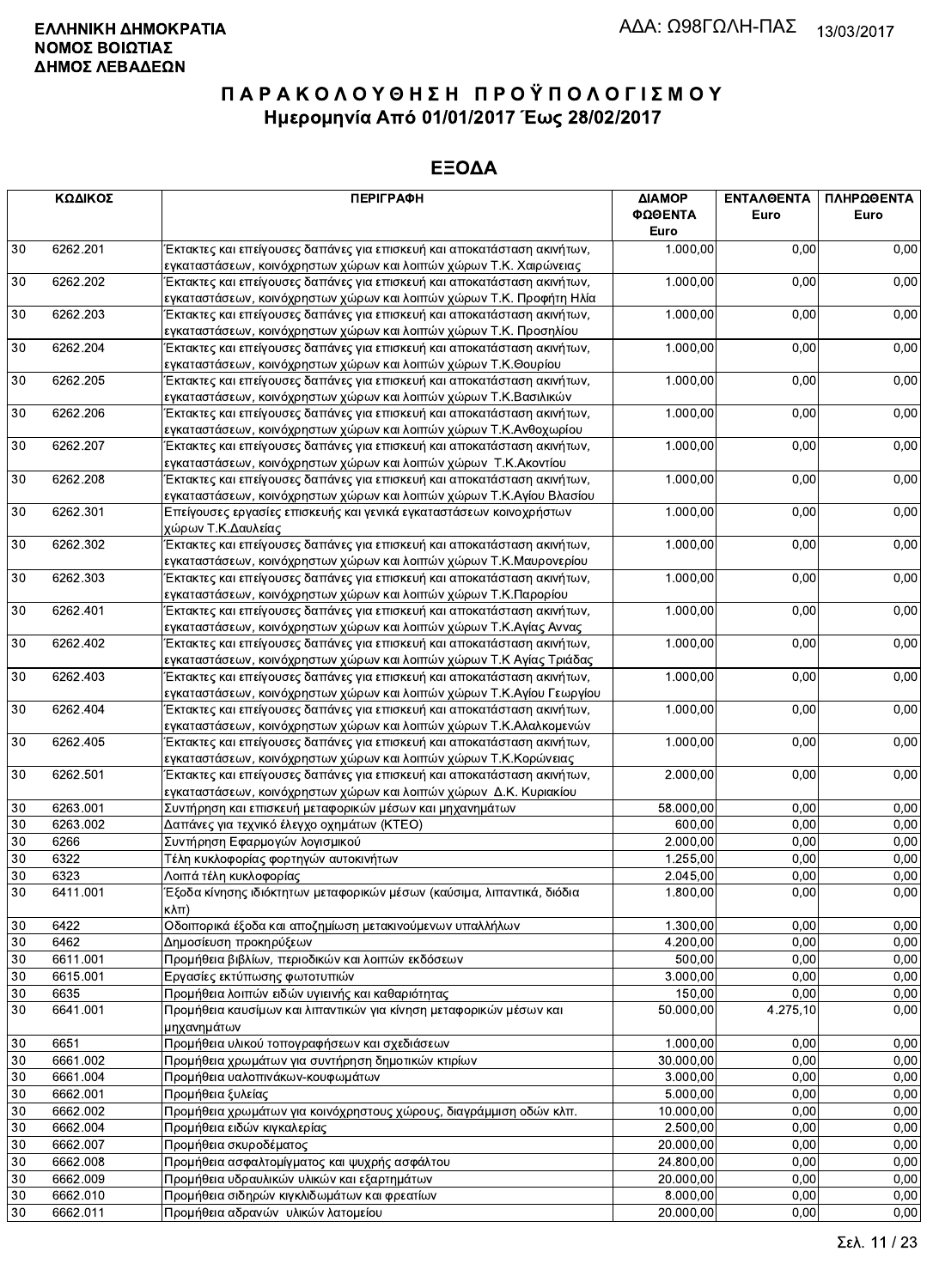**ΕΛΛΗΝΙΚΗ ΔΗΜΟΚΡΑΤΙΑ**
**ΝΟΜΟΣ ΒΟΙΩΤΙΑΣ**
**ΔΗΜΟΣ ΛΕΒΑΔΕΩΝ**

ΑΔΑ: Ω98ΓΩΛΗ-ΠΑΣ 13/03/2017

# Π Α Ρ Α Κ Ο Λ Ο Υ Θ Η Σ Η  Π Ρ Ο Ϋ Π Ο Λ Ο Γ Ι Σ Μ Ο Υ

## Ημερομηνία Από 01/01/2017 Έως 28/02/2017

## ΕΞΟΔΑ

| ΚΩΔΙΚΟΣ | | ΠΕΡΙΓΡΑΦΗ | ΔΙΑΜΟΡ ΦΩΘΕΝΤΑ Euro | ΕΝΤΑΛΘΕΝΤΑ Euro | ΠΛΗΡΩΘΕΝΤΑ Euro |
|---|---|---|---|---|---|
| 30 | 6262.201 | Έκτακτες και επείγουσες δαπάνες για επισκευή και αποκατάσταση ακινήτων, εγκαταστάσεων, κοινόχρηστων χώρων και λοιπών χώρων Τ.Κ. Χαιρώνειας | 1.000,00 | 0,00 | 0,00 |
| 30 | 6262.202 | Έκτακτες και επείγουσες δαπάνες για επισκευή και αποκατάσταση ακινήτων, εγκαταστάσεων, κοινόχρηστων χώρων και λοιπών χώρων Τ.Κ. Προφήτη Ηλία | 1.000,00 | 0,00 | 0,00 |
| 30 | 6262.203 | Έκτακτες και επείγουσες δαπάνες για επισκευή και αποκατάσταση ακινήτων, εγκαταστάσεων, κοινόχρηστων χώρων και λοιπών χώρων Τ.Κ. Προσηλίου | 1.000,00 | 0,00 | 0,00 |
| 30 | 6262.204 | Έκτακτες και επείγουσες δαπάνες για επισκευή και αποκατάσταση ακινήτων, εγκαταστάσεων, κοινόχρηστων χώρων και λοιπών χώρων Τ.Κ.Θουρίου | 1.000,00 | 0,00 | 0,00 |
| 30 | 6262.205 | Έκτακτες και επείγουσες δαπάνες για επισκευή και αποκατάσταση ακινήτων, εγκαταστάσεων, κοινόχρηστων χώρων και λοιπών χώρων Τ.Κ.Βασιλικών | 1.000,00 | 0,00 | 0,00 |
| 30 | 6262.206 | Έκτακτες και επείγουσες δαπάνες για επισκευή και αποκατάσταση ακινήτων, εγκαταστάσεων, κοινόχρηστων χώρων και λοιπών χώρων Τ.Κ.Ανθοχωρίου | 1.000,00 | 0,00 | 0,00 |
| 30 | 6262.207 | Έκτακτες και επείγουσες δαπάνες για επισκευή και αποκατάσταση ακινήτων, εγκαταστάσεων, κοινόχρηστων χώρων και λοιπών χώρων Τ.Κ.Ακοντίου | 1.000,00 | 0,00 | 0,00 |
| 30 | 6262.208 | Έκτακτες και επείγουσες δαπάνες για επισκευή και αποκατάσταση ακινήτων, εγκαταστάσεων, κοινόχρηστων χώρων και λοιπών χώρων Τ.Κ.Αγίου Βλασίου | 1.000,00 | 0,00 | 0,00 |
| 30 | 6262.301 | Επείγουσες εργασίες επισκευής και γενικά εγκαταστάσεων κοινοχρήστων χώρων Τ.Κ.Δαυλείας | 1.000,00 | 0,00 | 0,00 |
| 30 | 6262.302 | Έκτακτες και επείγουσες δαπάνες για επισκευή και αποκατάσταση ακινήτων, εγκαταστάσεων, κοινόχρηστων χώρων και λοιπών χώρων Τ.Κ.Μαυρονερίου | 1.000,00 | 0,00 | 0,00 |
| 30 | 6262.303 | Έκτακτες και επείγουσες δαπάνες για επισκευή και αποκατάσταση ακινήτων, εγκαταστάσεων, κοινόχρηστων χώρων και λοιπών χώρων Τ.Κ.Παρορίου | 1.000,00 | 0,00 | 0,00 |
| 30 | 6262.401 | Έκτακτες και επείγουσες δαπάνες για επισκευή και αποκατάσταση ακινήτων, εγκαταστάσεων, κοινόχρηστων χώρων και λοιπών χώρων Τ.Κ.Αγίας Αννας | 1.000,00 | 0,00 | 0,00 |
| 30 | 6262.402 | Έκτακτες και επείγουσες δαπάνες για επισκευή και αποκατάσταση ακινήτων, εγκαταστάσεων, κοινόχρηστων χώρων και λοιπών χώρων Τ.Κ Αγίας Τριάδας | 1.000,00 | 0,00 | 0,00 |
| 30 | 6262.403 | Έκτακτες και επείγουσες δαπάνες για επισκευή και αποκατάσταση ακινήτων, εγκαταστάσεων, κοινόχρηστων χώρων και λοιπών χώρων Τ.Κ.Αγίου Γεωργίου | 1.000,00 | 0,00 | 0,00 |
| 30 | 6262.404 | Έκτακτες και επείγουσες δαπάνες για επισκευή και αποκατάσταση ακινήτων, εγκαταστάσεων, κοινόχρηστων χώρων και λοιπών χώρων Τ.Κ.Αλαλκομενών | 1.000,00 | 0,00 | 0,00 |
| 30 | 6262.405 | Έκτακτες και επείγουσες δαπάνες για επισκευή και αποκατάσταση ακινήτων, εγκαταστάσεων, κοινόχρηστων χώρων και λοιπών χώρων Τ.Κ.Κορώνειας | 1.000,00 | 0,00 | 0,00 |
| 30 | 6262.501 | Έκτακτες και επείγουσες δαπάνες για επισκευή και αποκατάσταση ακινήτων, εγκαταστάσεων, κοινόχρηστων χώρων και λοιπών χώρων Δ.Κ. Κυριακίου | 2.000,00 | 0,00 | 0,00 |
| 30 | 6263.001 | Συντήρηση και επισκευή μεταφορικών μέσων και μηχανημάτων | 58.000,00 | 0,00 | 0,00 |
| 30 | 6263.002 | Δαπάνες για τεχνικό έλεγχο οχημάτων (ΚΤΕΟ) | 600,00 | 0,00 | 0,00 |
| 30 | 6266 | Συντήρηση Εφαρμογών λογισμικού | 2.000,00 | 0,00 | 0,00 |
| 30 | 6322 | Τέλη κυκλοφορίας φορτηγών αυτοκινήτων | 1.255,00 | 0,00 | 0,00 |
| 30 | 6323 | Λοιπά τέλη κυκλοφορίας | 2.045,00 | 0,00 | 0,00 |
| 30 | 6411.001 | Έξοδα κίνησης ιδιόκτητων μεταφορικών μέσων (καύσιμα, λιπαντικά, διόδια κλπ) | 1.800,00 | 0,00 | 0,00 |
| 30 | 6422 | Οδοιπορικά έξοδα και αποζημίωση μετακινούμενων υπαλλήλων | 1.300,00 | 0,00 | 0,00 |
| 30 | 6462 | Δημοσίευση προκηρύξεων | 4.200,00 | 0,00 | 0,00 |
| 30 | 6611.001 | Προμήθεια βιβλίων, περιοδικών και λοιπών εκδόσεων | 500,00 | 0,00 | 0,00 |
| 30 | 6615.001 | Εργασίες εκτύπωσης φωτοτυπιών | 3.000,00 | 0,00 | 0,00 |
| 30 | 6635 | Προμήθεια λοιπών ειδών υγιεινής και καθαριότητας | 150,00 | 0,00 | 0,00 |
| 30 | 6641.001 | Προμήθεια καυσίμων και λιπαντικών για κίνηση μεταφορικών μέσων και μηχανημάτων | 50.000,00 | 4.275,10 | 0,00 |
| 30 | 6651 | Προμήθεια υλικού τοπογραφήσεων και σχεδιάσεων | 1.000,00 | 0,00 | 0,00 |
| 30 | 6661.002 | Προμήθεια χρωμάτων για συντήρηση δημοτικών κτιρίων | 30.000,00 | 0,00 | 0,00 |
| 30 | 6661.004 | Προμήθεια υαλοπινάκων-κουφωμάτων | 3.000,00 | 0,00 | 0,00 |
| 30 | 6662.001 | Προμήθεια ξυλείας | 5.000,00 | 0,00 | 0,00 |
| 30 | 6662.002 | Προμήθεια χρωμάτων για κοινόχρηστους χώρους, διαγράμμιση οδών κλπ. | 10.000,00 | 0,00 | 0,00 |
| 30 | 6662.004 | Προμήθεια ειδών κιγκαλερίας | 2.500,00 | 0,00 | 0,00 |
| 30 | 6662.007 | Προμήθεια σκυροδέματος | 20.000,00 | 0,00 | 0,00 |
| 30 | 6662.008 | Προμήθεια ασφαλτομίγματος και ψυχρής ασφάλτου | 24.800,00 | 0,00 | 0,00 |
| 30 | 6662.009 | Προμήθεια υδραυλικών υλικών και εξαρτημάτων | 20.000,00 | 0,00 | 0,00 |
| 30 | 6662.010 | Προμήθεια σιδηρών κιγκλιδωμάτων και φρεατίων | 8.000,00 | 0,00 | 0,00 |
| 30 | 6662.011 | Προμήθεια αδρανών υλικών λατομείου | 20.000,00 | 0,00 | 0,00 |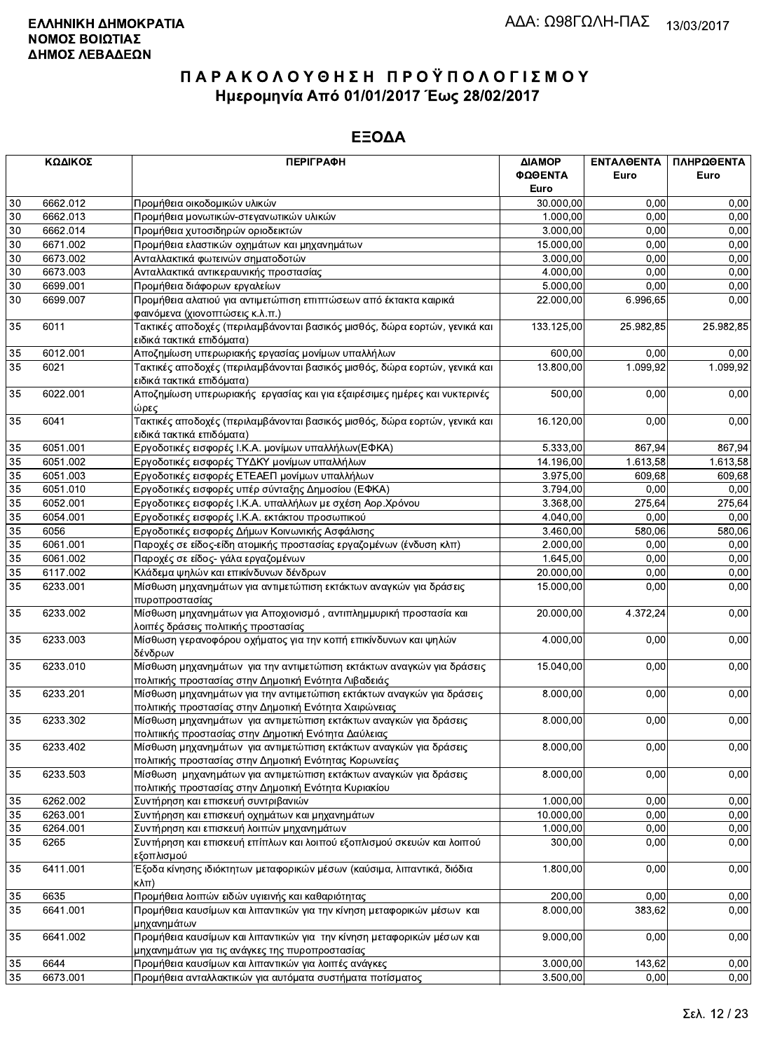**ΕΛΛΗΝΙΚΗ ΔΗΜΟΚΡΑΤΙΑ**
**ΝΟΜΟΣ ΒΟΙΩΤΙΑΣ**
**ΔΗΜΟΣ ΛΕΒΑΔΕΩΝ**

ΑΔΑ: Ω98ΓΩΛΗ-ΠΑΣ 13/03/2017

# ΠΑΡΑΚΟΛΟΥΘΗΣΗ ΠΡΟΫΠΟΛΟΓΙΣΜΟΥ

## Ημερομηνία Από 01/01/2017 Έως 28/02/2017

## ΕΞΟΔΑ

| ΚΩΔΙΚΟΣ | | ΠΕΡΙΓΡΑΦΗ | ΔΙΑΜΟΡΦΩΘΕΝΤΑ Euro | ΕΝΤΑΛΘΕΝΤΑ Euro | ΠΛΗΡΩΘΕΝΤΑ Euro |
|---|---|---|---|---|---|
| 30 | 6662.012 | Προμήθεια οικοδομικών υλικών | 30.000,00 | 0,00 | 0,00 |
| 30 | 6662.013 | Προμήθεια μονωτικών-στεγανωτικών υλικών | 1.000,00 | 0,00 | 0,00 |
| 30 | 6662.014 | Προμήθεια χυτοσιδηρών οριοδεικτών | 3.000,00 | 0,00 | 0,00 |
| 30 | 6671.002 | Προμήθεια ελαστικών οχημάτων και μηχανημάτων | 15.000,00 | 0,00 | 0,00 |
| 30 | 6673.002 | Ανταλλακτικά φωτεινών σηματοδοτών | 3.000,00 | 0,00 | 0,00 |
| 30 | 6673.003 | Ανταλλακτικά αντικεραυνικής προστασίας | 4.000,00 | 0,00 | 0,00 |
| 30 | 6699.001 | Προμήθεια διάφορων εργαλείων | 5.000,00 | 0,00 | 0,00 |
| 30 | 6699.007 | Προμήθεια αλατιού για αντιμετώπιση επιπτώσεων από έκτακτα καιρικά φαινόμενα (χιονοπτώσεις κ.λ.π.) | 22.000,00 | 6.996,65 | 0,00 |
| 35 | 6011 | Τακτικές αποδοχές (περιλαμβάνονται βασικός μισθός, δώρα εορτών, γενικά και ειδικά τακτικά επιδόματα) | 133.125,00 | 25.982,85 | 25.982,85 |
| 35 | 6012.001 | Αποζημίωση υπερωριακής εργασίας μονίμων υπαλλήλων | 600,00 | 0,00 | 0,00 |
| 35 | 6021 | Τακτικές αποδοχές (περιλαμβάνονται βασικός μισθός, δώρα εορτών, γενικά και ειδικά τακτικά επιδόματα) | 13.800,00 | 1.099,92 | 1.099,92 |
| 35 | 6022.001 | Αποζημίωση υπερωριακής εργασίας και για εξαιρέσιμες ημέρες και νυκτερινές ώρες | 500,00 | 0,00 | 0,00 |
| 35 | 6041 | Τακτικές αποδοχές (περιλαμβάνονται βασικός μισθός, δώρα εορτών, γενικά και ειδικά τακτικά επιδόματα) | 16.120,00 | 0,00 | 0,00 |
| 35 | 6051.001 | Εργοδοτικές εισφορές Ι.Κ.Α. μονίμων υπαλλήλων(ΕΦΚΑ) | 5.333,00 | 867,94 | 867,94 |
| 35 | 6051.002 | Εργοδοτικές εισφορές ΤΥΔΚΥ μονίμων υπαλλήλων | 14.196,00 | 1.613,58 | 1.613,58 |
| 35 | 6051.003 | Εργοδοτικές εισφορές ΕΤΕΑΕΠ μονίμων υπαλλήλων | 3.975,00 | 609,68 | 609,68 |
| 35 | 6051.010 | Εργοδοτικές εισφορές υπέρ σύνταξης Δημοσίου (ΕΦΚΑ) | 3.794,00 | 0,00 | 0,00 |
| 35 | 6052.001 | Εργοδοτικες εισφορές Ι.Κ.Α. υπαλλήλων με σχέση Αορ.Χρόνου | 3.368,00 | 275,64 | 275,64 |
| 35 | 6054.001 | Εργοδοτικές εισφορές Ι.Κ.Α. εκτάκτου προσωπικού | 4.040,00 | 0,00 | 0,00 |
| 35 | 6056 | Εργοδοτικές εισφορές Δήμων Κοινωνικής Ασφάλισης | 3.460,00 | 580,06 | 580,06 |
| 35 | 6061.001 | Παροχές σε είδος-είδη ατομικής προστασίας εργαζομένων (ένδυση κλπ) | 2.000,00 | 0,00 | 0,00 |
| 35 | 6061.002 | Παροχές σε είδος- γάλα εργαζομένων | 1.645,00 | 0,00 | 0,00 |
| 35 | 6117.002 | Κλάδεμα ψηλών και επικίνδυνων δένδρων | 20.000,00 | 0,00 | 0,00 |
| 35 | 6233.001 | Μίσθωση μηχανημάτων για αντιμετώπιση εκτάκτων αναγκών για δράσεις πυροπροστασίας | 15.000,00 | 0,00 | 0,00 |
| 35 | 6233.002 | Μίσθωση μηχανημάτων για Αποχιονισμό , αντιπλημμυρική προστασία και λοιπές δράσεις πολιτικής προστασίας | 20.000,00 | 4.372,24 | 0,00 |
| 35 | 6233.003 | Μίσθωση γερανοφόρου οχήματος για την κοπή επικίνδυνων και ψηλών δένδρων | 4.000,00 | 0,00 | 0,00 |
| 35 | 6233.010 | Μίσθωση μηχανημάτων για την αντιμετώπιση εκτάκτων αναγκών για δράσεις πολιτικής προστασίας στην Δημοτική Ενότητα Λιβαδειάς | 15.040,00 | 0,00 | 0,00 |
| 35 | 6233.201 | Μίσθωση μηχανημάτων για την αντιμετώπιση εκτάκτων αναγκών για δράσεις πολιτικής προστασίας στην Δημοτική Ενότητα Χαιρώνειας | 8.000,00 | 0,00 | 0,00 |
| 35 | 6233.302 | Μίσθωση μηχανημάτων για αντιμετώπιση εκτάκτων αναγκών για δράσεις πολιτιικής προστασίας στην Δημοτική Ενότητα Δαύλειας | 8.000,00 | 0,00 | 0,00 |
| 35 | 6233.402 | Μίσθωση μηχανημάτων για αντιμετώπιση εκτάκτων αναγκών για δράσεις πολιτικής προστασίας στην Δημοτική Ενότητας Κορωνείας | 8.000,00 | 0,00 | 0,00 |
| 35 | 6233.503 | Μίσθωση μηχανημάτων για αντιμετώπιση εκτάκτων αναγκών για δράσεις πολιτικής προστασίας στην Δημοτική Ενότητα Κυριακίου | 8.000,00 | 0,00 | 0,00 |
| 35 | 6262.002 | Συντήρηση και επισκευή συντριβανιών | 1.000,00 | 0,00 | 0,00 |
| 35 | 6263.001 | Συντήρηση και επισκευή οχημάτων και μηχανημάτων | 10.000,00 | 0,00 | 0,00 |
| 35 | 6264.001 | Συντήρηση και επισκευή λοιπών μηχανημάτων | 1.000,00 | 0,00 | 0,00 |
| 35 | 6265 | Συντήρηση και επισκευή επίπλων και λοιπού εξοπλισμού σκευών και λοιπού εξοπλισμού | 300,00 | 0,00 | 0,00 |
| 35 | 6411.001 | Έξοδα κίνησης ιδιόκτητων μεταφορικών μέσων (καύσιμα, λιπαντικά, διόδια κλπ) | 1.800,00 | 0,00 | 0,00 |
| 35 | 6635 | Προμήθεια λοιπών ειδών υγιεινής και καθαριότητας | 200,00 | 0,00 | 0,00 |
| 35 | 6641.001 | Προμήθεια καυσίμων και λιπαντικών για την κίνηση μεταφορικών μέσων και μηχανημάτων | 8.000,00 | 383,62 | 0,00 |
| 35 | 6641.002 | Προμήθεια καυσίμων και λιπαντικών για την κίνηση μεταφορικών μέσων και μηχανημάτων για τις ανάγκες της πυροπροστασίας | 9.000,00 | 0,00 | 0,00 |
| 35 | 6644 | Προμήθεια καυσίμων και λιπαντικών για λοιπές ανάγκες | 3.000,00 | 143,62 | 0,00 |
| 35 | 6673.001 | Προμήθεια ανταλλακτικών για αυτόματα συστήματα ποτίσματος | 3.500,00 | 0,00 | 0,00 |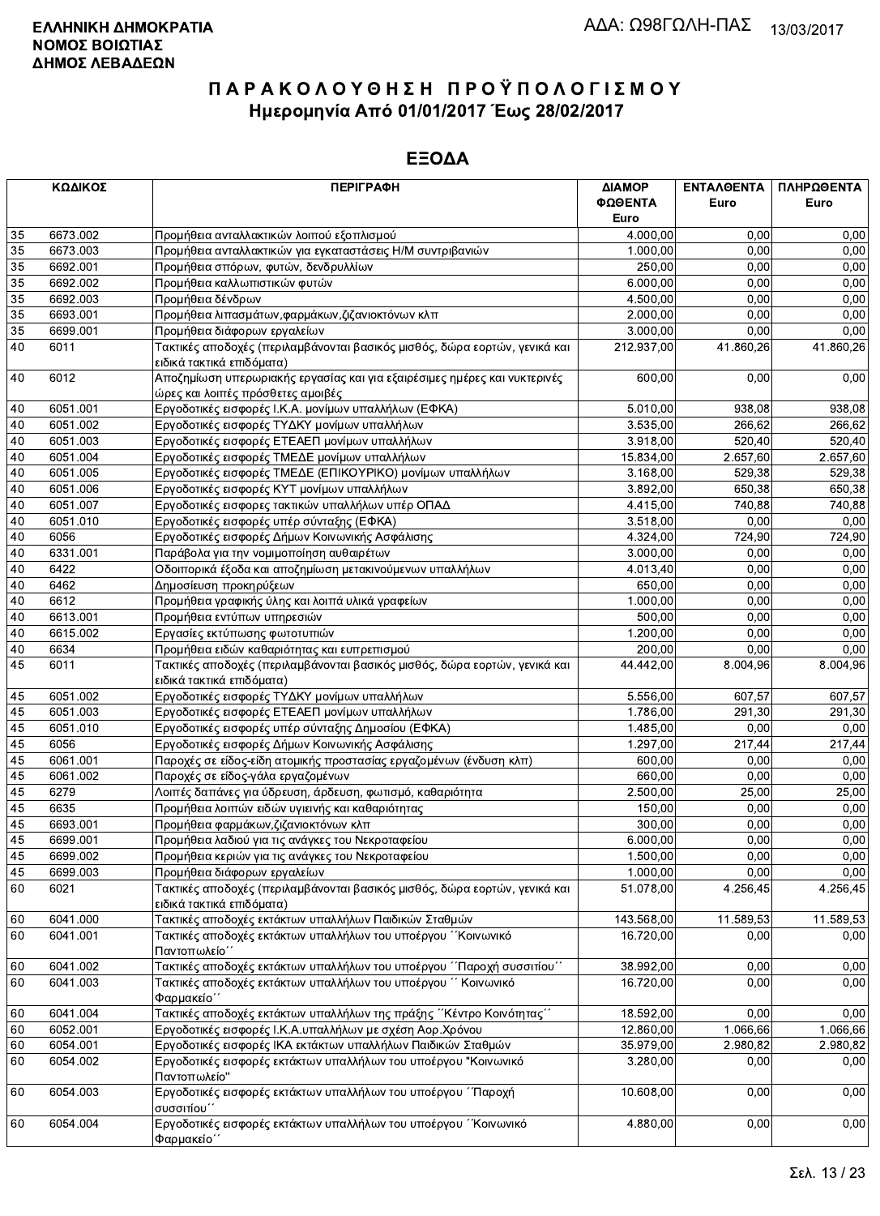**ΕΛΛΗΝΙΚΗ ΔΗΜΟΚΡΑΤΙΑ**
**ΝΟΜΟΣ ΒΟΙΩΤΙΑΣ**
**ΔΗΜΟΣ ΛΕΒΑΔΕΩΝ**

ΑΔΑ: Ω98ΓΩΛΗ-ΠΑΣ 13/03/2017

# ΠΑΡΑΚΟΛΟΥΘΗΣΗ ΠΡΟΫΠΟΛΟΓΙΣΜΟΥ
## Ημερομηνία Από 01/01/2017 Έως 28/02/2017

## ΕΞΟΔΑ

| ΚΩΔΙΚΟΣ | | ΠΕΡΙΓΡΑΦΗ | ΔΙΑΜΟΡΦΩΘΕΝΤΑ Euro | ΕΝΤΑΛΘΕΝΤΑ Euro | ΠΛΗΡΩΘΕΝΤΑ Euro |
|---|---|---|---|---|---|
| 35 | 6673.002 | Προμήθεια ανταλλακτικών λοιπού εξοπλισμού | 4.000,00 | 0,00 | 0,00 |
| 35 | 6673.003 | Προμήθεια ανταλλακτικών για εγκαταστάσεις Η/Μ συντριβανιών | 1.000,00 | 0,00 | 0,00 |
| 35 | 6692.001 | Προμήθεια σπόρων, φυτών, δενδρυλλίων | 250,00 | 0,00 | 0,00 |
| 35 | 6692.002 | Προμήθεια καλλωπιστικών φυτών | 6.000,00 | 0,00 | 0,00 |
| 35 | 6692.003 | Προμήθεια δένδρων | 4.500,00 | 0,00 | 0,00 |
| 35 | 6693.001 | Προμήθεια λιπασμάτων,φαρμάκων,ζιζανιοκτόνων κλπ | 2.000,00 | 0,00 | 0,00 |
| 35 | 6699.001 | Προμήθεια διάφορων εργαλείων | 3.000,00 | 0,00 | 0,00 |
| 40 | 6011 | Τακτικές αποδοχές (περιλαμβάνονται βασικός μισθός, δώρα εορτών, γενικά και ειδικά τακτικά επιδόματα) | 212.937,00 | 41.860,26 | 41.860,26 |
| 40 | 6012 | Αποζημίωση υπερωριακής εργασίας και για εξαιρέσιμες ημέρες και νυκτερινές ώρες και λοιπές πρόσθετες αμοιβές | 600,00 | 0,00 | 0,00 |
| 40 | 6051.001 | Εργοδοτικές εισφορές Ι.Κ.Α. μονίμων υπαλλήλων (ΕΦΚΑ) | 5.010,00 | 938,08 | 938,08 |
| 40 | 6051.002 | Εργοδοτικές εισφορές ΤΥΔΚΥ μονίμων υπαλλήλων | 3.535,00 | 266,62 | 266,62 |
| 40 | 6051.003 | Εργοδοτικές εισφορές ΕΤΕΑΕΠ μονίμων υπαλλήλων | 3.918,00 | 520,40 | 520,40 |
| 40 | 6051.004 | Εργοδοτικές εισφορές ΤΜΕΔΕ μονίμων υπαλλήλων | 15.834,00 | 2.657,60 | 2.657,60 |
| 40 | 6051.005 | Εργοδοτικές εισφορές ΤΜΕΔΕ (ΕΠΙΚΟΥΡΙΚΟ) μονίμων υπαλλήλων | 3.168,00 | 529,38 | 529,38 |
| 40 | 6051.006 | Εργοδοτικές εισφορές ΚΥΤ μονίμων υπαλλήλων | 3.892,00 | 650,38 | 650,38 |
| 40 | 6051.007 | Εργοδοτικές εισφορες τακτικών υπαλλήλων υπέρ ΟΠΑΔ | 4.415,00 | 740,88 | 740,88 |
| 40 | 6051.010 | Εργοδοτικές εισφορές υπέρ σύνταξης (ΕΦΚΑ) | 3.518,00 | 0,00 | 0,00 |
| 40 | 6056 | Εργοδοτικές εισφορές Δήμων Κοινωνικής Ασφάλισης | 4.324,00 | 724,90 | 724,90 |
| 40 | 6331.001 | Παράβολα για την νομιμοποίηση αυθαιρέτων | 3.000,00 | 0,00 | 0,00 |
| 40 | 6422 | Οδοιπορικά έξοδα και αποζημίωση μετακινούμενων υπαλλήλων | 4.013,40 | 0,00 | 0,00 |
| 40 | 6462 | Δημοσίευση προκηρύξεων | 650,00 | 0,00 | 0,00 |
| 40 | 6612 | Προμήθεια γραφικής ύλης και λοιπά υλικά γραφείων | 1.000,00 | 0,00 | 0,00 |
| 40 | 6613.001 | Προμήθεια εντύπων υπηρεσιών | 500,00 | 0,00 | 0,00 |
| 40 | 6615.002 | Εργασίες εκτύπωσης φωτοτυπιών | 1.200,00 | 0,00 | 0,00 |
| 40 | 6634 | Προμήθεια ειδών καθαριότητας και ευπρεπισμού | 200,00 | 0,00 | 0,00 |
| 45 | 6011 | Τακτικές αποδοχές (περιλαμβάνονται βασικός μισθός, δώρα εορτών, γενικά και ειδικά τακτικά επιδόματα) | 44.442,00 | 8.004,96 | 8.004,96 |
| 45 | 6051.002 | Εργοδοτικές εισφορές ΤΥΔΚΥ μονίμων υπαλλήλων | 5.556,00 | 607,57 | 607,57 |
| 45 | 6051.003 | Εργοδοτικές εισφορές ΕΤΕΑΕΠ μονίμων υπαλλήλων | 1.786,00 | 291,30 | 291,30 |
| 45 | 6051.010 | Εργοδοτικές εισφορές υπέρ σύνταξης Δημοσίου (ΕΦΚΑ) | 1.485,00 | 0,00 | 0,00 |
| 45 | 6056 | Εργοδοτικές εισφορές Δήμων Κοινωνικής Ασφάλισης | 1.297,00 | 217,44 | 217,44 |
| 45 | 6061.001 | Παροχές σε είδος-είδη ατομικής προστασίας εργαζομένων (ένδυση κλπ) | 600,00 | 0,00 | 0,00 |
| 45 | 6061.002 | Παροχές σε είδος-γάλα εργαζομένων | 660,00 | 0,00 | 0,00 |
| 45 | 6279 | Λοιπές δαπάνες για ύδρευση, άρδευση, φωτισμό, καθαριότητα | 2.500,00 | 25,00 | 25,00 |
| 45 | 6635 | Προμήθεια λοιπών ειδών υγιεινής και καθαριότητας | 150,00 | 0,00 | 0,00 |
| 45 | 6693.001 | Προμήθεια φαρμάκων,ζιζανιοκτόνων κλπ | 300,00 | 0,00 | 0,00 |
| 45 | 6699.001 | Προμήθεια λαδιού για τις ανάγκες του Νεκροταφείου | 6.000,00 | 0,00 | 0,00 |
| 45 | 6699.002 | Προμήθεια κεριών για τις ανάγκες του Νεκροταφείου | 1.500,00 | 0,00 | 0,00 |
| 45 | 6699.003 | Προμήθεια διάφορων εργαλείων | 1.000,00 | 0,00 | 0,00 |
| 60 | 6021 | Τακτικές αποδοχές (περιλαμβάνονται βασικός μισθός, δώρα εορτών, γενικά και ειδικά τακτικά επιδόματα) | 51.078,00 | 4.256,45 | 4.256,45 |
| 60 | 6041.000 | Τακτικές αποδοχές εκτάκτων υπαλλήλων Παιδικών Σταθμών | 143.568,00 | 11.589,53 | 11.589,53 |
| 60 | 6041.001 | Τακτικές αποδοχές εκτάκτων υπαλλήλων του υπόεργου ΄΄Κοινωνικό Παντοπωλείο΄΄ | 16.720,00 | 0,00 | 0,00 |
| 60 | 6041.002 | Τακτικές αποδοχές εκτάκτων υπαλλήλων του υπόεργου ΄΄Παροχή συσσιτίου΄΄ | 38.992,00 | 0,00 | 0,00 |
| 60 | 6041.003 | Τακτικές αποδοχές εκτάκτων υπαλλήλων του υπόεργου ΄΄ Κοινωνικό Φαρμακείο΄΄ | 16.720,00 | 0,00 | 0,00 |
| 60 | 6041.004 | Τακτικές αποδοχές εκτάκτων υπαλλήλων της πράξης ΄΄Κέντρο Κοινότητας΄΄ | 18.592,00 | 0,00 | 0,00 |
| 60 | 6052.001 | Εργοδοτικές εισφορές Ι.Κ.Α.υπαλλήλων με σχέση Αορ.Χρόνου | 12.860,00 | 1.066,66 | 1.066,66 |
| 60 | 6054.001 | Εργοδοτικές εισφορές ΙΚΑ εκτάκτων υπαλλήλων Παιδικών Σταθμών | 35.979,00 | 2.980,82 | 2.980,82 |
| 60 | 6054.002 | Εργοδοτικές εισφορές εκτάκτων υπαλλήλων του υπόεργου "Κοινωνικό Παντοπωλείο" | 3.280,00 | 0,00 | 0,00 |
| 60 | 6054.003 | Εργοδοτικές εισφορές εκτάκτων υπαλλήλων του υπόεργου ΄΄Παροχή συσσιτίου΄΄ | 10.608,00 | 0,00 | 0,00 |
| 60 | 6054.004 | Εργοδοτικές εισφορές εκτάκτων υπαλλήλων του υπόεργου ΄΄Κοινωνικό Φαρμακείο΄΄ | 4.880,00 | 0,00 | 0,00 |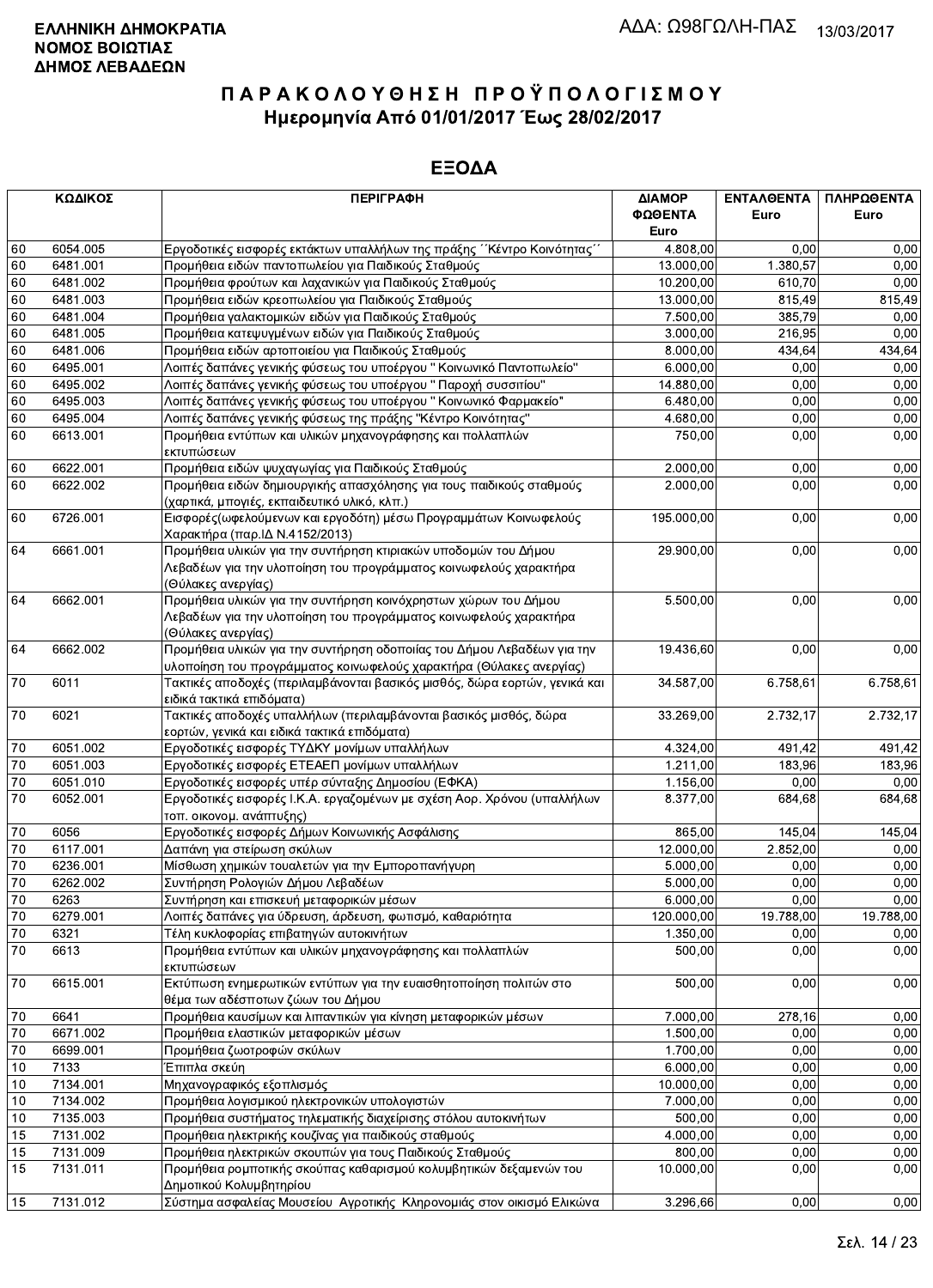**ΕΛΛΗΝΙΚΗ ΔΗΜΟΚΡΑΤΙΑ**
**ΝΟΜΟΣ ΒΟΙΩΤΙΑΣ**
**ΔΗΜΟΣ ΛΕΒΑΔΕΩΝ**

ΑΔΑ: Ω98ΓΩΛΗ-ΠΑΣ 13/03/2017

# Π Α Ρ Α Κ Ο Λ Ο Υ Θ Η Σ Η  Π Ρ Ο Ϋ Π Ο Λ Ο Γ Ι Σ Μ Ο Υ

## Ημερομηνία Από 01/01/2017 Έως 28/02/2017

## ΕΞΟΔΑ

| ΚΩΔΙΚΟΣ | | ΠΕΡΙΓΡΑΦΗ | ΔΙΑΜΟΡΦΩΘΕΝΤΑ Euro | ΕΝΤΑΛΘΕΝΤΑ Euro | ΠΛΗΡΩΘΕΝΤΑ Euro |
|---|---|---|---|---|---|
| 60 | 6054.005 | Εργοδοτικές εισφορές εκτάκτων υπαλλήλων της πράξης ΄΄Κέντρο Κοινότητας΄΄ | 4.808,00 | 0,00 | 0,00 |
| 60 | 6481.001 | Προμήθεια ειδών παντοπωλείου για Παιδικούς Σταθμούς | 13.000,00 | 1.380,57 | 0,00 |
| 60 | 6481.002 | Προμήθεια φρούτων και λαχανικών για Παιδικούς Σταθμούς | 10.200,00 | 610,70 | 0,00 |
| 60 | 6481.003 | Προμήθεια ειδών κρεοπωλείου για Παιδικούς Σταθμούς | 13.000,00 | 815,49 | 815,49 |
| 60 | 6481.004 | Προμήθεια γαλακτομικών ειδών για Παιδικούς Σταθμούς | 7.500,00 | 385,79 | 0,00 |
| 60 | 6481.005 | Προμήθεια κατεψυγμένων ειδών για Παιδικούς Σταθμούς | 3.000,00 | 216,95 | 0,00 |
| 60 | 6481.006 | Προμήθεια ειδών αρτοποιείου για Παιδικούς Σταθμούς | 8.000,00 | 434,64 | 434,64 |
| 60 | 6495.001 | Λοιπές δαπάνες γενικής φύσεως του υποέργου " Κοινωνικό Παντοπωλείο" | 6.000,00 | 0,00 | 0,00 |
| 60 | 6495.002 | Λοιπές δαπάνες γενικής φύσεως του υποέργου " Παροχή συσσιτίου" | 14.880,00 | 0,00 | 0,00 |
| 60 | 6495.003 | Λοιπές δαπάνες γενικής φύσεως του υποέργου " Κοινωνικό Φαρμακείο" | 6.480,00 | 0,00 | 0,00 |
| 60 | 6495.004 | Λοιπές δαπάνες γενικής φύσεως της πράξης "Κέντρο Κοινότητας" | 4.680,00 | 0,00 | 0,00 |
| 60 | 6613.001 | Προμήθεια εντύπων και υλικών μηχανογράφησης και πολλαπλών εκτυπώσεων | 750,00 | 0,00 | 0,00 |
| 60 | 6622.001 | Προμήθεια ειδών ψυχαγωγίας για Παιδικούς Σταθμούς | 2.000,00 | 0,00 | 0,00 |
| 60 | 6622.002 | Προμήθεια ειδών δημιουργικής απασχόλησης για τους παιδικούς σταθμούς (χαρτικά, μπογιές, εκπαιδευτικό υλικό, κλπ.) | 2.000,00 | 0,00 | 0,00 |
| 60 | 6726.001 | Εισφορές(ωφελούμενων και εργοδότη) μέσω Προγραμμάτων Κοινωφελούς Χαρακτήρα (παρ.ΙΔ Ν.4152/2013) | 195.000,00 | 0,00 | 0,00 |
| 64 | 6661.001 | Προμήθεια υλικών για την συντήρηση κτιριακών υποδομών του Δήμου Λεβαδέων για την υλοποίηση του προγράμματος κοινωφελούς χαρακτήρα (Θύλακες ανεργίας) | 29.900,00 | 0,00 | 0,00 |
| 64 | 6662.001 | Προμήθεια υλικών για την συντήρηση κοινόχρηστων χώρων του Δήμου Λεβαδέων για την υλοποίηση του προγράμματος κοινωφελούς χαρακτήρα (Θύλακες ανεργίας) | 5.500,00 | 0,00 | 0,00 |
| 64 | 6662.002 | Προμήθεια υλικών για την συντήρηση οδοποιίας του Δήμου Λεβαδέων για την υλοποίηση του προγράμματος κοινωφελούς χαρακτήρα (Θύλακες ανεργίας) | 19.436,60 | 0,00 | 0,00 |
| 70 | 6011 | Τακτικές αποδοχές (περιλαμβάνονται βασικός μισθός, δώρα εορτών, γενικά και ειδικά τακτικά επιδόματα) | 34.587,00 | 6.758,61 | 6.758,61 |
| 70 | 6021 | Τακτικές αποδοχές υπαλλήλων (περιλαμβάνονται βασικός μισθός, δώρα εορτών, γενικά και ειδικά τακτικά επιδόματα) | 33.269,00 | 2.732,17 | 2.732,17 |
| 70 | 6051.002 | Εργοδοτικές εισφορές ΤΥΔΚΥ μονίμων υπαλλήλων | 4.324,00 | 491,42 | 491,42 |
| 70 | 6051.003 | Εργοδοτικές εισφορές ΕΤΕΑΕΠ μονίμων υπαλλήλων | 1.211,00 | 183,96 | 183,96 |
| 70 | 6051.010 | Εργοδοτικές εισφορές υπέρ σύνταξης Δημοσίου (ΕΦΚΑ) | 1.156,00 | 0,00 | 0,00 |
| 70 | 6052.001 | Εργοδοτικές εισφορές Ι.Κ.Α. εργαζομένων με σχέση Αορ. Χρόνου (υπαλλήλων τοπ. οικονομ. ανάπτυξης) | 8.377,00 | 684,68 | 684,68 |
| 70 | 6056 | Εργοδοτικές εισφορές Δήμων Κοινωνικής Ασφάλισης | 865,00 | 145,04 | 145,04 |
| 70 | 6117.001 | Δαπάνη για στείρωση σκύλων | 12.000,00 | 2.852,00 | 0,00 |
| 70 | 6236.001 | Μίσθωση χημικών τουαλετών για την Εμποροπανήγυρη | 5.000,00 | 0,00 | 0,00 |
| 70 | 6262.002 | Συντήρηση Ρολογιών Δήμου Λεβαδέων | 5.000,00 | 0,00 | 0,00 |
| 70 | 6263 | Συντήρηση και επισκευή μεταφορικών μέσων | 6.000,00 | 0,00 | 0,00 |
| 70 | 6279.001 | Λοιπές δαπάνες για ύδρευση, άρδευση, φωτισμό, καθαριότητα | 120.000,00 | 19.788,00 | 19.788,00 |
| 70 | 6321 | Τέλη κυκλοφορίας επιβατηγών αυτοκινήτων | 1.350,00 | 0,00 | 0,00 |
| 70 | 6613 | Προμήθεια εντύπων και υλικών μηχανογράφησης και πολλαπλών εκτυπώσεων | 500,00 | 0,00 | 0,00 |
| 70 | 6615.001 | Εκτύπωση ενημερωτικών εντύπων για την ευαισθητοποίηση πολιτών στο θέμα των αδέσποτων ζώων του Δήμου | 500,00 | 0,00 | 0,00 |
| 70 | 6641 | Προμήθεια καυσίμων και λιπαντικών για κίνηση μεταφορικών μέσων | 7.000,00 | 278,16 | 0,00 |
| 70 | 6671.002 | Προμήθεια ελαστικών μεταφορικών μέσων | 1.500,00 | 0,00 | 0,00 |
| 70 | 6699.001 | Προμήθεια ζωοτροφών σκύλων | 1.700,00 | 0,00 | 0,00 |
| 10 | 7133 | Έπιπλα σκεύη | 6.000,00 | 0,00 | 0,00 |
| 10 | 7134.001 | Μηχανογραφικός εξοπλισμός | 10.000,00 | 0,00 | 0,00 |
| 10 | 7134.002 | Προμήθεια λογισμικού ηλεκτρονικών υπολογιστών | 7.000,00 | 0,00 | 0,00 |
| 10 | 7135.003 | Προμήθεια συστήματος τηλεματικής διαχείρισης στόλου αυτοκινήτων | 500,00 | 0,00 | 0,00 |
| 15 | 7131.002 | Προμήθεια ηλεκτρικής κουζίνας για παιδικούς σταθμούς | 4.000,00 | 0,00 | 0,00 |
| 15 | 7131.009 | Προμήθεια ηλεκτρικών σκουπών για τους Παιδικούς Σταθμούς | 800,00 | 0,00 | 0,00 |
| 15 | 7131.011 | Προμήθεια ρομποτικής σκούπας καθαρισμού κολυμβητικών δεξαμενών του Δημοτικού Κολυμβητηρίου | 10.000,00 | 0,00 | 0,00 |
| 15 | 7131.012 | Σύστημα ασφαλείας Μουσείου Αγροτικής Κληρονομιάς στον οικισμό Ελικώνα | 3.296,66 | 0,00 | 0,00 |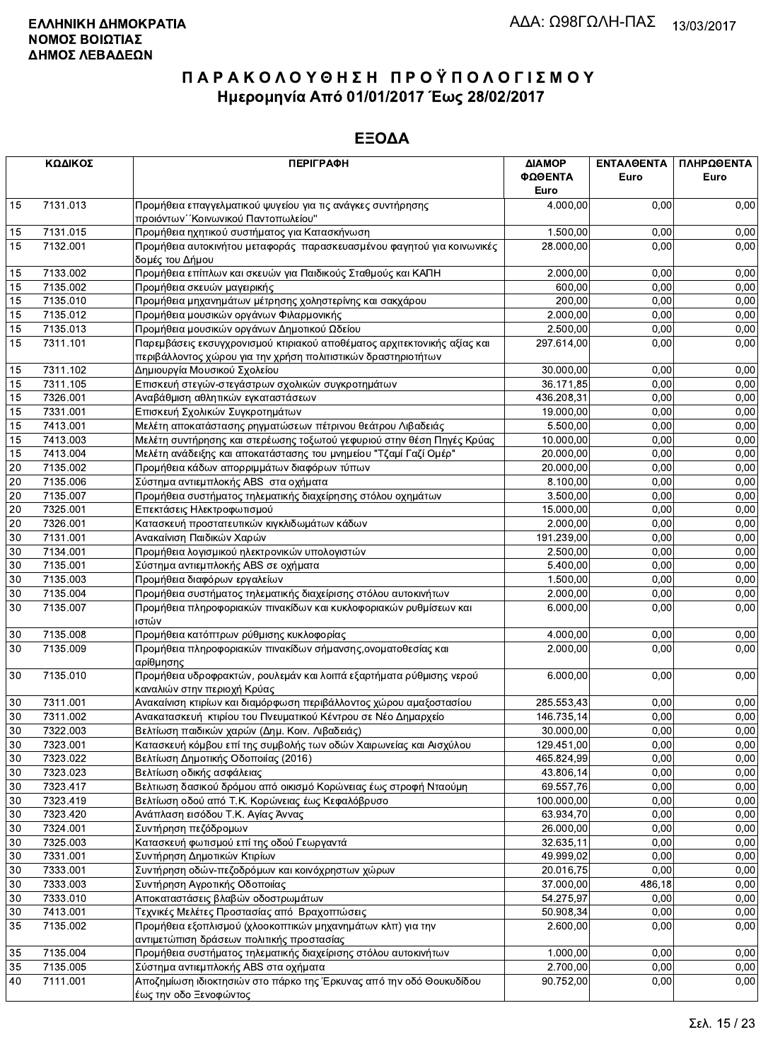**ΕΛΛΗΝΙΚΗ ΔΗΜΟΚΡΑΤΙΑ**
**ΝΟΜΟΣ ΒΟΙΩΤΙΑΣ**
**ΔΗΜΟΣ ΛΕΒΑΔΕΩΝ**

ΑΔΑ: Ω98ΓΩΛΗ-ΠΑΣ 13/03/2017

# ΠΑΡΑΚΟΛΟΥΘΗΣΗ ΠΡΟΫΠΟΛΟΓΙΣΜΟΥ
## Ημερομηνία Από 01/01/2017 Έως 28/02/2017

## ΕΞΟΔΑ

| ΚΩΔΙΚΟΣ | | ΠΕΡΙΓΡΑΦΗ | ΔΙΑΜΟΡΦΩΘΕΝΤΑ Euro | ΕΝΤΑΛΘΕΝΤΑ Euro | ΠΛΗΡΩΘΕΝΤΑ Euro |
|---|---|---|---|---|---|
| 15 | 7131.013 | Προμήθεια επαγγελματικού ψυγείου για τις ανάγκες συντήρησης προιόντων΄΄Κοινωνικού Παντοπωλείου" | 4.000,00 | 0,00 | 0,00 |
| 15 | 7131.015 | Προμήθεια ηχητικού συστήματος για Κατασκήνωση | 1.500,00 | 0,00 | 0,00 |
| 15 | 7132.001 | Προμήθεια αυτοκινήτου μεταφοράς παρασκευασμένου φαγητού για κοινωνικές δομές του Δήμου | 28.000,00 | 0,00 | 0,00 |
| 15 | 7133.002 | Προμήθεια επίπλων και σκευών για Παιδικούς Σταθμούς και ΚΑΠΗ | 2.000,00 | 0,00 | 0,00 |
| 15 | 7135.002 | Προμήθεια σκευών μαγειρικής | 600,00 | 0,00 | 0,00 |
| 15 | 7135.010 | Προμήθεια μηχανημάτων μέτρησης χοληστερίνης και σακχάρου | 200,00 | 0,00 | 0,00 |
| 15 | 7135.012 | Προμήθεια μουσικών οργάνων Φιλαρμονικής | 2.000,00 | 0,00 | 0,00 |
| 15 | 7135.013 | Προμήθεια μουσικών οργάνων Δημοτικού Ωδείου | 2.500,00 | 0,00 | 0,00 |
| 15 | 7311.101 | Παρεμβάσεις εκσυγχρονισμού κτιριακού αποθέματος αρχιτεκτονικής αξίας και περιβάλλοντος χώρου για την χρήση πολιτιστικών δραστηριοτήτων | 297.614,00 | 0,00 | 0,00 |
| 15 | 7311.102 | Δημιουργία Μουσικού Σχολείου | 30.000,00 | 0,00 | 0,00 |
| 15 | 7311.105 | Επισκευή στεγών-στεγάστρων σχολικών συγκροτημάτων | 36.171,85 | 0,00 | 0,00 |
| 15 | 7326.001 | Αναβάθμιση αθλητικών εγκαταστάσεων | 436.208,31 | 0,00 | 0,00 |
| 15 | 7331.001 | Επισκευή Σχολικών Συγκροτημάτων | 19.000,00 | 0,00 | 0,00 |
| 15 | 7413.001 | Μελέτη αποκατάστασης ρηγματώσεων πέτρινου θεάτρου Λιβαδειάς | 5.500,00 | 0,00 | 0,00 |
| 15 | 7413.003 | Μελέτη συντήρησης και στερέωσης τοξωτού γεφυριού στην θέση Πηγές Κρύας | 10.000,00 | 0,00 | 0,00 |
| 15 | 7413.004 | Μελέτη ανάδειξης και αποκατάστασης του μνημείου "Τζαμί Γαζί Ομέρ" | 20.000,00 | 0,00 | 0,00 |
| 20 | 7135.002 | Προμήθεια κάδων απορριμμάτων διαφόρων τύπων | 20.000,00 | 0,00 | 0,00 |
| 20 | 7135.006 | Σύστημα αντιεμπλοκής ABS στα οχήματα | 8.100,00 | 0,00 | 0,00 |
| 20 | 7135.007 | Προμήθεια συστήματος τηλεματικής διαχείρησης στόλου οχημάτων | 3.500,00 | 0,00 | 0,00 |
| 20 | 7325.001 | Επεκτάσεις Ηλεκτροφωτισμού | 15.000,00 | 0,00 | 0,00 |
| 20 | 7326.001 | Κατασκευή προστατευτικών κιγκλιδωμάτων κάδων | 2.000,00 | 0,00 | 0,00 |
| 30 | 7131.001 | Ανακαίνιση Παιδικών Χαρών | 191.239,00 | 0,00 | 0,00 |
| 30 | 7134.001 | Προμήθεια λογισμικού ηλεκτρονικών υπολογιστών | 2.500,00 | 0,00 | 0,00 |
| 30 | 7135.001 | Σύστημα αντιεμπλοκής ABS σε οχήματα | 5.400,00 | 0,00 | 0,00 |
| 30 | 7135.003 | Προμήθεια διαφόρων εργαλείων | 1.500,00 | 0,00 | 0,00 |
| 30 | 7135.004 | Προμήθεια συστήματος τηλεματικής διαχείρισης στόλου αυτοκινήτων | 2.000,00 | 0,00 | 0,00 |
| 30 | 7135.007 | Προμήθεια πληροφοριακών πινακίδων και κυκλοφοριακών ρυθμίσεων και ιστών | 6.000,00 | 0,00 | 0,00 |
| 30 | 7135.008 | Προμήθεια κατόπτρων ρύθμισης κυκλοφορίας | 4.000,00 | 0,00 | 0,00 |
| 30 | 7135.009 | Προμήθεια πληροφοριακών πινακίδων σήμανσης,ονοματοθεσίας και αρίθμησης | 2.000,00 | 0,00 | 0,00 |
| 30 | 7135.010 | Προμήθεια υδροφρακτών, ρουλεμάν και λοιπά εξαρτήματα ρύθμισης νερού καναλιών στην περιοχή Κρύας | 6.000,00 | 0,00 | 0,00 |
| 30 | 7311.001 | Ανακαίνιση κτιρίων και διαμόρφωση περιβάλλοντος χώρου αμαξοστασίου | 285.553,43 | 0,00 | 0,00 |
| 30 | 7311.002 | Ανακατασκευή κτιρίου του Πνευματικού Κέντρου σε Νέο Δημαρχείο | 146.735,14 | 0,00 | 0,00 |
| 30 | 7322.003 | Βελτίωση παιδικών χαρών (Δημ. Κοιν. Λιβαδειάς) | 30.000,00 | 0,00 | 0,00 |
| 30 | 7323.001 | Κατασκευή κόμβου επί της συμβολής των οδών Χαιρωνείας και Αισχύλου | 129.451,00 | 0,00 | 0,00 |
| 30 | 7323.022 | Βελτίωση Δημοτικής Οδοποιίας (2016) | 465.824,99 | 0,00 | 0,00 |
| 30 | 7323.023 | Βελτίωση οδικής ασφάλειας | 43.806,14 | 0,00 | 0,00 |
| 30 | 7323.417 | Βελτιωση δασικού δρόμου από οικισμό Κορώνειας έως στροφή Νταούμη | 69.557,76 | 0,00 | 0,00 |
| 30 | 7323.419 | Βελτίωση οδού από Τ.Κ. Κορώνειας έως Κεφαλόβρυσο | 100.000,00 | 0,00 | 0,00 |
| 30 | 7323.420 | Ανάπλαση εισόδου Τ.Κ. Αγίας Άννας | 63.934,70 | 0,00 | 0,00 |
| 30 | 7324.001 | Συντήρηση πεζόδρομων | 26.000,00 | 0,00 | 0,00 |
| 30 | 7325.003 | Κατασκευή φωτισμού επί της οδού Γεωργαντά | 32.635,11 | 0,00 | 0,00 |
| 30 | 7331.001 | Συντήρηση Δημοτικών Κτιρίων | 49.999,02 | 0,00 | 0,00 |
| 30 | 7333.001 | Συντήρηση οδών-πεζοδρόμων και κοινόχρηστων χώρων | 20.016,75 | 0,00 | 0,00 |
| 30 | 7333.003 | Συντήρηση Αγροτικής Οδοποιίας | 37.000,00 | 486,18 | 0,00 |
| 30 | 7333.010 | Αποκαταστάσεις βλαβών οδοστρωμάτων | 54.275,97 | 0,00 | 0,00 |
| 30 | 7413.001 | Τεχνικές Μελέτες Προστασίας από Βραχοπτώσεις | 50.908,34 | 0,00 | 0,00 |
| 35 | 7135.002 | Προμήθεια εξοπλισμού (χλοοκοπτικών μηχανημάτων κλπ) για την αντιμετώπιση δράσεων πολιτικής προστασίας | 2.600,00 | 0,00 | 0,00 |
| 35 | 7135.004 | Προμήθεια συστήματος τηλεματικής διαχείρισης στόλου αυτοκινήτων | 1.000,00 | 0,00 | 0,00 |
| 35 | 7135.005 | Σύστημα αντιεμπλοκής ABS στα οχήματα | 2.700,00 | 0,00 | 0,00 |
| 40 | 7111.001 | Αποζημίωση ιδιοκτησιών στο πάρκο της Έρκυνας από την οδό Θουκυδίδου έως την οδο Ξενοφώντος | 90.752,00 | 0,00 | 0,00 |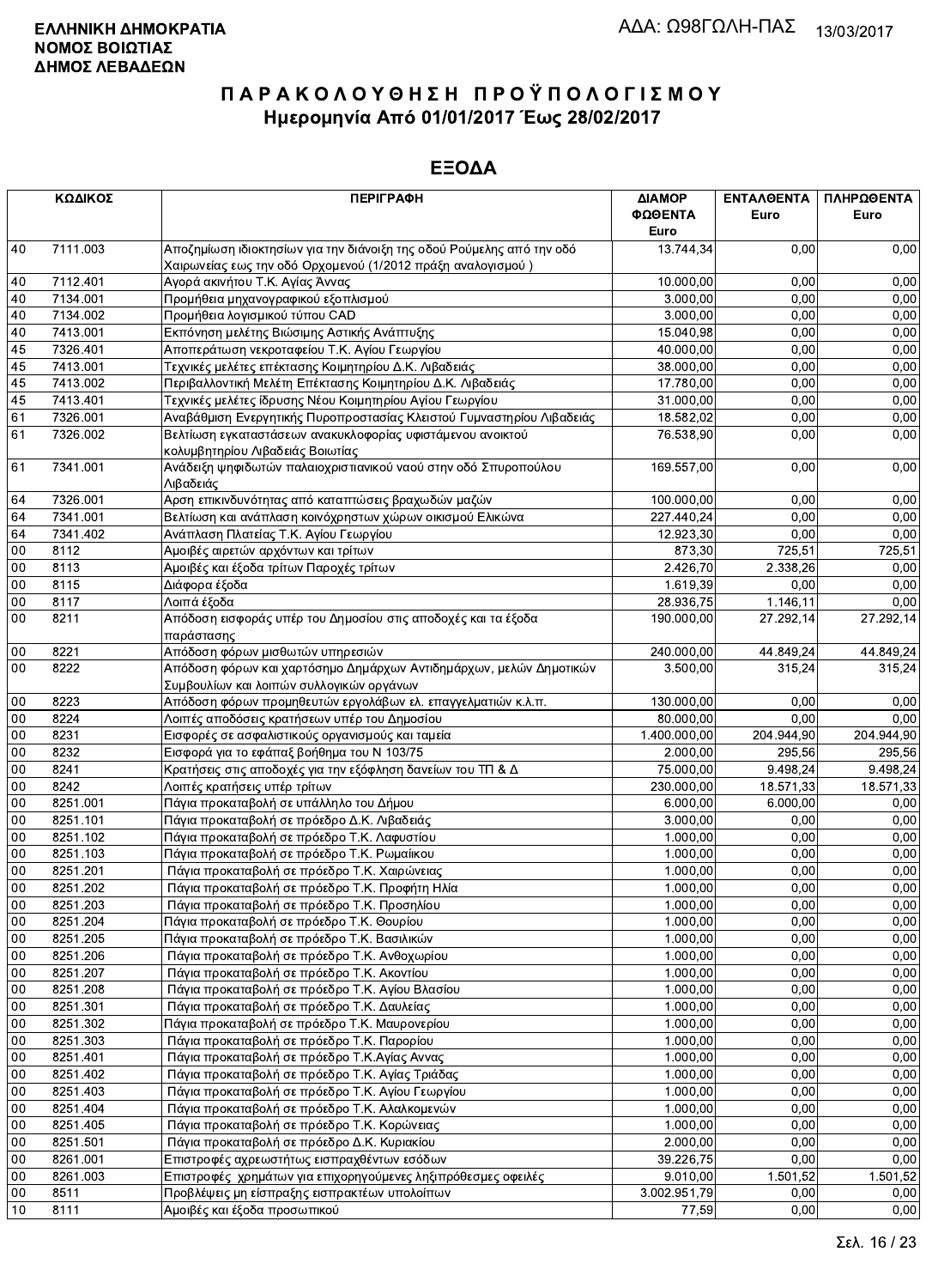**ΕΛΛΗΝΙΚΗ ΔΗΜΟΚΡΑΤΙΑ**
**ΝΟΜΟΣ ΒΟΙΩΤΙΑΣ**
**ΔΗΜΟΣ ΛΕΒΑΔΕΩΝ**

ΑΔΑ: Ω98ΓΩΛΗ-ΠΑΣ 13/03/2017

# ΠΑΡΑΚΟΛΟΥΘΗΣΗ ΠΡΟΫΠΟΛΟΓΙΣΜΟΥ
## Ημερομηνία Από 01/01/2017 Έως 28/02/2017

## ΕΞΟΔΑ

| ΚΩΔΙΚΟΣ | | ΠΕΡΙΓΡΑΦΗ | ΔΙΑΜΟΡΦΩΘΕΝΤΑ Euro | ΕΝΤΑΛΘΕΝΤΑ Euro | ΠΛΗΡΩΘΕΝΤΑ Euro |
|---|---|---|---|---|---|
| 40 | 7111.003 | Αποζημίωση ιδιοκτησίων για την διάνοιξη της οδού Ρούμελης από την οδό Χαιρωνείας εως την οδό Ορχομενού (1/2012 πράξη αναλογισμού ) | 13.744,34 | 0,00 | 0,00 |
| 40 | 7112.401 | Αγορά ακινήτου Τ.Κ. Αγίας Άννας | 10.000,00 | 0,00 | 0,00 |
| 40 | 7134.001 | Προμήθεια μηχανογραφικού εξοπλισμού | 3.000,00 | 0,00 | 0,00 |
| 40 | 7134.002 | Προμήθεια λογισμικού τύπου CAD | 3.000,00 | 0,00 | 0,00 |
| 40 | 7413.001 | Εκπόνηση μελέτης Βιώσιμης Αστικής Ανάπτυξης | 15.040,98 | 0,00 | 0,00 |
| 45 | 7326.401 | Αποπεράτωση νεκροταφείου Τ.Κ. Αγίου Γεωργίου | 40.000,00 | 0,00 | 0,00 |
| 45 | 7413.001 | Τεχνικές μελέτες επέκτασης Κοιμητηρίου Δ.Κ. Λιβαδειάς | 38.000,00 | 0,00 | 0,00 |
| 45 | 7413.002 | Περιβαλλοντική Μελέτη Επέκτασης Κοιμητηρίου Δ.Κ. Λιβαδειάς | 17.780,00 | 0,00 | 0,00 |
| 45 | 7413.401 | Τεχνικές μελέτες ίδρυσης Νέου Κοιμητηρίου Αγίου Γεωργίου | 31.000,00 | 0,00 | 0,00 |
| 61 | 7326.001 | Αναβάθμιση Ενεργητικής Πυροπροστασίας Κλειστού Γυμναστηρίου Λιβαδειάς | 18.582,02 | 0,00 | 0,00 |
| 61 | 7326.002 | Βελτίωση εγκαταστάσεων ανακυκλοφορίας υφιστάμενου ανοικτού κολυμβητηρίου Λιβαδειάς Βοιωτίας | 76.538,90 | 0,00 | 0,00 |
| 61 | 7341.001 | Ανάδειξη ψηφιδωτών παλαιοχριστιανικού ναού στην οδό Σπυροπούλου Λιβαδειάς | 169.557,00 | 0,00 | 0,00 |
| 64 | 7326.001 | Αρση επικινδυνότητας από καταπτώσεις βραχωδών μαζών | 100.000,00 | 0,00 | 0,00 |
| 64 | 7341.001 | Βελτίωση και ανάπλαση κοινόχρηστων χώρων οικισμού Ελικώνα | 227.440,24 | 0,00 | 0,00 |
| 64 | 7341.402 | Ανάπλαση Πλατείας Τ.Κ. Αγίου Γεωργίου | 12.923,30 | 0,00 | 0,00 |
| 00 | 8112 | Αμοιβές αιρετών αρχόντων και τρίτων | 873,30 | 725,51 | 725,51 |
| 00 | 8113 | Αμοιβές και έξοδα τρίτων Παροχές τρίτων | 2.426,70 | 2.338,26 | 0,00 |
| 00 | 8115 | Διάφορα έξοδα | 1.619,39 | 0,00 | 0,00 |
| 00 | 8117 | Λοιπά έξοδα | 28.936,75 | 1.146,11 | 0,00 |
| 00 | 8211 | Απόδοση εισφοράς υπέρ του Δημοσίου στις αποδοχές και τα έξοδα παράστασης | 190.000,00 | 27.292,14 | 27.292,14 |
| 00 | 8221 | Απόδοση φόρων μισθωτών υπηρεσιών | 240.000,00 | 44.849,24 | 44.849,24 |
| 00 | 8222 | Απόδοση φόρων και χαρτόσημο Δημάρχων Αντιδημάρχων, μελών Δημοτικών Συμβουλίων και λοιπών συλλογικών οργάνων | 3.500,00 | 315,24 | 315,24 |
| 00 | 8223 | Απόδοση φόρων προμηθευτών εργολάβων ελ. επαγγελματιών κ.λ.π. | 130.000,00 | 0,00 | 0,00 |
| 00 | 8224 | Λοιπές αποδόσεις κρατήσεων υπέρ του Δημοσίου | 80.000,00 | 0,00 | 0,00 |
| 00 | 8231 | Εισφορές σε ασφαλιστικούς οργανισμούς και ταμεία | 1.400.000,00 | 204.944,90 | 204.944,90 |
| 00 | 8232 | Εισφορά για το εφάπαξ βοήθημα του Ν 103/75 | 2.000,00 | 295,56 | 295,56 |
| 00 | 8241 | Κρατήσεις στις αποδοχές για την εξόφληση δανείων του ΤΠ & Δ | 75.000,00 | 9.498,24 | 9.498,24 |
| 00 | 8242 | Λοιπές κρατήσεις υπέρ τρίτων | 230.000,00 | 18.571,33 | 18.571,33 |
| 00 | 8251.001 | Πάγια προκαταβολή σε υπάλληλο του Δήμου | 6.000,00 | 6.000,00 | 0,00 |
| 00 | 8251.101 | Πάγια προκαταβολή σε πρόεδρο Δ.Κ. Λιβαδειάς | 3.000,00 | 0,00 | 0,00 |
| 00 | 8251.102 | Πάγια προκαταβολή σε πρόεδρο Τ.Κ. Λαφυστίου | 1.000,00 | 0,00 | 0,00 |
| 00 | 8251.103 | Πάγια προκαταβολή σε πρόεδρο Τ.Κ. Ρωμαίικου | 1.000,00 | 0,00 | 0,00 |
| 00 | 8251.201 | Πάγια προκαταβολή σε πρόεδρο Τ.Κ. Χαιρώνειας | 1.000,00 | 0,00 | 0,00 |
| 00 | 8251.202 | Πάγια προκαταβολή σε πρόεδρο Τ.Κ. Προφήτη Ηλία | 1.000,00 | 0,00 | 0,00 |
| 00 | 8251.203 | Πάγια προκαταβολή σε πρόεδρο Τ.Κ. Προσηλίου | 1.000,00 | 0,00 | 0,00 |
| 00 | 8251.204 | Πάγια προκαταβολή σε πρόεδρο Τ.Κ. Θουρίου | 1.000,00 | 0,00 | 0,00 |
| 00 | 8251.205 | Πάγια προκαταβολή σε πρόεδρο Τ.Κ. Βασιλικών | 1.000,00 | 0,00 | 0,00 |
| 00 | 8251.206 | Πάγια προκαταβολή σε πρόεδρο Τ.Κ. Ανθοχωρίου | 1.000,00 | 0,00 | 0,00 |
| 00 | 8251.207 | Πάγια προκαταβολή σε πρόεδρο Τ.Κ. Ακοντίου | 1.000,00 | 0,00 | 0,00 |
| 00 | 8251.208 | Πάγια προκαταβολή σε πρόεδρο Τ.Κ. Αγίου Βλασίου | 1.000,00 | 0,00 | 0,00 |
| 00 | 8251.301 | Πάγια προκαταβολή σε πρόεδρο Τ.Κ. Δαυλείας | 1.000,00 | 0,00 | 0,00 |
| 00 | 8251.302 | Πάγια προκαταβολή σε πρόεδρο Τ.Κ. Μαυρονερίου | 1.000,00 | 0,00 | 0,00 |
| 00 | 8251.303 | Πάγια προκαταβολή σε πρόεδρο Τ.Κ. Παρορίου | 1.000,00 | 0,00 | 0,00 |
| 00 | 8251.401 | Πάγια προκαταβολή σε πρόεδρο Τ.Κ.Αγίας Αννας | 1.000,00 | 0,00 | 0,00 |
| 00 | 8251.402 | Πάγια προκαταβολή σε πρόεδρο Τ.Κ. Αγίας Τριάδας | 1.000,00 | 0,00 | 0,00 |
| 00 | 8251.403 | Πάγια προκαταβολή σε πρόεδρο Τ.Κ. Αγίου Γεωργίου | 1.000,00 | 0,00 | 0,00 |
| 00 | 8251.404 | Πάγια προκαταβολή σε πρόεδρο Τ.Κ. Αλαλκομενών | 1.000,00 | 0,00 | 0,00 |
| 00 | 8251.405 | Πάγια προκαταβολή σε πρόεδρο Τ.Κ. Κορώνειας | 1.000,00 | 0,00 | 0,00 |
| 00 | 8251.501 | Πάγια προκαταβολή σε πρόεδρο Δ.Κ. Κυριακίου | 2.000,00 | 0,00 | 0,00 |
| 00 | 8261.001 | Επιστροφές αχρεωστήτως εισπραχθέντων εσόδων | 39.226,75 | 0,00 | 0,00 |
| 00 | 8261.003 | Επιστροφές χρημάτων για επιχορηγούμενες ληξιπρόθεσμες οφειλές | 9.010,00 | 1.501,52 | 1.501,52 |
| 00 | 8511 | Προβλέψεις μη είσπραξης εισπρακτέων υπολοίπων | 3.002.951,79 | 0,00 | 0,00 |
| 10 | 8111 | Αμοιβές και έξοδα προσωπικού | 77,59 | 0,00 | 0,00 |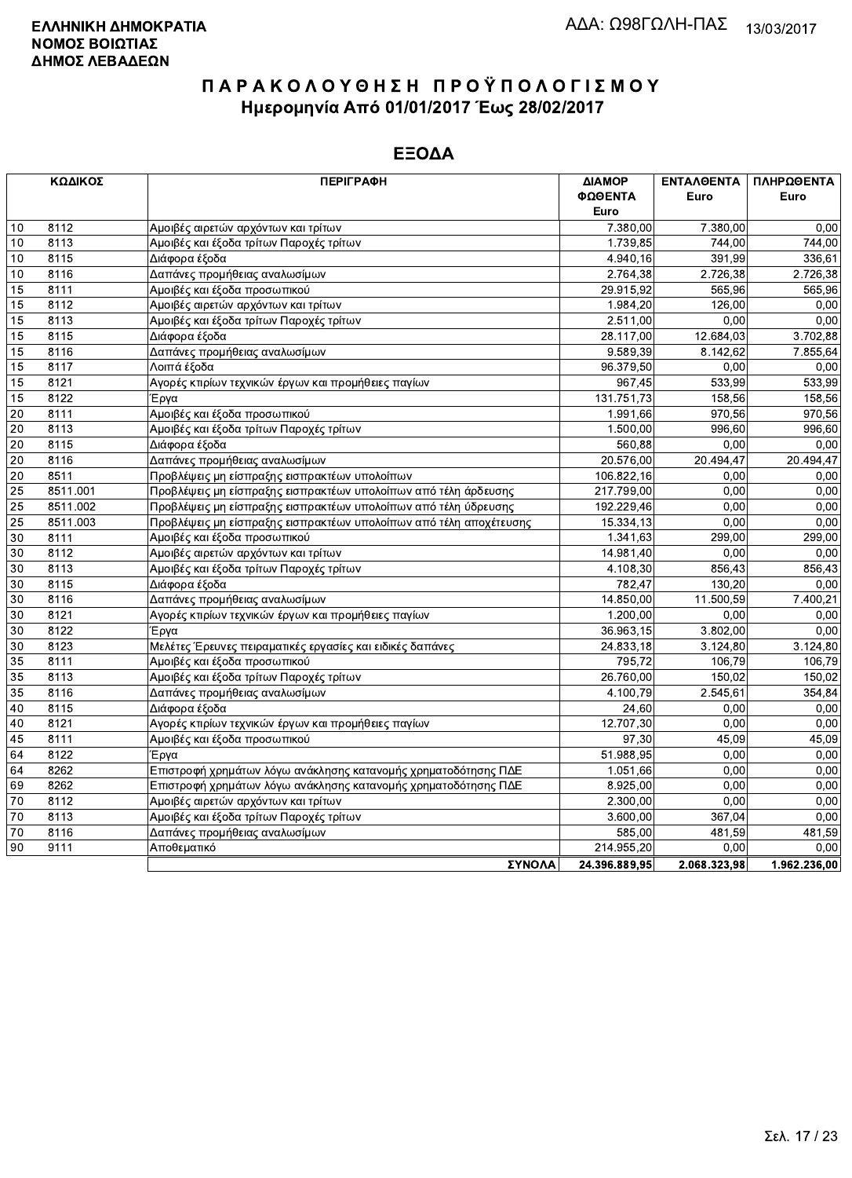**ΕΛΛΗΝΙΚΗ ΔΗΜΟΚΡΑΤΙΑ**
**ΝΟΜΟΣ ΒΟΙΩΤΙΑΣ**
**ΔΗΜΟΣ ΛΕΒΑΔΕΩΝ**

ΑΔΑ: Ω98ΓΩΛΗ-ΠΑΣ 13/03/2017

# Π Α Ρ Α Κ Ο Λ Ο Υ Θ Η Σ Η   Π Ρ Ο Ϋ Π Ο Λ Ο Γ Ι Σ Μ Ο Υ

## Ημερομηνία Από 01/01/2017 Έως 28/02/2017

## ΕΞΟΔΑ

| ΚΩΔΙΚΟΣ | | ΠΕΡΙΓΡΑΦΗ | ΔΙΑΜΟΡ ΦΩΘΕΝΤΑ Euro | ΕΝΤΑΛΘΕΝΤΑ Euro | ΠΛΗΡΩΘΕΝΤΑ Euro |
|---|---|---|---|---|---|
| 10 | 8112 | Αμοιβές αιρετών αρχόντων και τρίτων | 7.380,00 | 7.380,00 | 0,00 |
| 10 | 8113 | Αμοιβές και έξοδα τρίτων Παροχές τρίτων | 1.739,85 | 744,00 | 744,00 |
| 10 | 8115 | Διάφορα έξοδα | 4.940,16 | 391,99 | 336,61 |
| 10 | 8116 | Δαπάνες προμήθειας αναλωσίμων | 2.764,38 | 2.726,38 | 2.726,38 |
| 15 | 8111 | Αμοιβές και έξοδα προσωπικού | 29.915,92 | 565,96 | 565,96 |
| 15 | 8112 | Αμοιβές αιρετών αρχόντων και τρίτων | 1.984,20 | 126,00 | 0,00 |
| 15 | 8113 | Αμοιβές και έξοδα τρίτων Παροχές τρίτων | 2.511,00 | 0,00 | 0,00 |
| 15 | 8115 | Διάφορα έξοδα | 28.117,00 | 12.684,03 | 3.702,88 |
| 15 | 8116 | Δαπάνες προμήθειας αναλωσίμων | 9.589,39 | 8.142,62 | 7.855,64 |
| 15 | 8117 | Λοιπά έξοδα | 96.379,50 | 0,00 | 0,00 |
| 15 | 8121 | Αγορές κτιρίων τεχνικών έργων και προμήθειες παγίων | 967,45 | 533,99 | 533,99 |
| 15 | 8122 | Έργα | 131.751,73 | 158,56 | 158,56 |
| 20 | 8111 | Αμοιβές και έξοδα προσωπικού | 1.991,66 | 970,56 | 970,56 |
| 20 | 8113 | Αμοιβές και έξοδα τρίτων Παροχές τρίτων | 1.500,00 | 996,60 | 996,60 |
| 20 | 8115 | Διάφορα έξοδα | 560,88 | 0,00 | 0,00 |
| 20 | 8116 | Δαπάνες προμήθειας αναλωσίμων | 20.576,00 | 20.494,47 | 20.494,47 |
| 20 | 8511 | Προβλέψεις μη είσπραξης εισπρακτέων υπολοίπων | 106.822,16 | 0,00 | 0,00 |
| 25 | 8511.001 | Προβλέψεις μη είσπραξης εισπρακτέων υπολοίπων από τέλη άρδευσης | 217.799,00 | 0,00 | 0,00 |
| 25 | 8511.002 | Προβλέψεις μη είσπραξης εισπρακτέων υπολοίπων από τέλη ύδρευσης | 192.229,46 | 0,00 | 0,00 |
| 25 | 8511.003 | Προβλέψεις μη είσπραξης εισπρακτέων υπολοίπων από τέλη αποχέτευσης | 15.334,13 | 0,00 | 0,00 |
| 30 | 8111 | Αμοιβές και έξοδα προσωπικού | 1.341,63 | 299,00 | 299,00 |
| 30 | 8112 | Αμοιβές αιρετών αρχόντων και τρίτων | 14.981,40 | 0,00 | 0,00 |
| 30 | 8113 | Αμοιβές και έξοδα τρίτων Παροχές τρίτων | 4.108,30 | 856,43 | 856,43 |
| 30 | 8115 | Διάφορα έξοδα | 782,47 | 130,20 | 0,00 |
| 30 | 8116 | Δαπάνες προμήθειας αναλωσίμων | 14.850,00 | 11.500,59 | 7.400,21 |
| 30 | 8121 | Αγορές κτιρίων τεχνικών έργων και προμήθειες παγίων | 1.200,00 | 0,00 | 0,00 |
| 30 | 8122 | Έργα | 36.963,15 | 3.802,00 | 0,00 |
| 30 | 8123 | Μελέτες Έρευνες πειραματικές εργασίες και ειδικές δαπάνες | 24.833,18 | 3.124,80 | 3.124,80 |
| 35 | 8111 | Αμοιβές και έξοδα προσωπικού | 795,72 | 106,79 | 106,79 |
| 35 | 8113 | Αμοιβές και έξοδα τρίτων Παροχές τρίτων | 26.760,00 | 150,02 | 150,02 |
| 35 | 8116 | Δαπάνες προμήθειας αναλωσίμων | 4.100,79 | 2.545,61 | 354,84 |
| 40 | 8115 | Διάφορα έξοδα | 24,60 | 0,00 | 0,00 |
| 40 | 8121 | Αγορές κτιρίων τεχνικών έργων και προμήθειες παγίων | 12.707,30 | 0,00 | 0,00 |
| 45 | 8111 | Αμοιβές και έξοδα προσωπικού | 97,30 | 45,09 | 45,09 |
| 64 | 8122 | Έργα | 51.988,95 | 0,00 | 0,00 |
| 64 | 8262 | Επιστροφή χρημάτων λόγω ανάκλησης κατανομής χρηματοδότησης ΠΔΕ | 1.051,66 | 0,00 | 0,00 |
| 69 | 8262 | Επιστροφή χρημάτων λόγω ανάκλησης κατανομής χρηματοδότησης ΠΔΕ | 8.925,00 | 0,00 | 0,00 |
| 70 | 8112 | Αμοιβές αιρετών αρχόντων και τρίτων | 2.300,00 | 0,00 | 0,00 |
| 70 | 8113 | Αμοιβές και έξοδα τρίτων Παροχές τρίτων | 3.600,00 | 367,04 | 0,00 |
| 70 | 8116 | Δαπάνες προμήθειας αναλωσίμων | 585,00 | 481,59 | 481,59 |
| 90 | 9111 | Αποθεματικό | 214.955,20 | 0,00 | 0,00 |
| | | **ΣΥΝΟΛΑ** | **24.396.889,95** | **2.068.323,98** | **1.962.236,00** |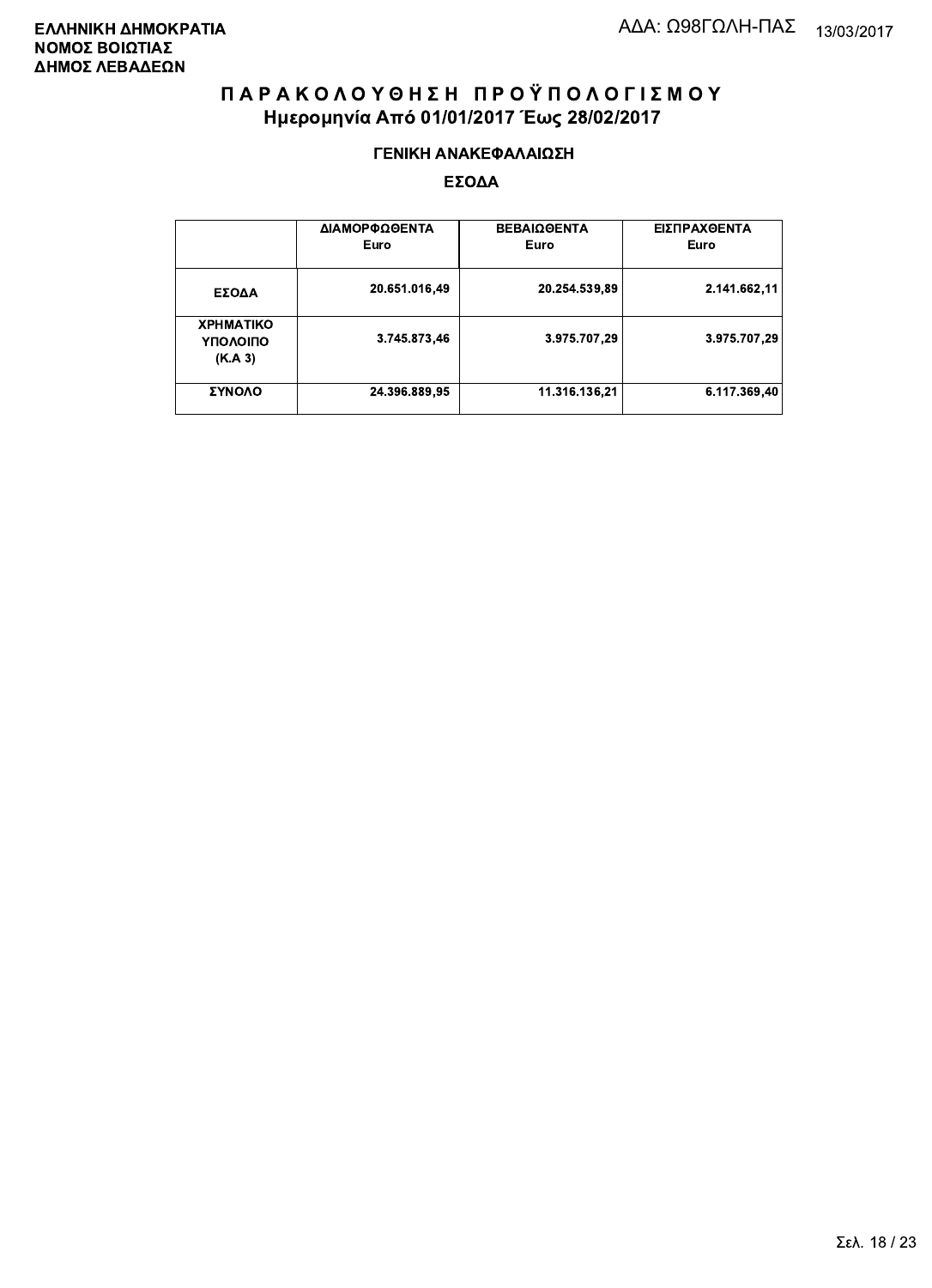**ΕΛΛΗΝΙΚΗ ΔΗΜΟΚΡΑΤΙΑ**
**ΝΟΜΟΣ ΒΟΙΩΤΙΑΣ**
**ΔΗΜΟΣ ΛΕΒΑΔΕΩΝ**

ΑΔΑ: Ω98ΓΩΛΗ-ΠΑΣ 13/03/2017

# Π Α Ρ Α Κ Ο Λ Ο Υ Θ Η Σ Η  Π Ρ Ο Ϋ Π Ο Λ Ο Γ Ι Σ Μ Ο Υ

## Ημερομηνία Από 01/01/2017 Έως 28/02/2017

### ΓΕΝΙΚΗ ΑΝΑΚΕΦΑΛΑΙΩΣΗ

### ΕΣΟΔΑ

| | ΔΙΑΜΟΡΦΩΘΕΝΤΑ Euro | ΒΕΒΑΙΩΘΕΝΤΑ Euro | ΕΙΣΠΡΑΧΘΕΝΤΑ Euro |
|---|---|---|---|
| **ΕΣΟΔΑ** | 20.651.016,49 | 20.254.539,89 | 2.141.662,11 |
| **ΧΡΗΜΑΤΙΚΟ ΥΠΟΛΟΙΠΟ (Κ.Α 3)** | 3.745.873,46 | 3.975.707,29 | 3.975.707,29 |
| **ΣΥΝΟΛΟ** | 24.396.889,95 | 11.316.136,21 | 6.117.369,40 |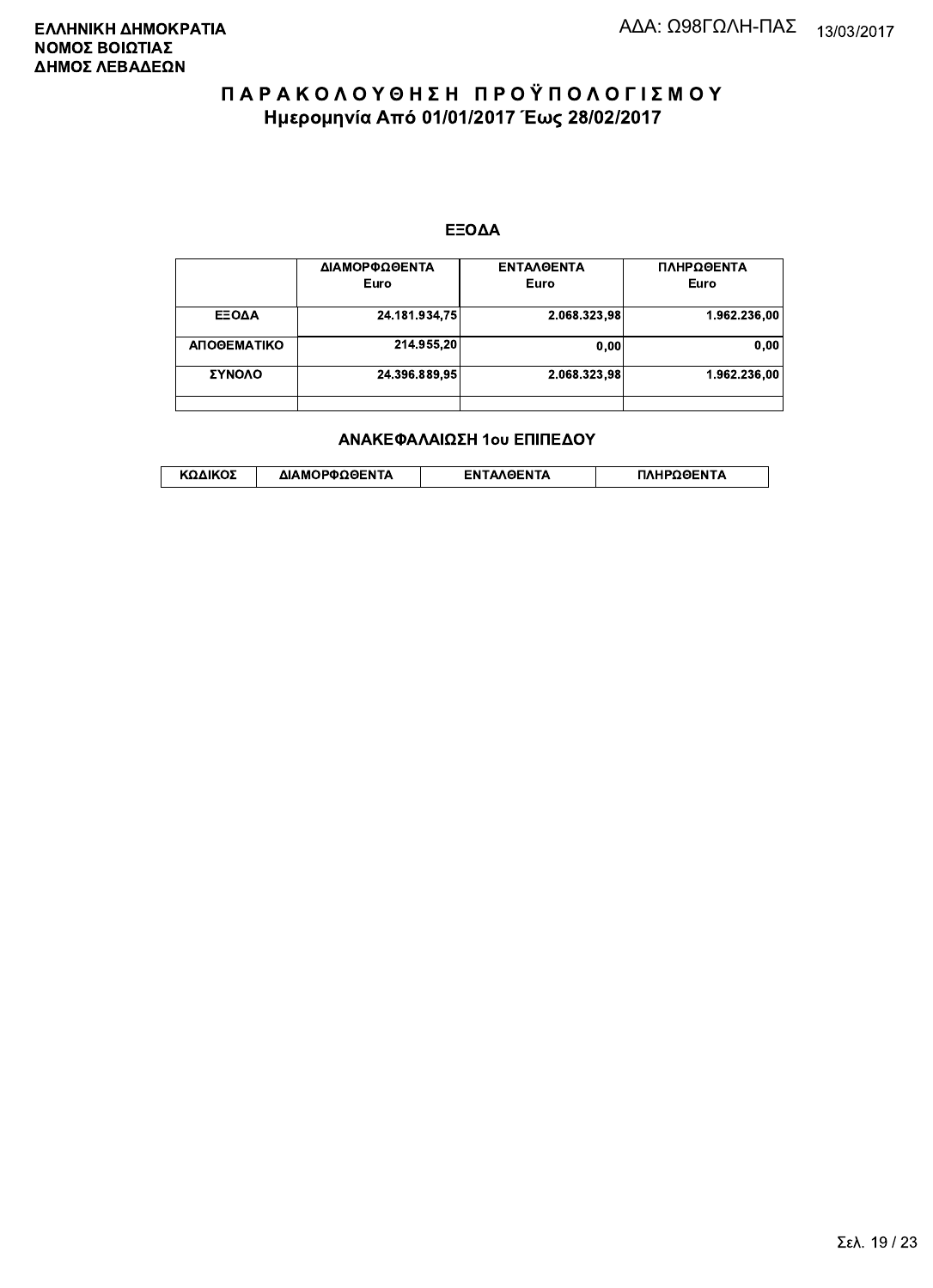ΕΛΛΗΝΙΚΗ ΔΗΜΟΚΡΑΤΙΑ
ΝΟΜΟΣ ΒΟΙΩΤΙΑΣ
ΔΗΜΟΣ ΛΕΒΑΔΕΩΝ

ΑΔΑ: Ω98ΓΩΛΗ-ΠΑΣ 13/03/2017

# ΠΑΡΑΚΟΛΟΥΘΗΣΗ ΠΡΟΫΠΟΛΟΓΙΣΜΟΥ
## Ημερομηνία Από 01/01/2017 Έως 28/02/2017

### ΕΞΟΔΑ

| | ΔΙΑΜΟΡΦΩΘΕΝΤΑ Euro | ΕΝΤΑΛΘΕΝΤΑ Euro | ΠΛΗΡΩΘΕΝΤΑ Euro |
|---|---|---|---|
| ΕΞΟΔΑ | 24.181.934,75 | 2.068.323,98 | 1.962.236,00 |
| ΑΠΟΘΕΜΑΤΙΚΟ | 214.955,20 | 0,00 | 0,00 |
| ΣΥΝΟΛΟ | 24.396.889,95 | 2.068.323,98 | 1.962.236,00 |
| | | | |

### ΑΝΑΚΕΦΑΛΑΙΩΣΗ 1ου ΕΠΙΠΕΔΟΥ

| ΚΩΔΙΚΟΣ | ΔΙΑΜΟΡΦΩΘΕΝΤΑ | ΕΝΤΑΛΘΕΝΤΑ | ΠΛΗΡΩΘΕΝΤΑ |
|---|---|---|---|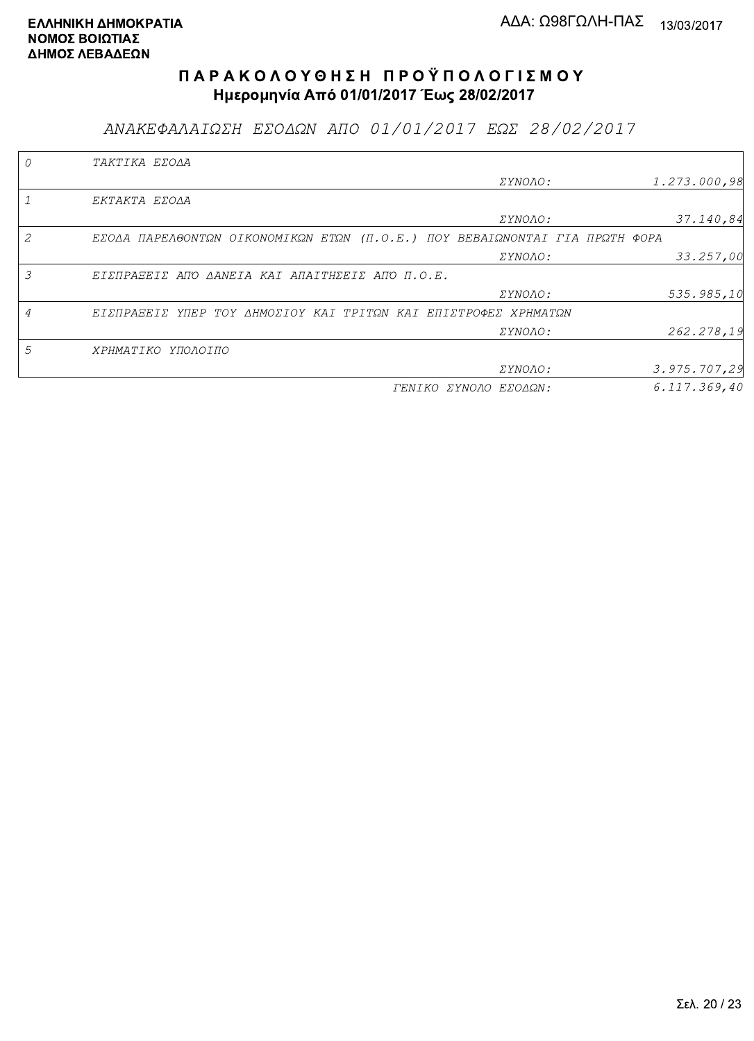**ΕΛΛΗΝΙΚΗ ΔΗΜΟΚΡΑΤΙΑ**
**ΝΟΜΟΣ ΒΟΙΩΤΙΑΣ**
**ΔΗΜΟΣ ΛΕΒΑΔΕΩΝ**

ΑΔΑ: Ω98ΓΩΛΗ-ΠΑΣ 13/03/2017

# ΠΑΡΑΚΟΛΟΥΘΗΣΗ ΠΡΟΫΠΟΛΟΓΙΣΜΟΥ

**Ημερομηνία Από 01/01/2017 Έως 28/02/2017**

## *ΑΝΑΚΕΦΑΛΑΙΩΣΗ ΕΣΟΔΩΝ ΑΠΟ 01/01/2017 ΕΩΣ 28/02/2017*

| | | | |
|---|---|---|---|
| *0* | *ΤΑΚΤΙΚΑ ΕΣΟΔΑ* | | |
| | | *ΣΥΝΟΛΟ:* | *1.273.000,98* |
| *1* | *ΕΚΤΑΚΤΑ ΕΣΟΔΑ* | | |
| | | *ΣΥΝΟΛΟ:* | *37.140,84* |
| *2* | *ΕΣΟΔΑ ΠΑΡΕΛΘΟΝΤΩΝ ΟΙΚΟΝΟΜΙΚΩΝ ΕΤΩΝ (Π.Ο.Ε.) ΠΟΥ ΒΕΒΑΙΩΝΟΝΤΑΙ ΓΙΑ ΠΡΩΤΗ ΦΟΡΑ* | | |
| | | *ΣΥΝΟΛΟ:* | *33.257,00* |
| *3* | *ΕΙΣΠΡΑΞΕΙΣ ΑΠΟ ΔΑΝΕΙΑ ΚΑΙ ΑΠΑΙΤΗΣΕΙΣ ΑΠΟ Π.Ο.Ε.* | | |
| | | *ΣΥΝΟΛΟ:* | *535.985,10* |
| *4* | *ΕΙΣΠΡΑΞΕΙΣ ΥΠΕΡ ΤΟΥ ΔΗΜΟΣΙΟΥ ΚΑΙ ΤΡΙΤΩΝ ΚΑΙ ΕΠΙΣΤΡΟΦΕΣ ΧΡΗΜΑΤΩΝ* | | |
| | | *ΣΥΝΟΛΟ:* | *262.278,19* |
| *5* | *ΧΡΗΜΑΤΙΚΟ ΥΠΟΛΟΙΠΟ* | | |
| | | *ΣΥΝΟΛΟ:* | *3.975.707,29* |
| | | *ΓΕΝΙΚΟ ΣΥΝΟΛΟ ΕΣΟΔΩΝ:* | *6.117.369,40* |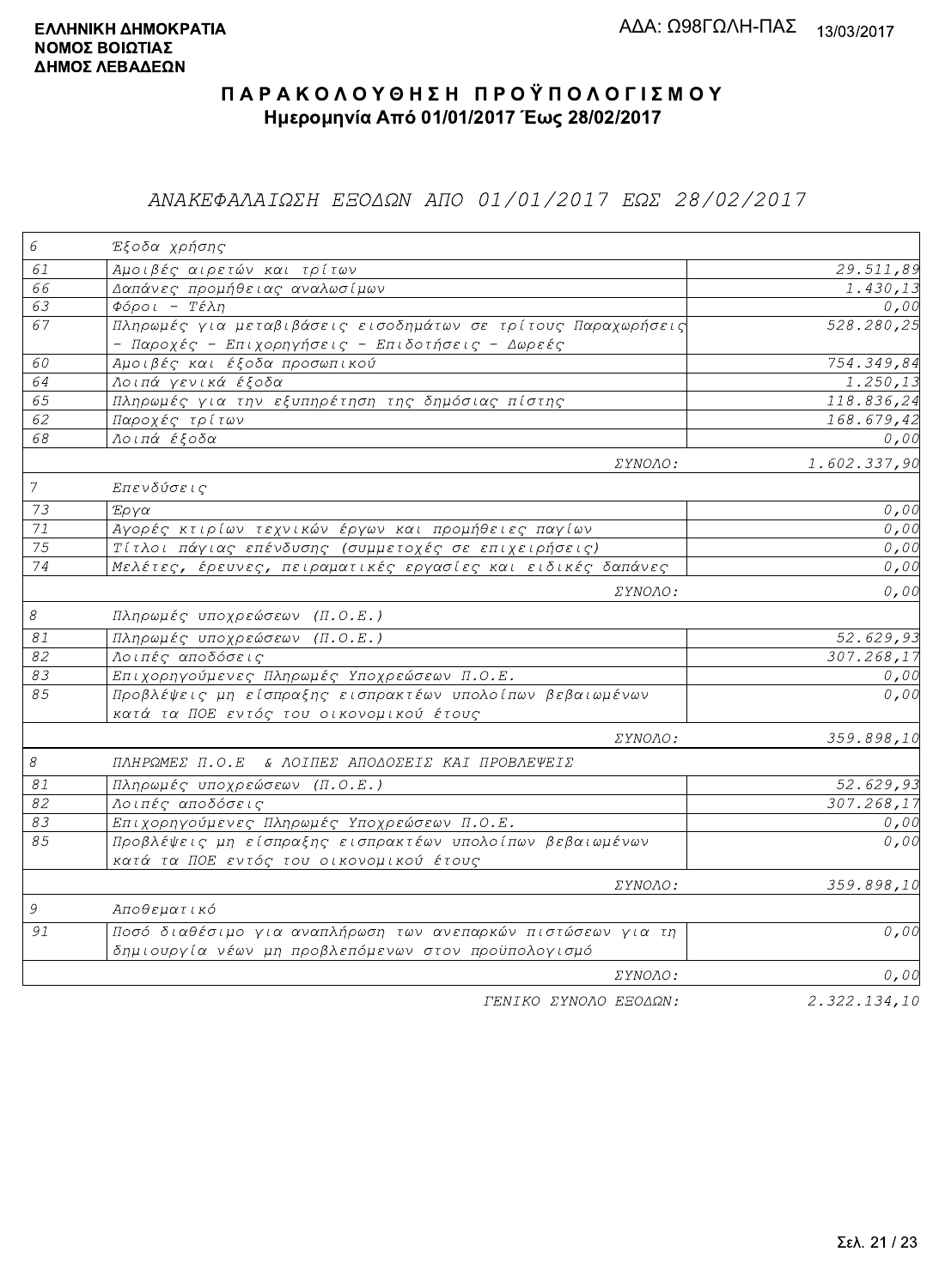**ΕΛΛΗΝΙΚΗ ΔΗΜΟΚΡΑΤΙΑ**
**ΝΟΜΟΣ ΒΟΙΩΤΙΑΣ**
**ΔΗΜΟΣ ΛΕΒΑΔΕΩΝ**

ΑΔΑ: Ω98ΓΩΛΗ-ΠΑΣ 13/03/2017

# ΠΑΡΑΚΟΛΟΥΘΗΣΗ ΠΡΟΫΠΟΛΟΓΙΣΜΟΥ

**Ημερομηνία Από 01/01/2017 Έως 28/02/2017**

## *ΑΝΑΚΕΦΑΛΑΙΩΣΗ ΕΞΟΔΩΝ ΑΠΟ 01/01/2017 ΕΩΣ 28/02/2017*

| Κωδ. | Περιγραφή | Ποσό |
|---|---|---|
| 6 | Έξοδα χρήσης | |
| 61 | Αμοιβές αιρετών και τρίτων | 29.511,89 |
| 66 | Δαπάνες προμήθειας αναλωσίμων | 1.430,13 |
| 63 | Φόροι - Τέλη | 0,00 |
| 67 | Πληρωμές για μεταβιβάσεις εισοδημάτων σε τρίτους Παραχωρήσεις - Παροχές - Επιχορηγήσεις - Επιδοτήσεις - Δωρεές | 528.280,25 |
| 60 | Αμοιβές και έξοδα προσωπικού | 754.349,84 |
| 64 | Λοιπά γενικά έξοδα | 1.250,13 |
| 65 | Πληρωμές για την εξυπηρέτηση της δημόσιας πίστης | 118.836,24 |
| 62 | Παροχές τρίτων | 168.679,42 |
| 68 | Λοιπά έξοδα | 0,00 |
| | ΣΥΝΟΛΟ: | 1.602.337,90 |
| 7 | Επενδύσεις | |
| 73 | Έργα | 0,00 |
| 71 | Αγορές κτιρίων τεχνικών έργων και προμήθειες παγίων | 0,00 |
| 75 | Τίτλοι πάγιας επένδυσης (συμμετοχές σε επιχειρήσεις) | 0,00 |
| 74 | Μελέτες, έρευνες, πειραματικές εργασίες και ειδικές δαπάνες | 0,00 |
| | ΣΥΝΟΛΟ: | 0,00 |
| 8 | Πληρωμές υποχρεώσεων (Π.Ο.Ε.) | |
| 81 | Πληρωμές υποχρεώσεων (Π.Ο.Ε.) | 52.629,93 |
| 82 | Λοιπές αποδόσεις | 307.268,17 |
| 83 | Επιχορηγούμενες Πληρωμές Υποχρεώσεων Π.Ο.Ε. | 0,00 |
| 85 | Προβλέψεις μη είσπραξης εισπρακτέων υπολοίπων βεβαιωμένων κατά τα ΠΟΕ εντός του οικονομικού έτους | 0,00 |
| | ΣΥΝΟΛΟ: | 359.898,10 |
| 8 | ΠΛΗΡΩΜΕΣ Π.Ο.Ε & ΛΟΙΠΕΣ ΑΠΟΔΟΣΕΙΣ ΚΑΙ ΠΡΟΒΛΕΨΕΙΣ | |
| 81 | Πληρωμές υποχρεώσεων (Π.Ο.Ε.) | 52.629,93 |
| 82 | Λοιπές αποδόσεις | 307.268,17 |
| 83 | Επιχορηγούμενες Πληρωμές Υποχρεώσεων Π.Ο.Ε. | 0,00 |
| 85 | Προβλέψεις μη είσπραξης εισπρακτέων υπολοίπων βεβαιωμένων κατά τα ΠΟΕ εντός του οικονομικού έτους | 0,00 |
| | ΣΥΝΟΛΟ: | 359.898,10 |
| 9 | Αποθεματικό | |
| 91 | Ποσό διαθέσιμο για αναπλήρωση των ανεπαρκών πιστώσεων για τη δημιουργία νέων μη προβλεπόμενων στον προϋπολογισμό | 0,00 |
| | ΣΥΝΟΛΟ: | 0,00 |
| | ΓΕΝΙΚΟ ΣΥΝΟΛΟ ΕΞΟΔΩΝ: | 2.322.134,10 |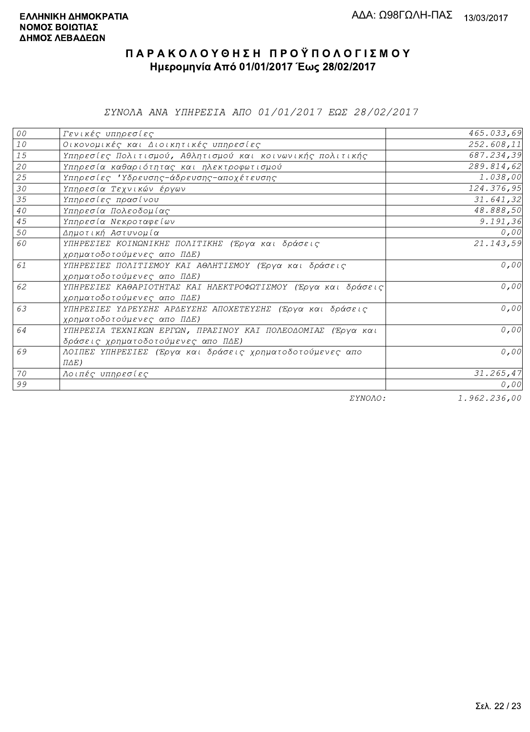ΕΛΛΗΝΙΚΗ ΔΗΜΟΚΡΑΤΙΑ
ΝΟΜΟΣ ΒΟΙΩΤΙΑΣ
ΔΗΜΟΣ ΛΕΒΑΔΕΩΝ

ΑΔΑ: Ω98ΓΩΛΗ-ΠΑΣ 13/03/2017

# ΠΑΡΑΚΟΛΟΥΘΗΣΗ ΠΡΟΫΠΟΛΟΓΙΣΜΟΥ

**Ημερομηνία Από 01/01/2017 Έως 28/02/2017**

*ΣΥΝΟΛΑ ΑΝΑ ΥΠΗΡΕΣΙΑ ΑΠΟ 01/01/2017 ΕΩΣ 28/02/2017*

| | | |
|---|---|---|
| 00 | Γενικές υπηρεσίες | 465.033,69 |
| 10 | Οικονομικές και Διοικητικές υπηρεσίες | 252.608,11 |
| 15 | Υπηρεσίες Πολιτισμού, Αθλητισμού και κοινωνικής πολιτικής | 687.234,39 |
| 20 | Υπηρεσία καθαριότητας και ηλεκτροφωτισμού | 289.814,62 |
| 25 | Υπηρεσίες 'Υδρευσης-άδρευσης-αποχέτευσης | 1.038,00 |
| 30 | Υπηρεσία Τεχνικών έργων | 124.376,95 |
| 35 | Υπηρεσίες πρασίνου | 31.641,32 |
| 40 | Υπηρεσία Πολεοδομίας | 48.888,50 |
| 45 | Υπηρεσία Νεκροταφείων | 9.191,36 |
| 50 | Δημοτική Αστυνομία | 0,00 |
| 60 | ΥΠΗΡΕΣΙΕΣ ΚΟΙΝΩΝΙΚΗΣ ΠΟΛΙΤΙΚΗΣ (Έργα και δράσεις χρηματοδοτούμενες απο ΠΔΕ) | 21.143,59 |
| 61 | ΥΠΗΡΕΣΙΕΣ ΠΟΛΙΤΙΣΜΟΥ ΚΑΙ ΑΘΛΗΤΙΣΜΟΥ (Έργα και δράσεις χρηματοδοτούμενες απο ΠΔΕ) | 0,00 |
| 62 | ΥΠΗΡΕΣΙΕΣ ΚΑΘΑΡΙΟΤΗΤΑΣ ΚΑΙ ΗΛΕΚΤΡΟΦΩΤΙΣΜΟΥ (Έργα και δράσεις χρηματοδοτούμενες απο ΠΔΕ) | 0,00 |
| 63 | ΥΠΗΡΕΣΙΕΣ ΥΔΡΕΥΣΗΣ ΑΡΔΕΥΣΗΣ ΑΠΟΧΕΤΕΥΣΗΣ (Έργα και δράσεις χρηματοδοτούμενες απο ΠΔΕ) | 0,00 |
| 64 | ΥΠΗΡΕΣΙΑ ΤΕΧΝΙΚΩΝ ΕΡΓΩΝ, ΠΡΑΣΙΝΟΥ ΚΑΙ ΠΟΛΕΟΔΟΜΙΑΣ (Έργα και δράσεις χρηματοδοτούμενες απο ΠΔΕ) | 0,00 |
| 69 | ΛΟΙΠΕΣ ΥΠΗΡΕΣΙΕΣ (Έργα και δράσεις χρηματοδοτούμενες απο ΠΔΕ) | 0,00 |
| 70 | Λοιπές υπηρεσίες | 31.265,47 |
| 99 | | 0,00 |
| | ΣΥΝΟΛΟ: | 1.962.236,00 |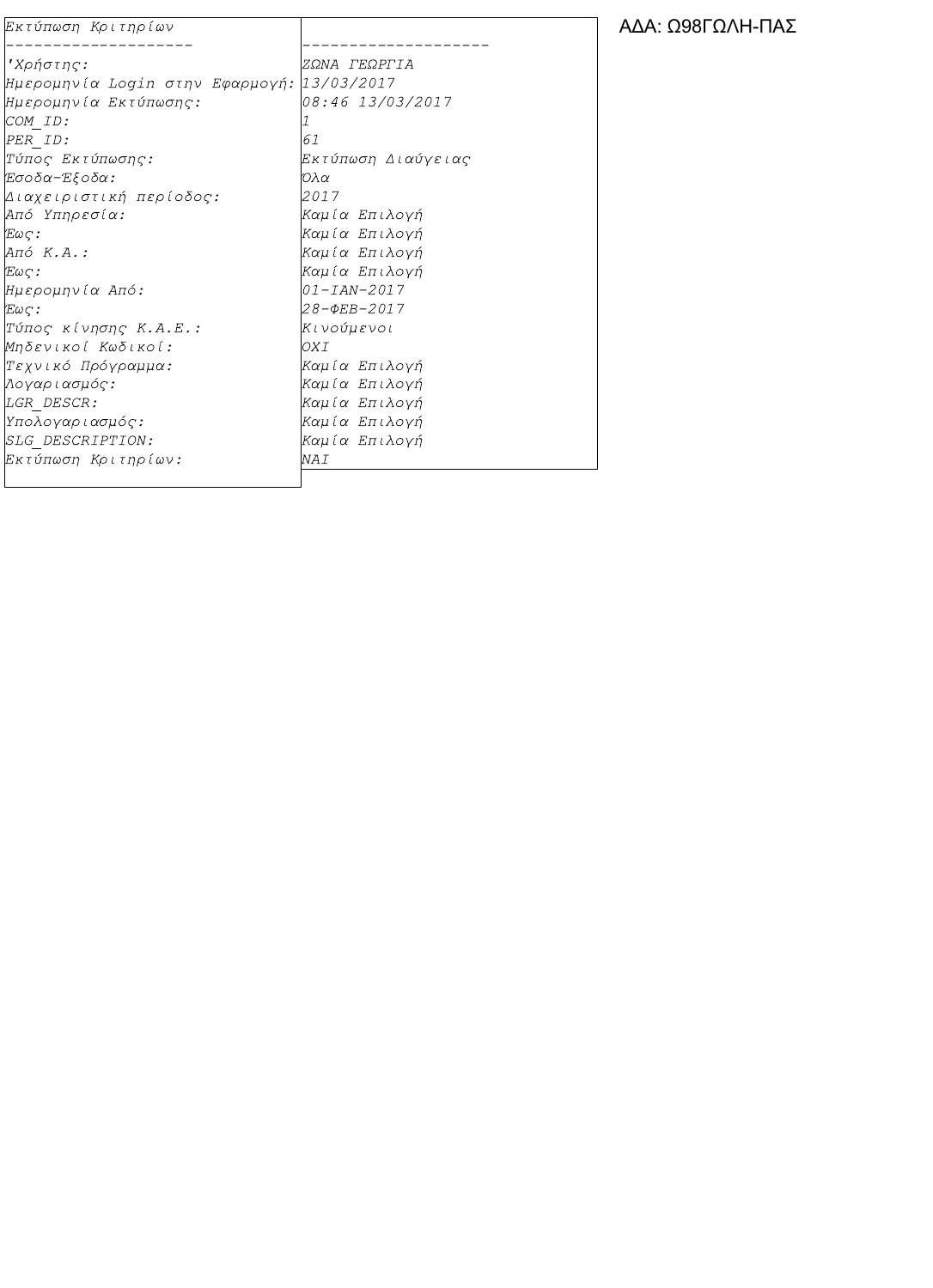ΑΔΑ: Ω98ΓΩΛΗ-ΠΑΣ

| Εκτύπωση Κριτηρίων | |
| --- | --- |
| -------------------- | -------------------- |
| 'Χρήστης: | ΖΩΝΑ ΓΕΩΡΓΙΑ |
| Ημερομηνία Login στην Εφαρμογή: | 13/03/2017 |
| Ημερομηνία Εκτύπωσης: | 08:46 13/03/2017 |
| COM_ID: | 1 |
| PER_ID: | 61 |
| Τύπος Εκτύπωσης: | Εκτύπωση Διαύγειας |
| Έσοδα-Έξοδα: | Όλα |
| Διαχειριστική περίοδος: | 2017 |
| Από Υπηρεσία: | Καμία Επιλογή |
| Έως: | Καμία Επιλογή |
| Από Κ.Α.: | Καμία Επιλογή |
| Έως: | Καμία Επιλογή |
| Ημερομηνία Από: | 01-ΙΑΝ-2017 |
| Έως: | 28-ΦΕΒ-2017 |
| Τύπος κίνησης Κ.Α.Ε.: | Κινούμενοι |
| Μηδενικοί Κωδικοί: | ΟΧΙ |
| Τεχνικό Πρόγραμμα: | Καμία Επιλογή |
| Λογαριασμός: | Καμία Επιλογή |
| LGR_DESCR: | Καμία Επιλογή |
| Υπολογαριασμός: | Καμία Επιλογή |
| SLG_DESCRIPTION: | Καμία Επιλογή |
| Εκτύπωση Κριτηρίων: | ΝΑΙ |